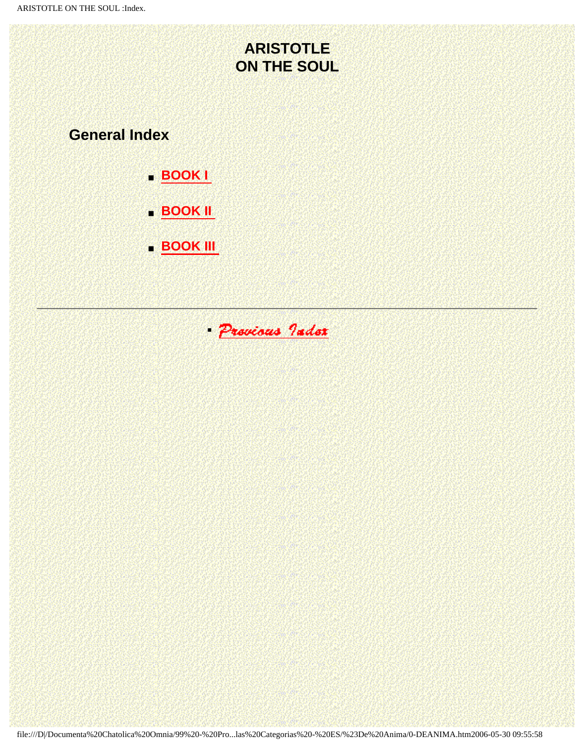# ARISTOTLE
# ON THE SOUL

## General Index

- **BOOK I**
- **BOOK II**
- **BOOK III**

---

- *Previous Index*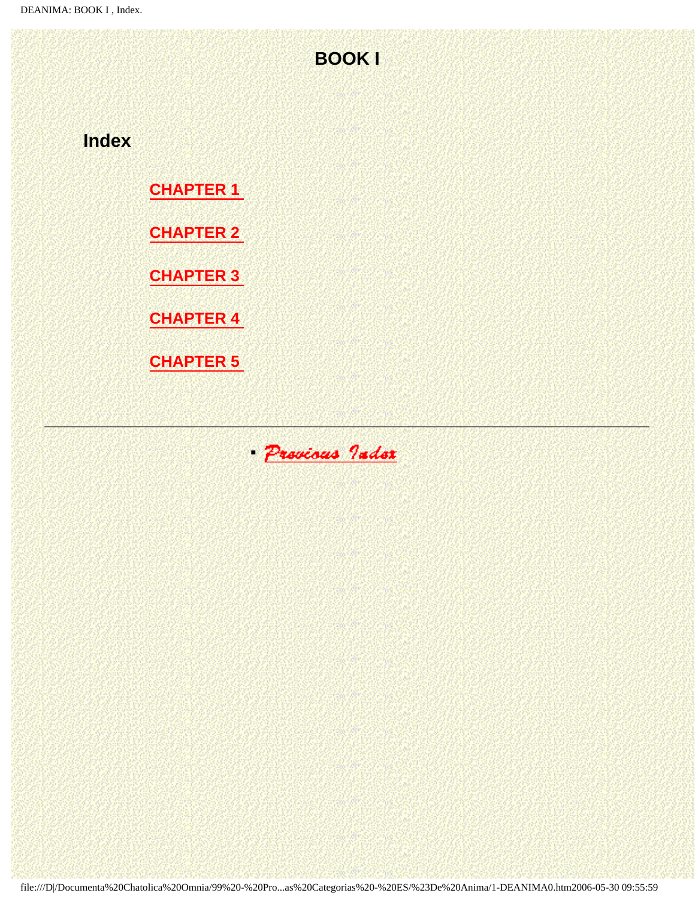# BOOK I

## Index

- CHAPTER 1
- CHAPTER 2
- CHAPTER 3
- CHAPTER 4
- CHAPTER 5

---

- Previous Index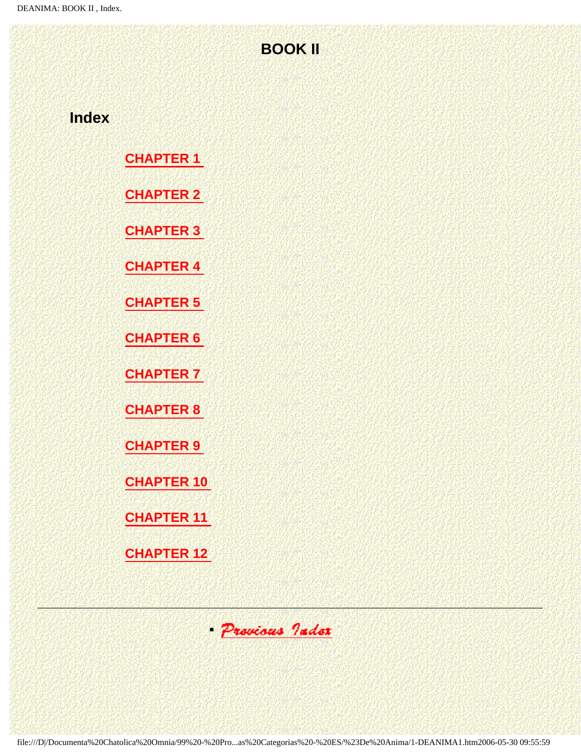# BOOK II

## Index

- CHAPTER 1
- CHAPTER 2
- CHAPTER 3
- CHAPTER 4
- CHAPTER 5
- CHAPTER 6
- CHAPTER 7
- CHAPTER 8
- CHAPTER 9
- CHAPTER 10
- CHAPTER 11
- CHAPTER 12

---

- Previous Index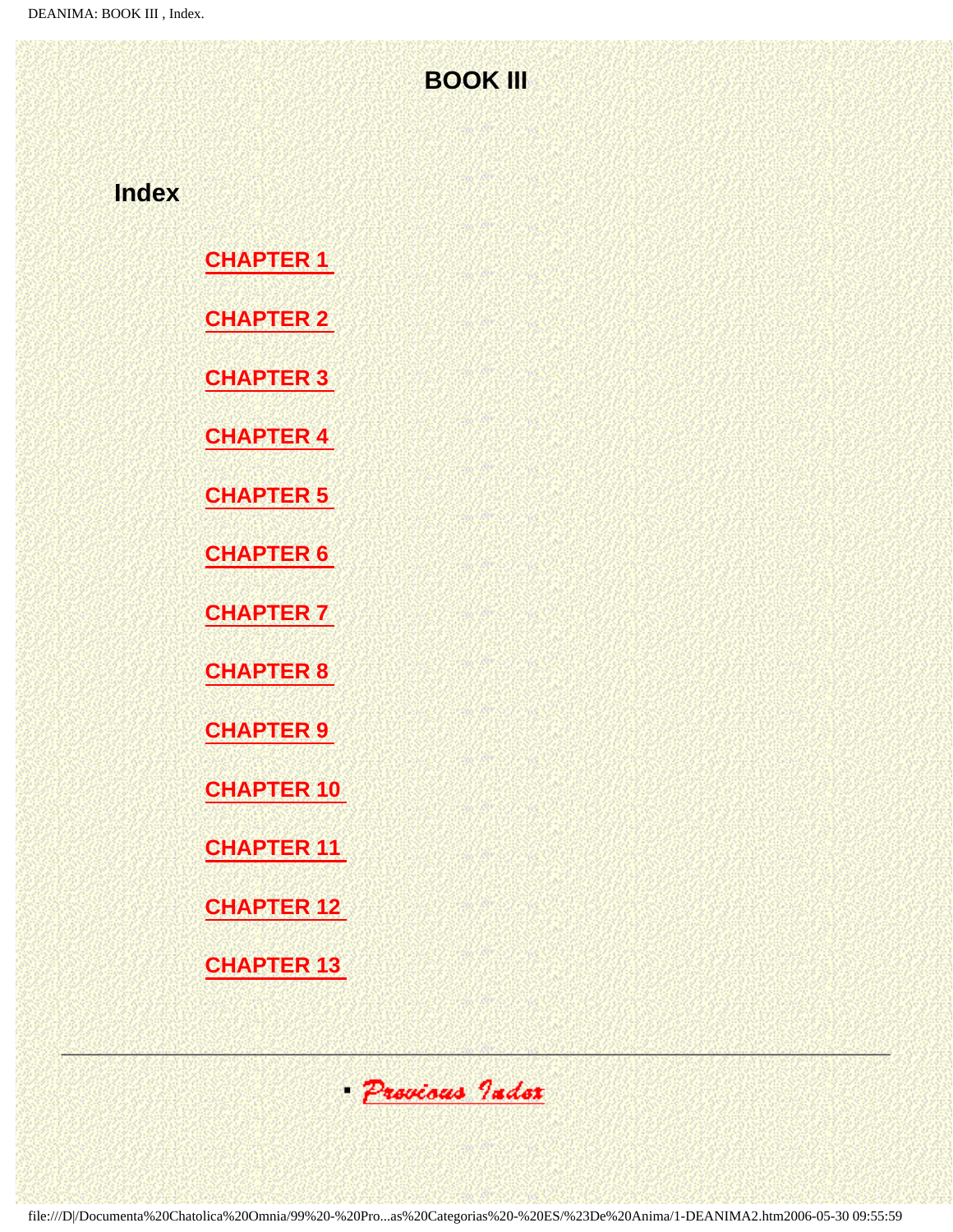# BOOK III

## Index

- CHAPTER 1
- CHAPTER 2
- CHAPTER 3
- CHAPTER 4
- CHAPTER 5
- CHAPTER 6
- CHAPTER 7
- CHAPTER 8
- CHAPTER 9
- CHAPTER 10
- CHAPTER 11
- CHAPTER 12
- CHAPTER 13

---

- Previous Index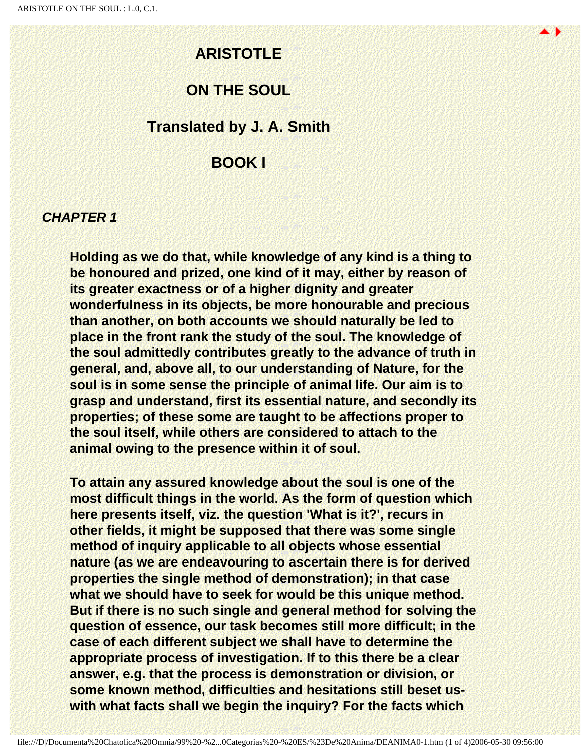# ARISTOTLE

# ON THE SOUL

## Translated by J. A. Smith

## BOOK I

### *CHAPTER 1*

**Holding as we do that, while knowledge of any kind is a thing to be honoured and prized, one kind of it may, either by reason of its greater exactness or of a higher dignity and greater wonderfulness in its objects, be more honourable and precious than another, on both accounts we should naturally be led to place in the front rank the study of the soul. The knowledge of the soul admittedly contributes greatly to the advance of truth in general, and, above all, to our understanding of Nature, for the soul is in some sense the principle of animal life. Our aim is to grasp and understand, first its essential nature, and secondly its properties; of these some are taught to be affections proper to the soul itself, while others are considered to attach to the animal owing to the presence within it of soul.**

**To attain any assured knowledge about the soul is one of the most difficult things in the world. As the form of question which here presents itself, viz. the question 'What is it?', recurs in other fields, it might be supposed that there was some single method of inquiry applicable to all objects whose essential nature (as we are endeavouring to ascertain there is for derived properties the single method of demonstration); in that case what we should have to seek for would be this unique method. But if there is no such single and general method for solving the question of essence, our task becomes still more difficult; in the case of each different subject we shall have to determine the appropriate process of investigation. If to this there be a clear answer, e.g. that the process is demonstration or division, or some known method, difficulties and hesitations still beset us-with what facts shall we begin the inquiry? For the facts which**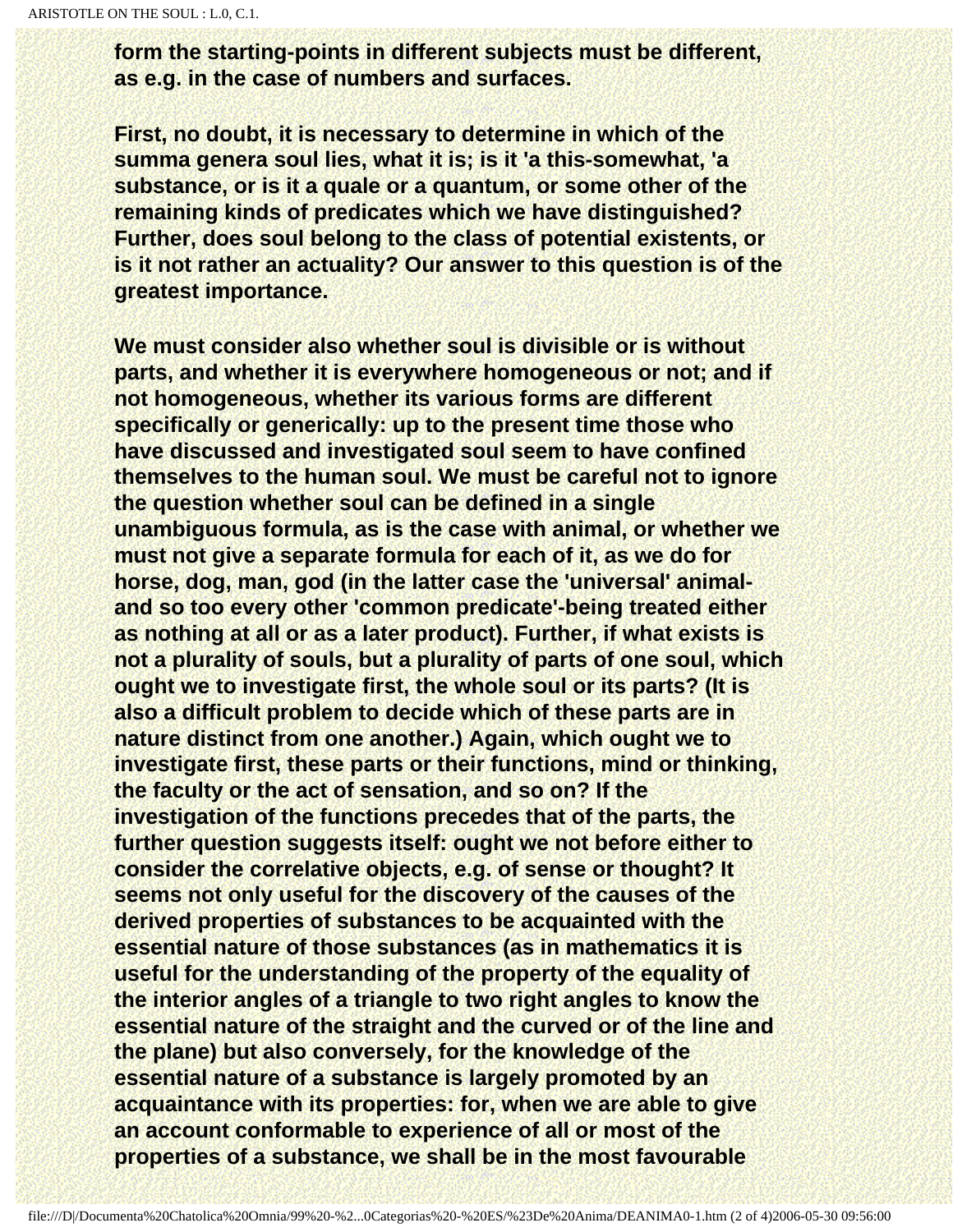**form the starting-points in different subjects must be different, as e.g. in the case of numbers and surfaces.**

**First, no doubt, it is necessary to determine in which of the summa genera soul lies, what it is; is it 'a this-somewhat, 'a substance, or is it a quale or a quantum, or some other of the remaining kinds of predicates which we have distinguished? Further, does soul belong to the class of potential existents, or is it not rather an actuality? Our answer to this question is of the greatest importance.**

**We must consider also whether soul is divisible or is without parts, and whether it is everywhere homogeneous or not; and if not homogeneous, whether its various forms are different specifically or generically: up to the present time those who have discussed and investigated soul seem to have confined themselves to the human soul. We must be careful not to ignore the question whether soul can be defined in a single unambiguous formula, as is the case with animal, or whether we must not give a separate formula for each of it, as we do for horse, dog, man, god (in the latter case the 'universal' animal-and so too every other 'common predicate'-being treated either as nothing at all or as a later product). Further, if what exists is not a plurality of souls, but a plurality of parts of one soul, which ought we to investigate first, the whole soul or its parts? (It is also a difficult problem to decide which of these parts are in nature distinct from one another.) Again, which ought we to investigate first, these parts or their functions, mind or thinking, the faculty or the act of sensation, and so on? If the investigation of the functions precedes that of the parts, the further question suggests itself: ought we not before either to consider the correlative objects, e.g. of sense or thought? It seems not only useful for the discovery of the causes of the derived properties of substances to be acquainted with the essential nature of those substances (as in mathematics it is useful for the understanding of the property of the equality of the interior angles of a triangle to two right angles to know the essential nature of the straight and the curved or of the line and the plane) but also conversely, for the knowledge of the essential nature of a substance is largely promoted by an acquaintance with its properties: for, when we are able to give an account conformable to experience of all or most of the properties of a substance, we shall be in the most favourable**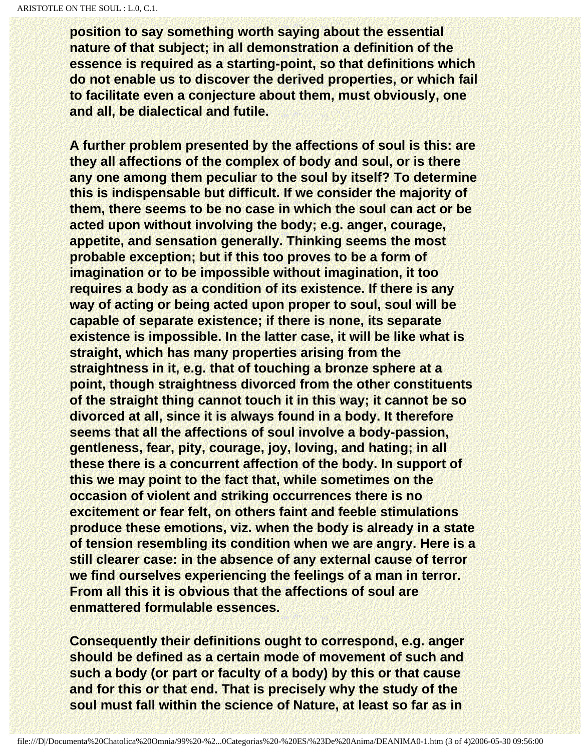position to say something worth saying about the essential nature of that subject; in all demonstration a definition of the essence is required as a starting-point, so that definitions which do not enable us to discover the derived properties, or which fail to facilitate even a conjecture about them, must obviously, one and all, be dialectical and futile.

A further problem presented by the affections of soul is this: are they all affections of the complex of body and soul, or is there any one among them peculiar to the soul by itself? To determine this is indispensable but difficult. If we consider the majority of them, there seems to be no case in which the soul can act or be acted upon without involving the body; e.g. anger, courage, appetite, and sensation generally. Thinking seems the most probable exception; but if this too proves to be a form of imagination or to be impossible without imagination, it too requires a body as a condition of its existence. If there is any way of acting or being acted upon proper to soul, soul will be capable of separate existence; if there is none, its separate existence is impossible. In the latter case, it will be like what is straight, which has many properties arising from the straightness in it, e.g. that of touching a bronze sphere at a point, though straightness divorced from the other constituents of the straight thing cannot touch it in this way; it cannot be so divorced at all, since it is always found in a body. It therefore seems that all the affections of soul involve a body-passion, gentleness, fear, pity, courage, joy, loving, and hating; in all these there is a concurrent affection of the body. In support of this we may point to the fact that, while sometimes on the occasion of violent and striking occurrences there is no excitement or fear felt, on others faint and feeble stimulations produce these emotions, viz. when the body is already in a state of tension resembling its condition when we are angry. Here is a still clearer case: in the absence of any external cause of terror we find ourselves experiencing the feelings of a man in terror. From all this it is obvious that the affections of soul are enmattered formulable essences.

Consequently their definitions ought to correspond, e.g. anger should be defined as a certain mode of movement of such and such a body (or part or faculty of a body) by this or that cause and for this or that end. That is precisely why the study of the soul must fall within the science of Nature, at least so far as in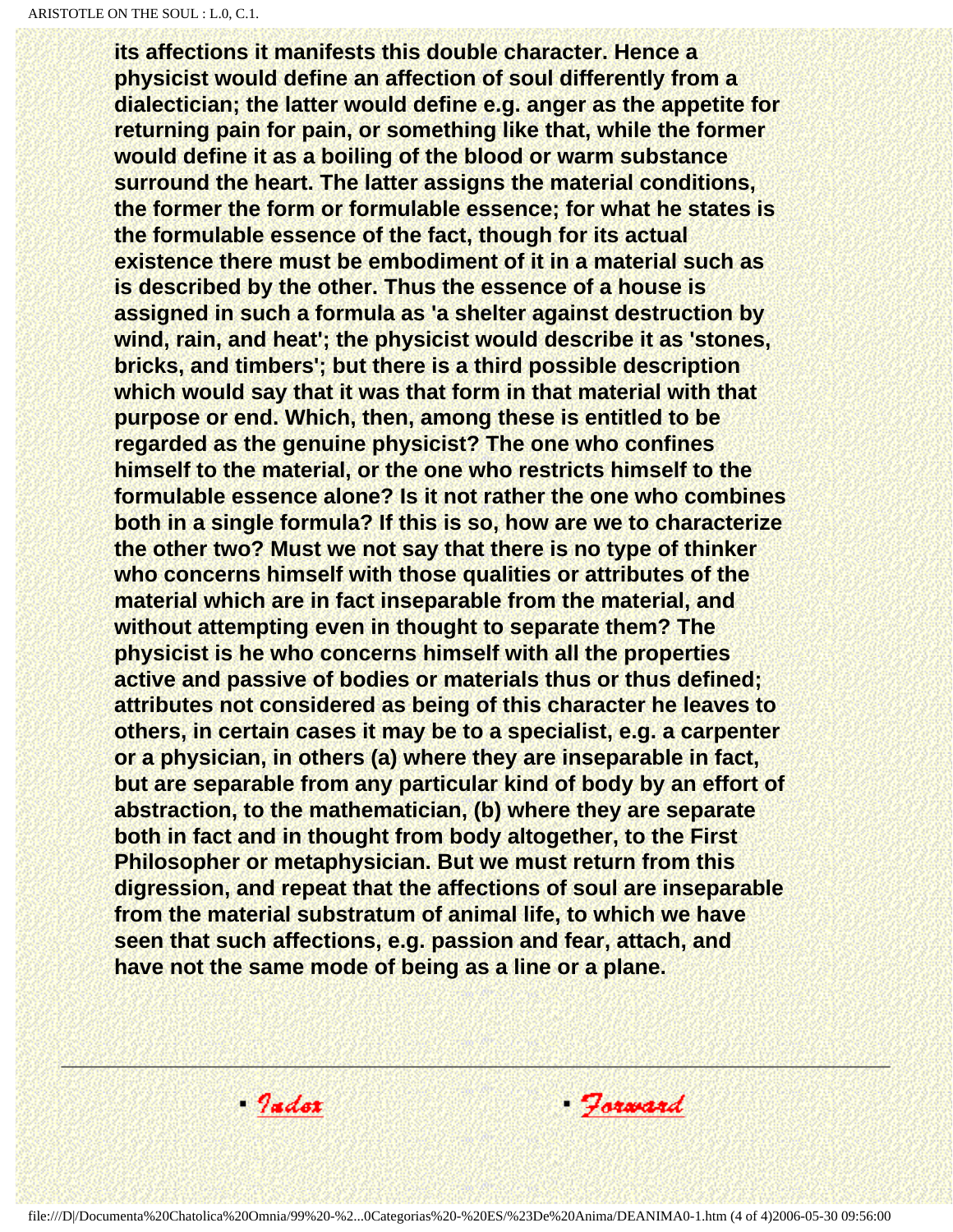**its affections it manifests this double character. Hence a physicist would define an affection of soul differently from a dialectician; the latter would define e.g. anger as the appetite for returning pain for pain, or something like that, while the former would define it as a boiling of the blood or warm substance surround the heart. The latter assigns the material conditions, the former the form or formulable essence; for what he states is the formulable essence of the fact, though for its actual existence there must be embodiment of it in a material such as is described by the other. Thus the essence of a house is assigned in such a formula as 'a shelter against destruction by wind, rain, and heat'; the physicist would describe it as 'stones, bricks, and timbers'; but there is a third possible description which would say that it was that form in that material with that purpose or end. Which, then, among these is entitled to be regarded as the genuine physicist? The one who confines himself to the material, or the one who restricts himself to the formulable essence alone? Is it not rather the one who combines both in a single formula? If this is so, how are we to characterize the other two? Must we not say that there is no type of thinker who concerns himself with those qualities or attributes of the material which are in fact inseparable from the material, and without attempting even in thought to separate them? The physicist is he who concerns himself with all the properties active and passive of bodies or materials thus or thus defined; attributes not considered as being of this character he leaves to others, in certain cases it may be to a specialist, e.g. a carpenter or a physician, in others (a) where they are inseparable in fact, but are separable from any particular kind of body by an effort of abstraction, to the mathematician, (b) where they are separate both in fact and in thought from body altogether, to the First Philosopher or metaphysician. But we must return from this digression, and repeat that the affections of soul are inseparable from the material substratum of animal life, to which we have seen that such affections, e.g. passion and fear, attach, and have not the same mode of being as a line or a plane.**

---

- Index
- Forward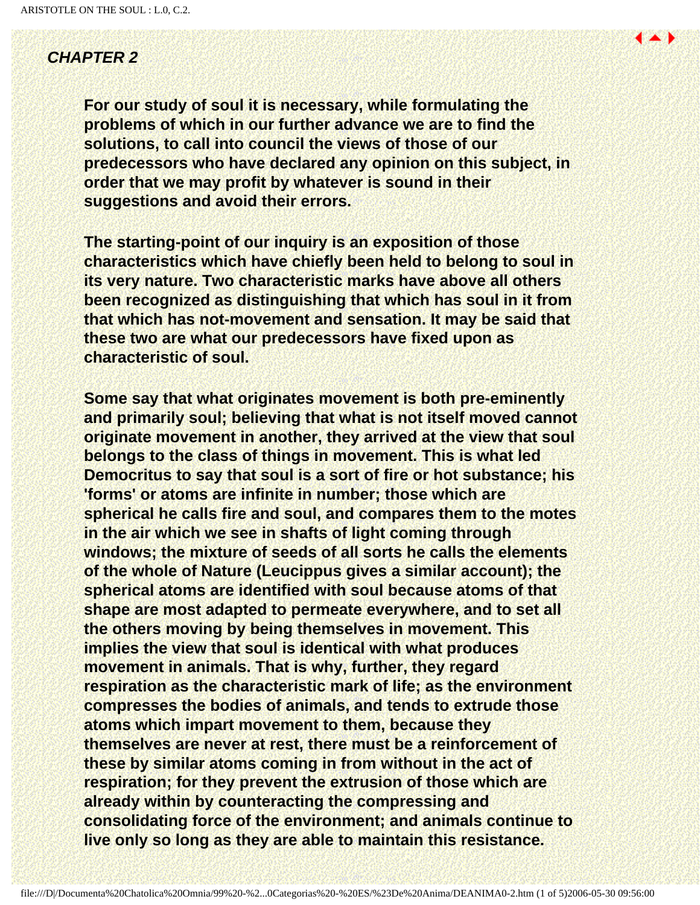## *CHAPTER 2*

**For our study of soul it is necessary, while formulating the problems of which in our further advance we are to find the solutions, to call into council the views of those of our predecessors who have declared any opinion on this subject, in order that we may profit by whatever is sound in their suggestions and avoid their errors.**

**The starting-point of our inquiry is an exposition of those characteristics which have chiefly been held to belong to soul in its very nature. Two characteristic marks have above all others been recognized as distinguishing that which has soul in it from that which has not-movement and sensation. It may be said that these two are what our predecessors have fixed upon as characteristic of soul.**

**Some say that what originates movement is both pre-eminently and primarily soul; believing that what is not itself moved cannot originate movement in another, they arrived at the view that soul belongs to the class of things in movement. This is what led Democritus to say that soul is a sort of fire or hot substance; his 'forms' or atoms are infinite in number; those which are spherical he calls fire and soul, and compares them to the motes in the air which we see in shafts of light coming through windows; the mixture of seeds of all sorts he calls the elements of the whole of Nature (Leucippus gives a similar account); the spherical atoms are identified with soul because atoms of that shape are most adapted to permeate everywhere, and to set all the others moving by being themselves in movement. This implies the view that soul is identical with what produces movement in animals. That is why, further, they regard respiration as the characteristic mark of life; as the environment compresses the bodies of animals, and tends to extrude those atoms which impart movement to them, because they themselves are never at rest, there must be a reinforcement of these by similar atoms coming in from without in the act of respiration; for they prevent the extrusion of those which are already within by counteracting the compressing and consolidating force of the environment; and animals continue to live only so long as they are able to maintain this resistance.**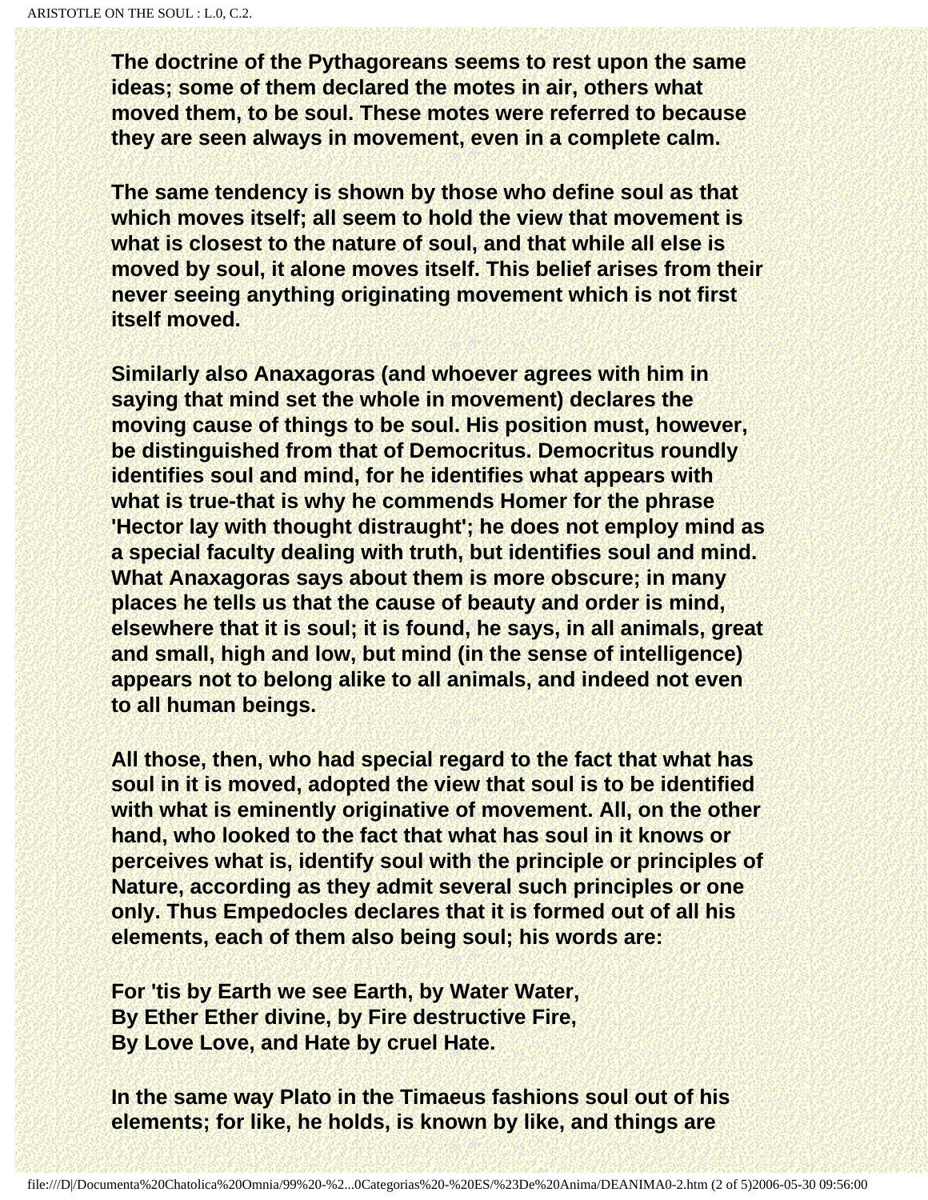The doctrine of the Pythagoreans seems to rest upon the same ideas; some of them declared the motes in air, others what moved them, to be soul. These motes were referred to because they are seen always in movement, even in a complete calm.

The same tendency is shown by those who define soul as that which moves itself; all seem to hold the view that movement is what is closest to the nature of soul, and that while all else is moved by soul, it alone moves itself. This belief arises from their never seeing anything originating movement which is not first itself moved.

Similarly also Anaxagoras (and whoever agrees with him in saying that mind set the whole in movement) declares the moving cause of things to be soul. His position must, however, be distinguished from that of Democritus. Democritus roundly identifies soul and mind, for he identifies what appears with what is true-that is why he commends Homer for the phrase 'Hector lay with thought distraught'; he does not employ mind as a special faculty dealing with truth, but identifies soul and mind. What Anaxagoras says about them is more obscure; in many places he tells us that the cause of beauty and order is mind, elsewhere that it is soul; it is found, he says, in all animals, great and small, high and low, but mind (in the sense of intelligence) appears not to belong alike to all animals, and indeed not even to all human beings.

All those, then, who had special regard to the fact that what has soul in it is moved, adopted the view that soul is to be identified with what is eminently originative of movement. All, on the other hand, who looked to the fact that what has soul in it knows or perceives what is, identify soul with the principle or principles of Nature, according as they admit several such principles or one only. Thus Empedocles declares that it is formed out of all his elements, each of them also being soul; his words are:

For 'tis by Earth we see Earth, by Water Water,
By Ether Ether divine, by Fire destructive Fire,
By Love Love, and Hate by cruel Hate.

In the same way Plato in the Timaeus fashions soul out of his elements; for like, he holds, is known by like, and things are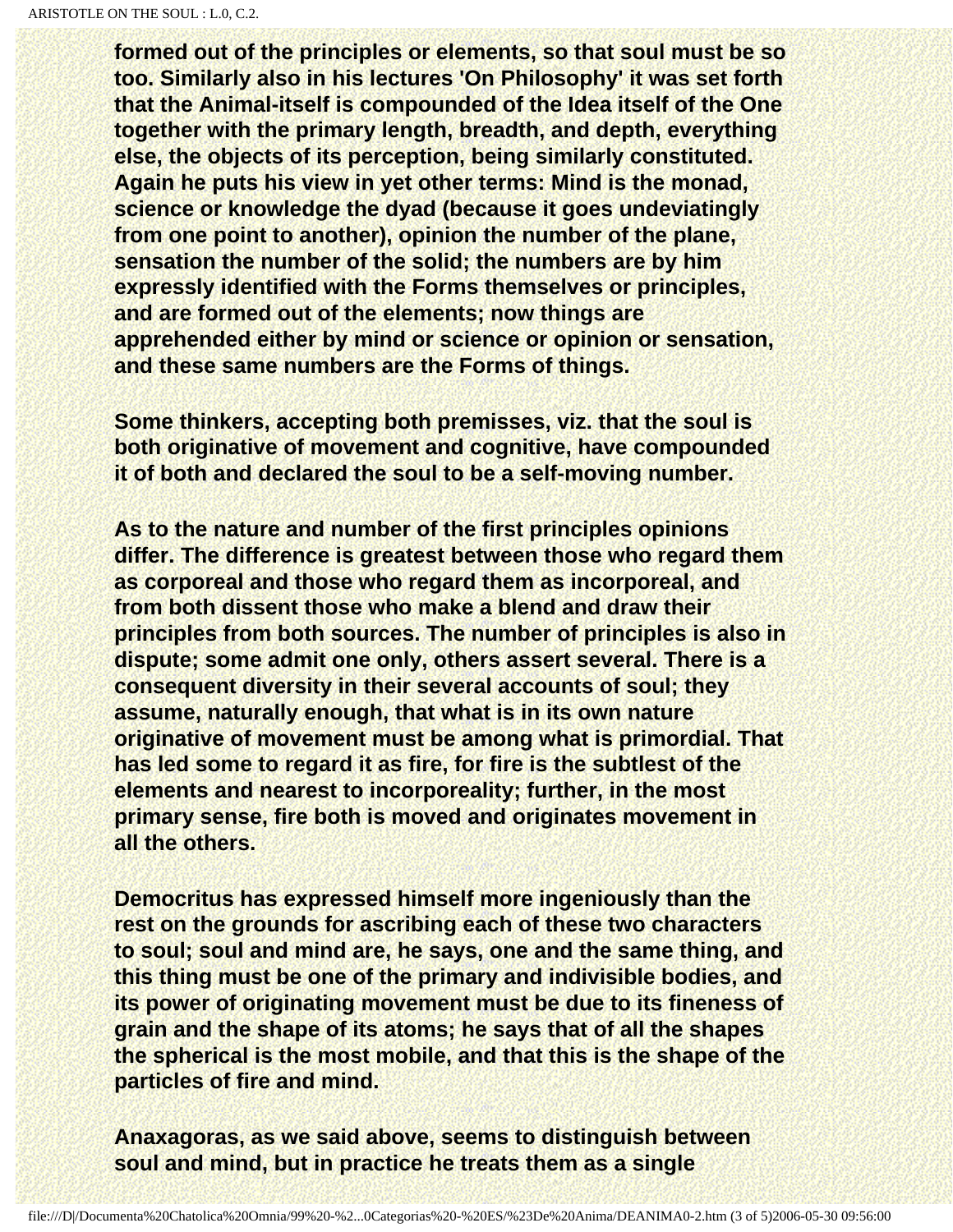**formed out of the principles or elements, so that soul must be so too. Similarly also in his lectures 'On Philosophy' it was set forth that the Animal-itself is compounded of the Idea itself of the One together with the primary length, breadth, and depth, everything else, the objects of its perception, being similarly constituted. Again he puts his view in yet other terms: Mind is the monad, science or knowledge the dyad (because it goes undeviatingly from one point to another), opinion the number of the plane, sensation the number of the solid; the numbers are by him expressly identified with the Forms themselves or principles, and are formed out of the elements; now things are apprehended either by mind or science or opinion or sensation, and these same numbers are the Forms of things.**

**Some thinkers, accepting both premisses, viz. that the soul is both originative of movement and cognitive, have compounded it of both and declared the soul to be a self-moving number.**

**As to the nature and number of the first principles opinions differ. The difference is greatest between those who regard them as corporeal and those who regard them as incorporeal, and from both dissent those who make a blend and draw their principles from both sources. The number of principles is also in dispute; some admit one only, others assert several. There is a consequent diversity in their several accounts of soul; they assume, naturally enough, that what is in its own nature originative of movement must be among what is primordial. That has led some to regard it as fire, for fire is the subtlest of the elements and nearest to incorporeality; further, in the most primary sense, fire both is moved and originates movement in all the others.**

**Democritus has expressed himself more ingeniously than the rest on the grounds for ascribing each of these two characters to soul; soul and mind are, he says, one and the same thing, and this thing must be one of the primary and indivisible bodies, and its power of originating movement must be due to its fineness of grain and the shape of its atoms; he says that of all the shapes the spherical is the most mobile, and that this is the shape of the particles of fire and mind.**

**Anaxagoras, as we said above, seems to distinguish between soul and mind, but in practice he treats them as a single**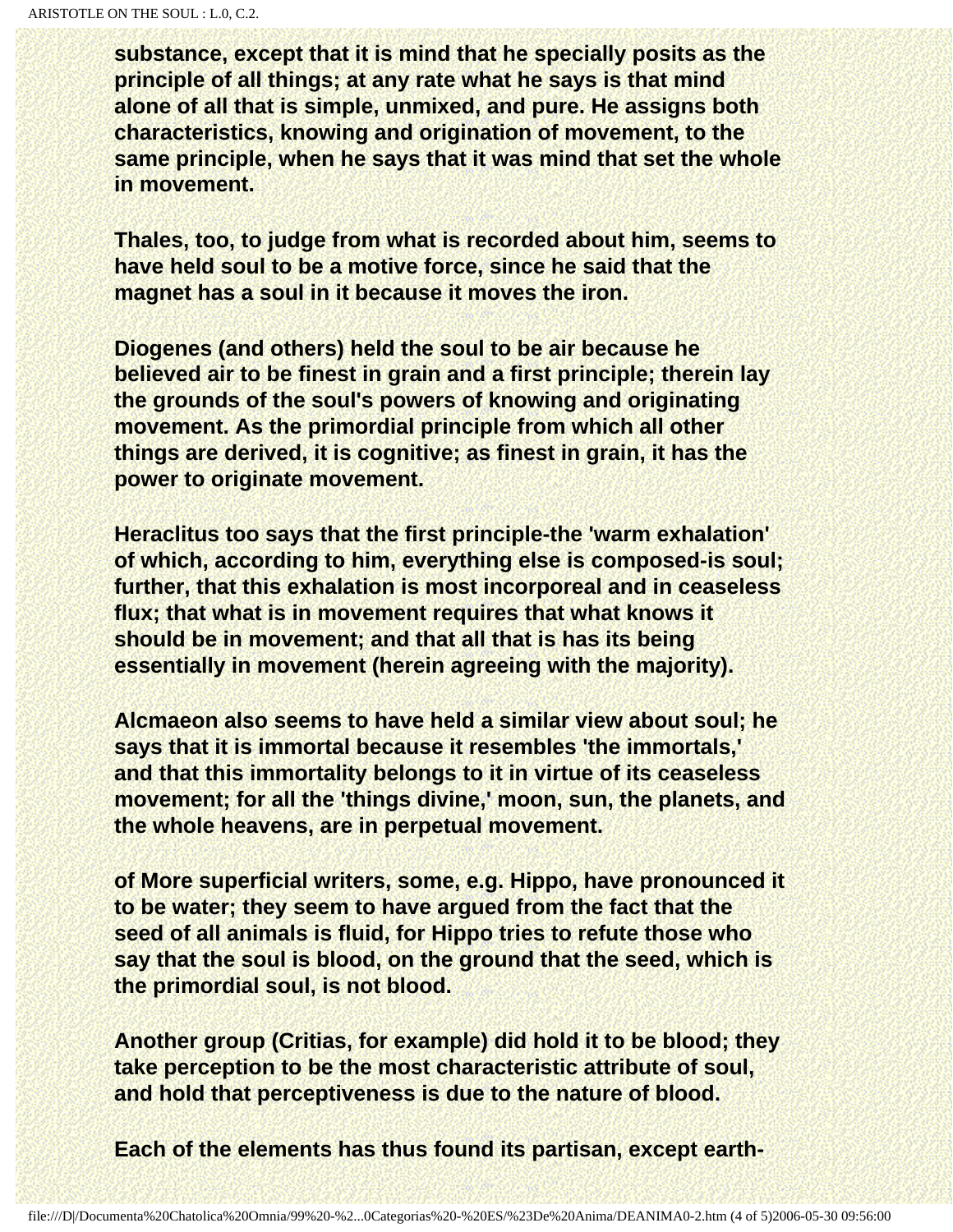**substance, except that it is mind that he specially posits as the principle of all things; at any rate what he says is that mind alone of all that is simple, unmixed, and pure. He assigns both characteristics, knowing and origination of movement, to the same principle, when he says that it was mind that set the whole in movement.**

**Thales, too, to judge from what is recorded about him, seems to have held soul to be a motive force, since he said that the magnet has a soul in it because it moves the iron.**

**Diogenes (and others) held the soul to be air because he believed air to be finest in grain and a first principle; therein lay the grounds of the soul's powers of knowing and originating movement. As the primordial principle from which all other things are derived, it is cognitive; as finest in grain, it has the power to originate movement.**

**Heraclitus too says that the first principle-the 'warm exhalation' of which, according to him, everything else is composed-is soul; further, that this exhalation is most incorporeal and in ceaseless flux; that what is in movement requires that what knows it should be in movement; and that all that is has its being essentially in movement (herein agreeing with the majority).**

**Alcmaeon also seems to have held a similar view about soul; he says that it is immortal because it resembles 'the immortals,' and that this immortality belongs to it in virtue of its ceaseless movement; for all the 'things divine,' moon, sun, the planets, and the whole heavens, are in perpetual movement.**

**of More superficial writers, some, e.g. Hippo, have pronounced it to be water; they seem to have argued from the fact that the seed of all animals is fluid, for Hippo tries to refute those who say that the soul is blood, on the ground that the seed, which is the primordial soul, is not blood.**

**Another group (Critias, for example) did hold it to be blood; they take perception to be the most characteristic attribute of soul, and hold that perceptiveness is due to the nature of blood.**

**Each of the elements has thus found its partisan, except earth-**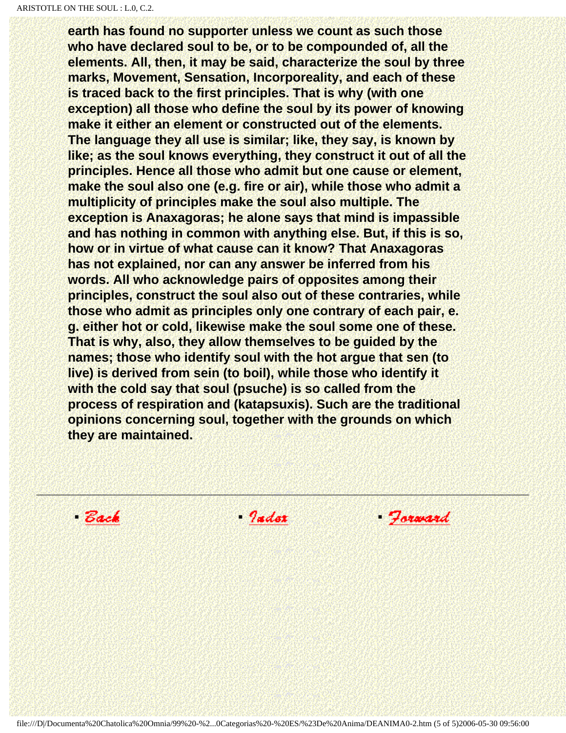**earth has found no supporter unless we count as such those who have declared soul to be, or to be compounded of, all the elements. All, then, it may be said, characterize the soul by three marks, Movement, Sensation, Incorporeality, and each of these is traced back to the first principles. That is why (with one exception) all those who define the soul by its power of knowing make it either an element or constructed out of the elements. The language they all use is similar; like, they say, is known by like; as the soul knows everything, they construct it out of all the principles. Hence all those who admit but one cause or element, make the soul also one (e.g. fire or air), while those who admit a multiplicity of principles make the soul also multiple. The exception is Anaxagoras; he alone says that mind is impassible and has nothing in common with anything else. But, if this is so, how or in virtue of what cause can it know? That Anaxagoras has not explained, nor can any answer be inferred from his words. All who acknowledge pairs of opposites among their principles, construct the soul also out of these contraries, while those who admit as principles only one contrary of each pair, e. g. either hot or cold, likewise make the soul some one of these. That is why, also, they allow themselves to be guided by the names; those who identify soul with the hot argue that sen (to live) is derived from sein (to boil), while those who identify it with the cold say that soul (psuche) is so called from the process of respiration and (katapsuxis). Such are the traditional opinions concerning soul, together with the grounds on which they are maintained.**

---

- Back
- Index
- Forward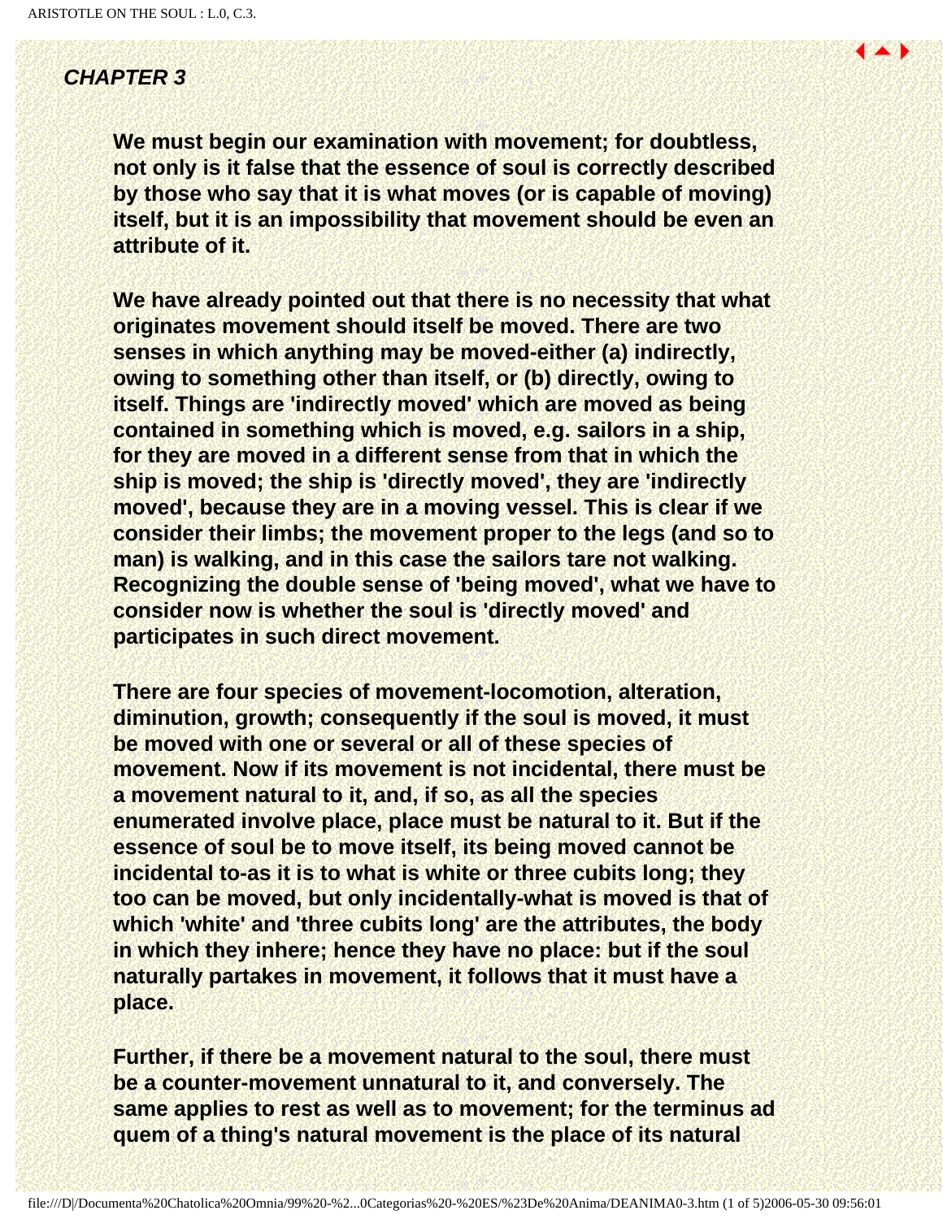## *CHAPTER 3*

**We must begin our examination with movement; for doubtless, not only is it false that the essence of soul is correctly described by those who say that it is what moves (or is capable of moving) itself, but it is an impossibility that movement should be even an attribute of it.**

**We have already pointed out that there is no necessity that what originates movement should itself be moved. There are two senses in which anything may be moved-either (a) indirectly, owing to something other than itself, or (b) directly, owing to itself. Things are 'indirectly moved' which are moved as being contained in something which is moved, e.g. sailors in a ship, for they are moved in a different sense from that in which the ship is moved; the ship is 'directly moved', they are 'indirectly moved', because they are in a moving vessel. This is clear if we consider their limbs; the movement proper to the legs (and so to man) is walking, and in this case the sailors tare not walking. Recognizing the double sense of 'being moved', what we have to consider now is whether the soul is 'directly moved' and participates in such direct movement.**

**There are four species of movement-locomotion, alteration, diminution, growth; consequently if the soul is moved, it must be moved with one or several or all of these species of movement. Now if its movement is not incidental, there must be a movement natural to it, and, if so, as all the species enumerated involve place, place must be natural to it. But if the essence of soul be to move itself, its being moved cannot be incidental to-as it is to what is white or three cubits long; they too can be moved, but only incidentally-what is moved is that of which 'white' and 'three cubits long' are the attributes, the body in which they inhere; hence they have no place: but if the soul naturally partakes in movement, it follows that it must have a place.**

**Further, if there be a movement natural to the soul, there must be a counter-movement unnatural to it, and conversely. The same applies to rest as well as to movement; for the terminus ad quem of a thing's natural movement is the place of its natural**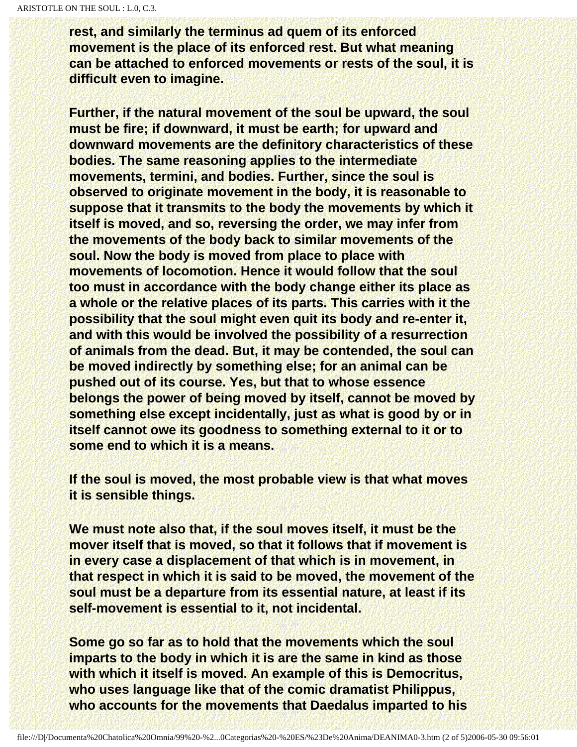**rest, and similarly the terminus ad quem of its enforced movement is the place of its enforced rest. But what meaning can be attached to enforced movements or rests of the soul, it is difficult even to imagine.**

**Further, if the natural movement of the soul be upward, the soul must be fire; if downward, it must be earth; for upward and downward movements are the definitory characteristics of these bodies. The same reasoning applies to the intermediate movements, termini, and bodies. Further, since the soul is observed to originate movement in the body, it is reasonable to suppose that it transmits to the body the movements by which it itself is moved, and so, reversing the order, we may infer from the movements of the body back to similar movements of the soul. Now the body is moved from place to place with movements of locomotion. Hence it would follow that the soul too must in accordance with the body change either its place as a whole or the relative places of its parts. This carries with it the possibility that the soul might even quit its body and re-enter it, and with this would be involved the possibility of a resurrection of animals from the dead. But, it may be contended, the soul can be moved indirectly by something else; for an animal can be pushed out of its course. Yes, but that to whose essence belongs the power of being moved by itself, cannot be moved by something else except incidentally, just as what is good by or in itself cannot owe its goodness to something external to it or to some end to which it is a means.**

**If the soul is moved, the most probable view is that what moves it is sensible things.**

**We must note also that, if the soul moves itself, it must be the mover itself that is moved, so that it follows that if movement is in every case a displacement of that which is in movement, in that respect in which it is said to be moved, the movement of the soul must be a departure from its essential nature, at least if its self-movement is essential to it, not incidental.**

**Some go so far as to hold that the movements which the soul imparts to the body in which it is are the same in kind as those with which it itself is moved. An example of this is Democritus, who uses language like that of the comic dramatist Philippus, who accounts for the movements that Daedalus imparted to his**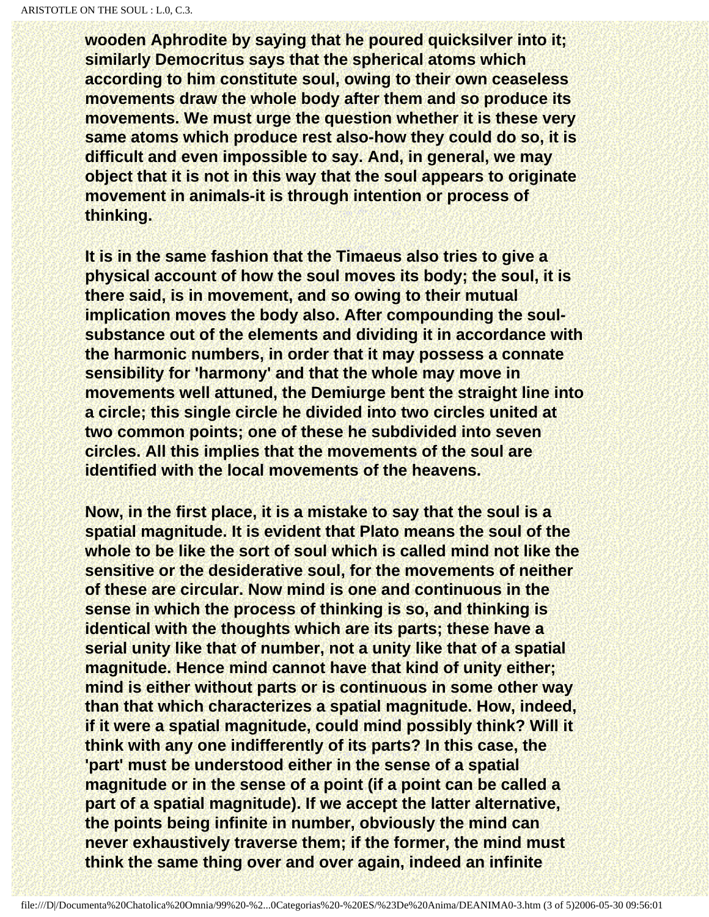**wooden Aphrodite by saying that he poured quicksilver into it; similarly Democritus says that the spherical atoms which according to him constitute soul, owing to their own ceaseless movements draw the whole body after them and so produce its movements. We must urge the question whether it is these very same atoms which produce rest also-how they could do so, it is difficult and even impossible to say. And, in general, we may object that it is not in this way that the soul appears to originate movement in animals-it is through intention or process of thinking.**

**It is in the same fashion that the Timaeus also tries to give a physical account of how the soul moves its body; the soul, it is there said, is in movement, and so owing to their mutual implication moves the body also. After compounding the soul-substance out of the elements and dividing it in accordance with the harmonic numbers, in order that it may possess a connate sensibility for 'harmony' and that the whole may move in movements well attuned, the Demiurge bent the straight line into a circle; this single circle he divided into two circles united at two common points; one of these he subdivided into seven circles. All this implies that the movements of the soul are identified with the local movements of the heavens.**

**Now, in the first place, it is a mistake to say that the soul is a spatial magnitude. It is evident that Plato means the soul of the whole to be like the sort of soul which is called mind not like the sensitive or the desiderative soul, for the movements of neither of these are circular. Now mind is one and continuous in the sense in which the process of thinking is so, and thinking is identical with the thoughts which are its parts; these have a serial unity like that of number, not a unity like that of a spatial magnitude. Hence mind cannot have that kind of unity either; mind is either without parts or is continuous in some other way than that which characterizes a spatial magnitude. How, indeed, if it were a spatial magnitude, could mind possibly think? Will it think with any one indifferently of its parts? In this case, the 'part' must be understood either in the sense of a spatial magnitude or in the sense of a point (if a point can be called a part of a spatial magnitude). If we accept the latter alternative, the points being infinite in number, obviously the mind can never exhaustively traverse them; if the former, the mind must think the same thing over and over again, indeed an infinite**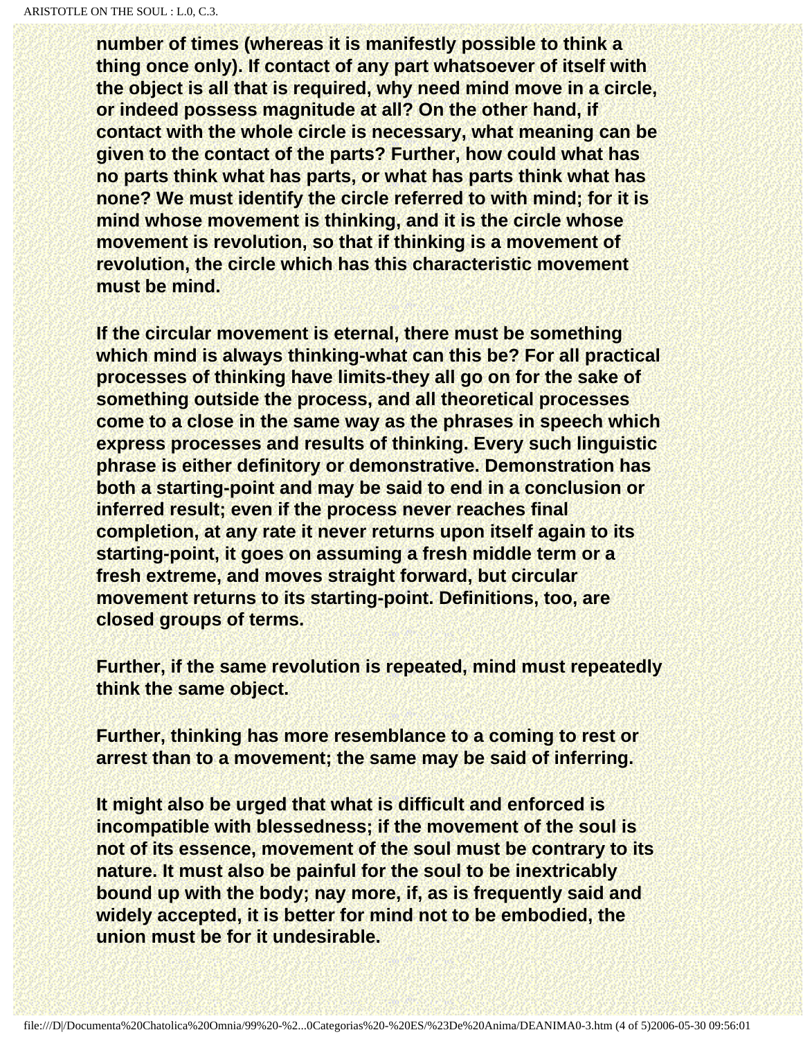**number of times (whereas it is manifestly possible to think a thing once only). If contact of any part whatsoever of itself with the object is all that is required, why need mind move in a circle, or indeed possess magnitude at all? On the other hand, if contact with the whole circle is necessary, what meaning can be given to the contact of the parts? Further, how could what has no parts think what has parts, or what has parts think what has none? We must identify the circle referred to with mind; for it is mind whose movement is thinking, and it is the circle whose movement is revolution, so that if thinking is a movement of revolution, the circle which has this characteristic movement must be mind.**

**If the circular movement is eternal, there must be something which mind is always thinking-what can this be? For all practical processes of thinking have limits-they all go on for the sake of something outside the process, and all theoretical processes come to a close in the same way as the phrases in speech which express processes and results of thinking. Every such linguistic phrase is either definitory or demonstrative. Demonstration has both a starting-point and may be said to end in a conclusion or inferred result; even if the process never reaches final completion, at any rate it never returns upon itself again to its starting-point, it goes on assuming a fresh middle term or a fresh extreme, and moves straight forward, but circular movement returns to its starting-point. Definitions, too, are closed groups of terms.**

**Further, if the same revolution is repeated, mind must repeatedly think the same object.**

**Further, thinking has more resemblance to a coming to rest or arrest than to a movement; the same may be said of inferring.**

**It might also be urged that what is difficult and enforced is incompatible with blessedness; if the movement of the soul is not of its essence, movement of the soul must be contrary to its nature. It must also be painful for the soul to be inextricably bound up with the body; nay more, if, as is frequently said and widely accepted, it is better for mind not to be embodied, the union must be for it undesirable.**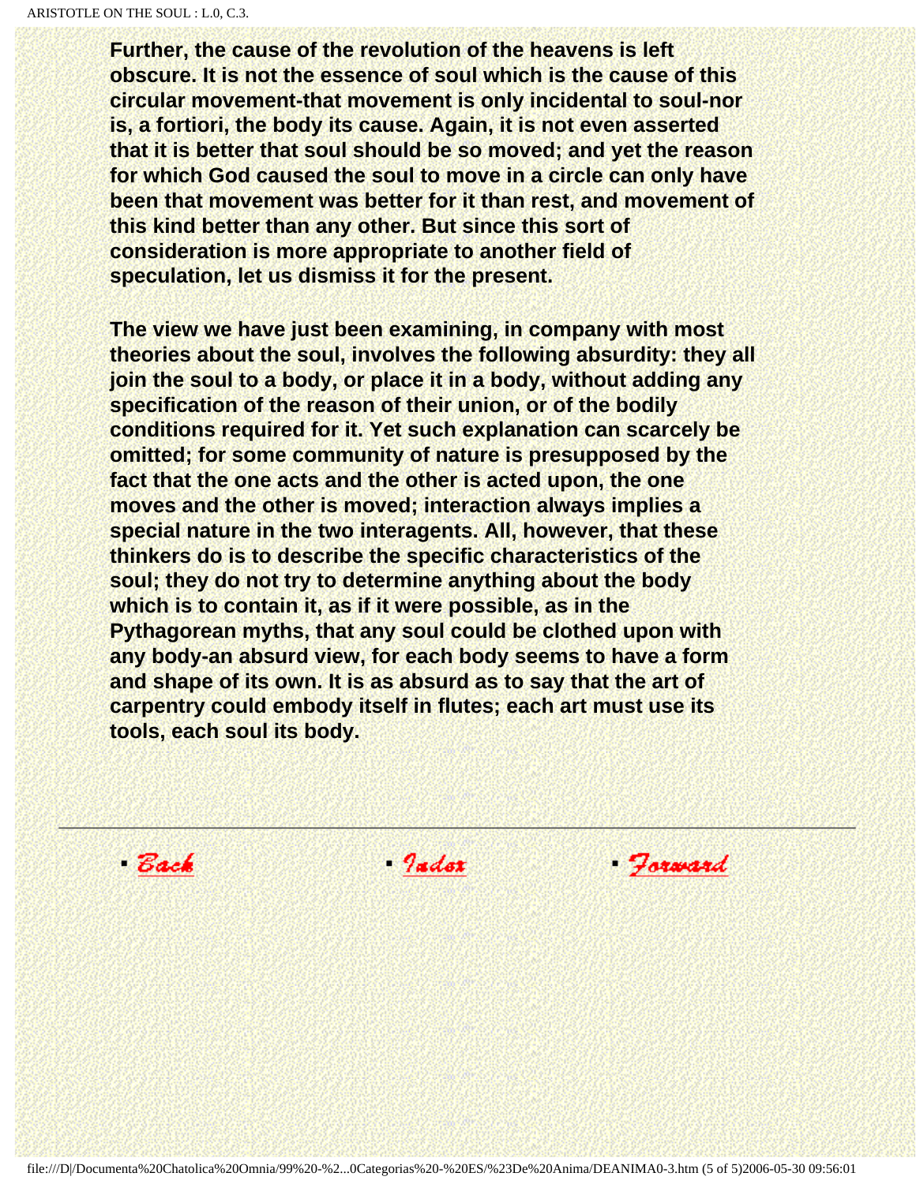**Further, the cause of the revolution of the heavens is left obscure. It is not the essence of soul which is the cause of this circular movement-that movement is only incidental to soul-nor is, a fortiori, the body its cause. Again, it is not even asserted that it is better that soul should be so moved; and yet the reason for which God caused the soul to move in a circle can only have been that movement was better for it than rest, and movement of this kind better than any other. But since this sort of consideration is more appropriate to another field of speculation, let us dismiss it for the present.**

**The view we have just been examining, in company with most theories about the soul, involves the following absurdity: they all join the soul to a body, or place it in a body, without adding any specification of the reason of their union, or of the bodily conditions required for it. Yet such explanation can scarcely be omitted; for some community of nature is presupposed by the fact that the one acts and the other is acted upon, the one moves and the other is moved; interaction always implies a special nature in the two interagents. All, however, that these thinkers do is to describe the specific characteristics of the soul; they do not try to determine anything about the body which is to contain it, as if it were possible, as in the Pythagorean myths, that any soul could be clothed upon with any body-an absurd view, for each body seems to have a form and shape of its own. It is as absurd as to say that the art of carpentry could embody itself in flutes; each art must use its tools, each soul its body.**

---

- Back
- Index
- Forward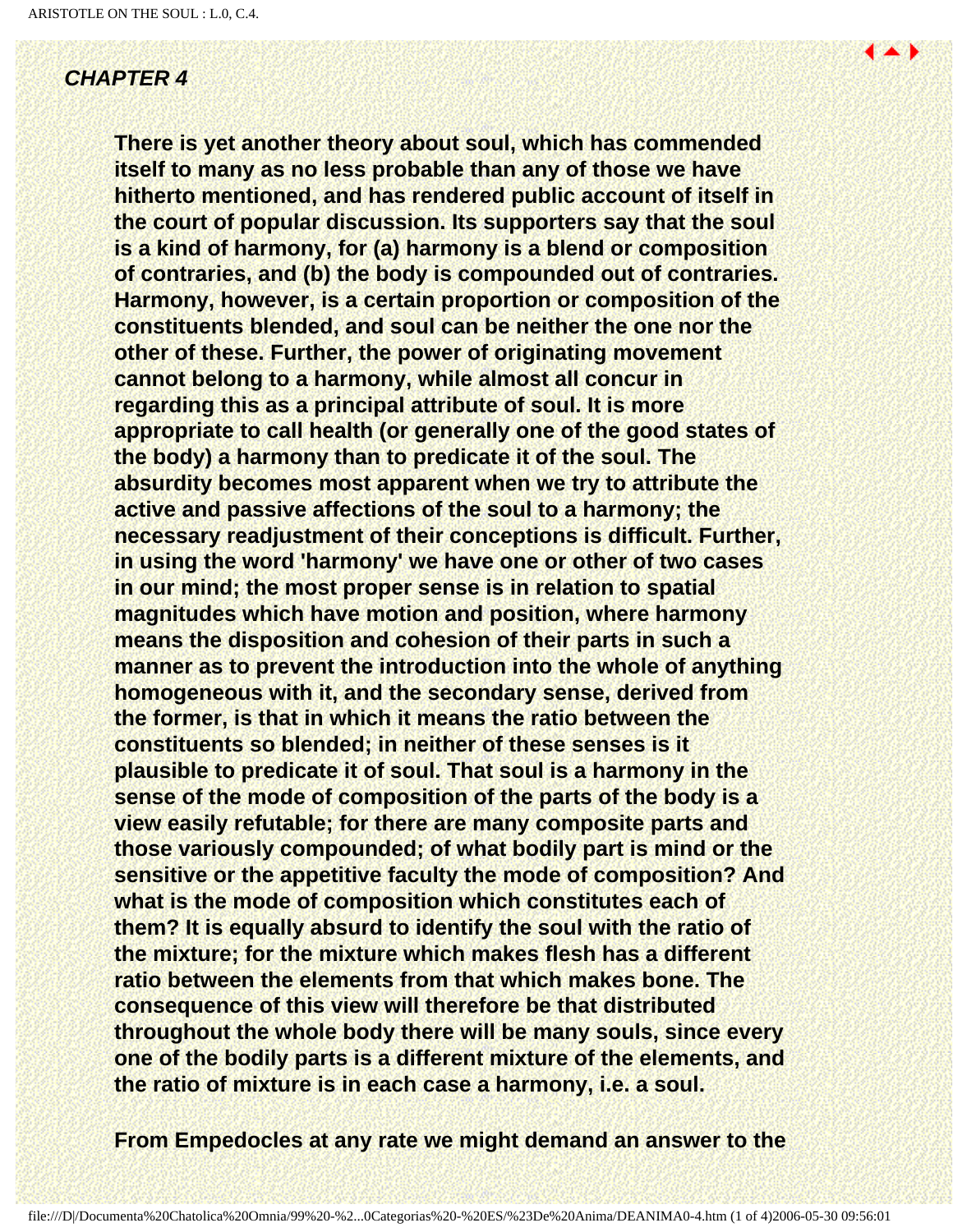***CHAPTER 4***

**There is yet another theory about soul, which has commended itself to many as no less probable than any of those we have hitherto mentioned, and has rendered public account of itself in the court of popular discussion. Its supporters say that the soul is a kind of harmony, for (a) harmony is a blend or composition of contraries, and (b) the body is compounded out of contraries. Harmony, however, is a certain proportion or composition of the constituents blended, and soul can be neither the one nor the other of these. Further, the power of originating movement cannot belong to a harmony, while almost all concur in regarding this as a principal attribute of soul. It is more appropriate to call health (or generally one of the good states of the body) a harmony than to predicate it of the soul. The absurdity becomes most apparent when we try to attribute the active and passive affections of the soul to a harmony; the necessary readjustment of their conceptions is difficult. Further, in using the word 'harmony' we have one or other of two cases in our mind; the most proper sense is in relation to spatial magnitudes which have motion and position, where harmony means the disposition and cohesion of their parts in such a manner as to prevent the introduction into the whole of anything homogeneous with it, and the secondary sense, derived from the former, is that in which it means the ratio between the constituents so blended; in neither of these senses is it plausible to predicate it of soul. That soul is a harmony in the sense of the mode of composition of the parts of the body is a view easily refutable; for there are many composite parts and those variously compounded; of what bodily part is mind or the sensitive or the appetitive faculty the mode of composition? And what is the mode of composition which constitutes each of them? It is equally absurd to identify the soul with the ratio of the mixture; for the mixture which makes flesh has a different ratio between the elements from that which makes bone. The consequence of this view will therefore be that distributed throughout the whole body there will be many souls, since every one of the bodily parts is a different mixture of the elements, and the ratio of mixture is in each case a harmony, i.e. a soul.**

**From Empedocles at any rate we might demand an answer to the**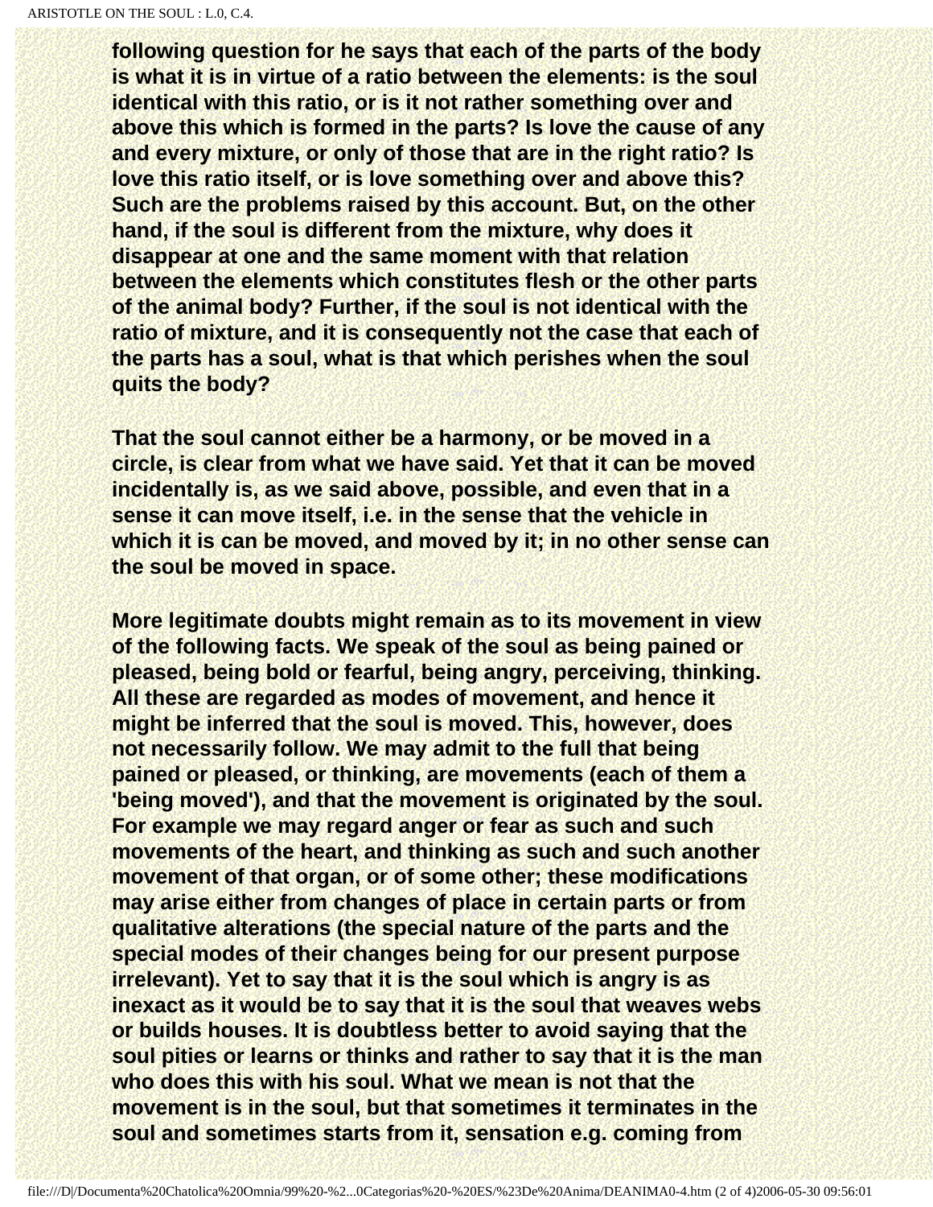following question for he says that each of the parts of the body is what it is in virtue of a ratio between the elements: is the soul identical with this ratio, or is it not rather something over and above this which is formed in the parts? Is love the cause of any and every mixture, or only of those that are in the right ratio? Is love this ratio itself, or is love something over and above this? Such are the problems raised by this account. But, on the other hand, if the soul is different from the mixture, why does it disappear at one and the same moment with that relation between the elements which constitutes flesh or the other parts of the animal body? Further, if the soul is not identical with the ratio of mixture, and it is consequently not the case that each of the parts has a soul, what is that which perishes when the soul quits the body?

That the soul cannot either be a harmony, or be moved in a circle, is clear from what we have said. Yet that it can be moved incidentally is, as we said above, possible, and even that in a sense it can move itself, i.e. in the sense that the vehicle in which it is can be moved, and moved by it; in no other sense can the soul be moved in space.

More legitimate doubts might remain as to its movement in view of the following facts. We speak of the soul as being pained or pleased, being bold or fearful, being angry, perceiving, thinking. All these are regarded as modes of movement, and hence it might be inferred that the soul is moved. This, however, does not necessarily follow. We may admit to the full that being pained or pleased, or thinking, are movements (each of them a 'being moved'), and that the movement is originated by the soul. For example we may regard anger or fear as such and such movements of the heart, and thinking as such and such another movement of that organ, or of some other; these modifications may arise either from changes of place in certain parts or from qualitative alterations (the special nature of the parts and the special modes of their changes being for our present purpose irrelevant). Yet to say that it is the soul which is angry is as inexact as it would be to say that it is the soul that weaves webs or builds houses. It is doubtless better to avoid saying that the soul pities or learns or thinks and rather to say that it is the man who does this with his soul. What we mean is not that the movement is in the soul, but that sometimes it terminates in the soul and sometimes starts from it, sensation e.g. coming from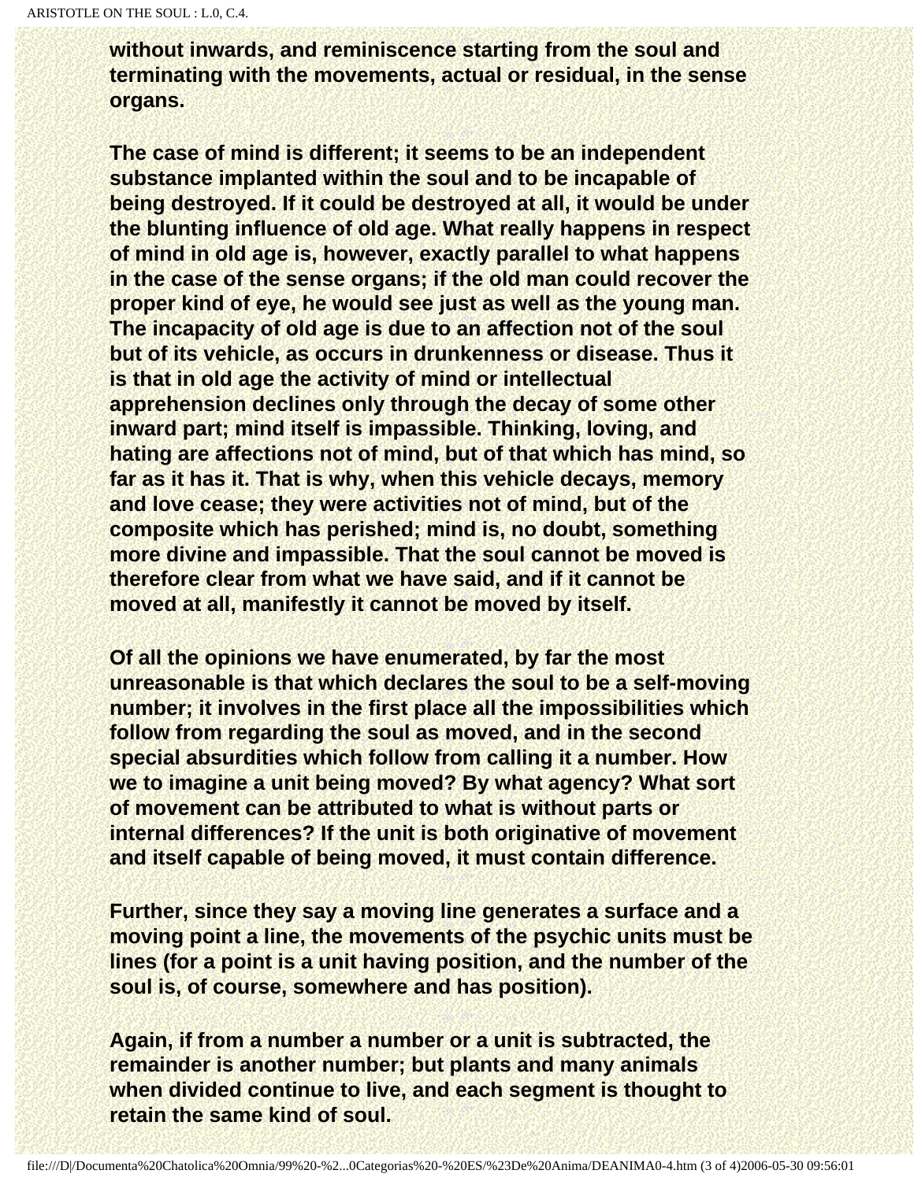without inwards, and reminiscence starting from the soul and terminating with the movements, actual or residual, in the sense organs.

The case of mind is different; it seems to be an independent substance implanted within the soul and to be incapable of being destroyed. If it could be destroyed at all, it would be under the blunting influence of old age. What really happens in respect of mind in old age is, however, exactly parallel to what happens in the case of the sense organs; if the old man could recover the proper kind of eye, he would see just as well as the young man. The incapacity of old age is due to an affection not of the soul but of its vehicle, as occurs in drunkenness or disease. Thus it is that in old age the activity of mind or intellectual apprehension declines only through the decay of some other inward part; mind itself is impassible. Thinking, loving, and hating are affections not of mind, but of that which has mind, so far as it has it. That is why, when this vehicle decays, memory and love cease; they were activities not of mind, but of the composite which has perished; mind is, no doubt, something more divine and impassible. That the soul cannot be moved is therefore clear from what we have said, and if it cannot be moved at all, manifestly it cannot be moved by itself.

Of all the opinions we have enumerated, by far the most unreasonable is that which declares the soul to be a self-moving number; it involves in the first place all the impossibilities which follow from regarding the soul as moved, and in the second special absurdities which follow from calling it a number. How we to imagine a unit being moved? By what agency? What sort of movement can be attributed to what is without parts or internal differences? If the unit is both originative of movement and itself capable of being moved, it must contain difference.

Further, since they say a moving line generates a surface and a moving point a line, the movements of the psychic units must be lines (for a point is a unit having position, and the number of the soul is, of course, somewhere and has position).

Again, if from a number a number or a unit is subtracted, the remainder is another number; but plants and many animals when divided continue to live, and each segment is thought to retain the same kind of soul.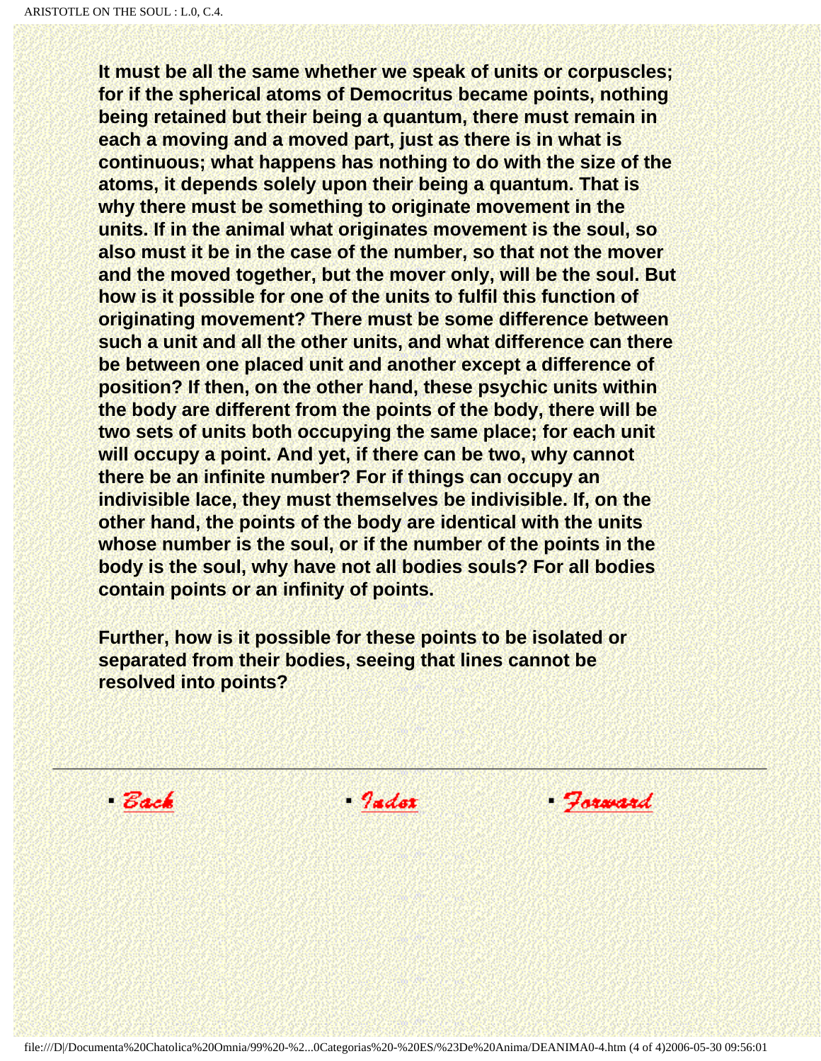It must be all the same whether we speak of units or corpuscles; for if the spherical atoms of Democritus became points, nothing being retained but their being a quantum, there must remain in each a moving and a moved part, just as there is in what is continuous; what happens has nothing to do with the size of the atoms, it depends solely upon their being a quantum. That is why there must be something to originate movement in the units. If in the animal what originates movement is the soul, so also must it be in the case of the number, so that not the mover and the moved together, but the mover only, will be the soul. But how is it possible for one of the units to fulfil this function of originating movement? There must be some difference between such a unit and all the other units, and what difference can there be between one placed unit and another except a difference of position? If then, on the other hand, these psychic units within the body are different from the points of the body, there will be two sets of units both occupying the same place; for each unit will occupy a point. And yet, if there can be two, why cannot there be an infinite number? For if things can occupy an indivisible lace, they must themselves be indivisible. If, on the other hand, the points of the body are identical with the units whose number is the soul, or if the number of the points in the body is the soul, why have not all bodies souls? For all bodies contain points or an infinity of points.

Further, how is it possible for these points to be isolated or separated from their bodies, seeing that lines cannot be resolved into points?

- Back
- Index
- Forward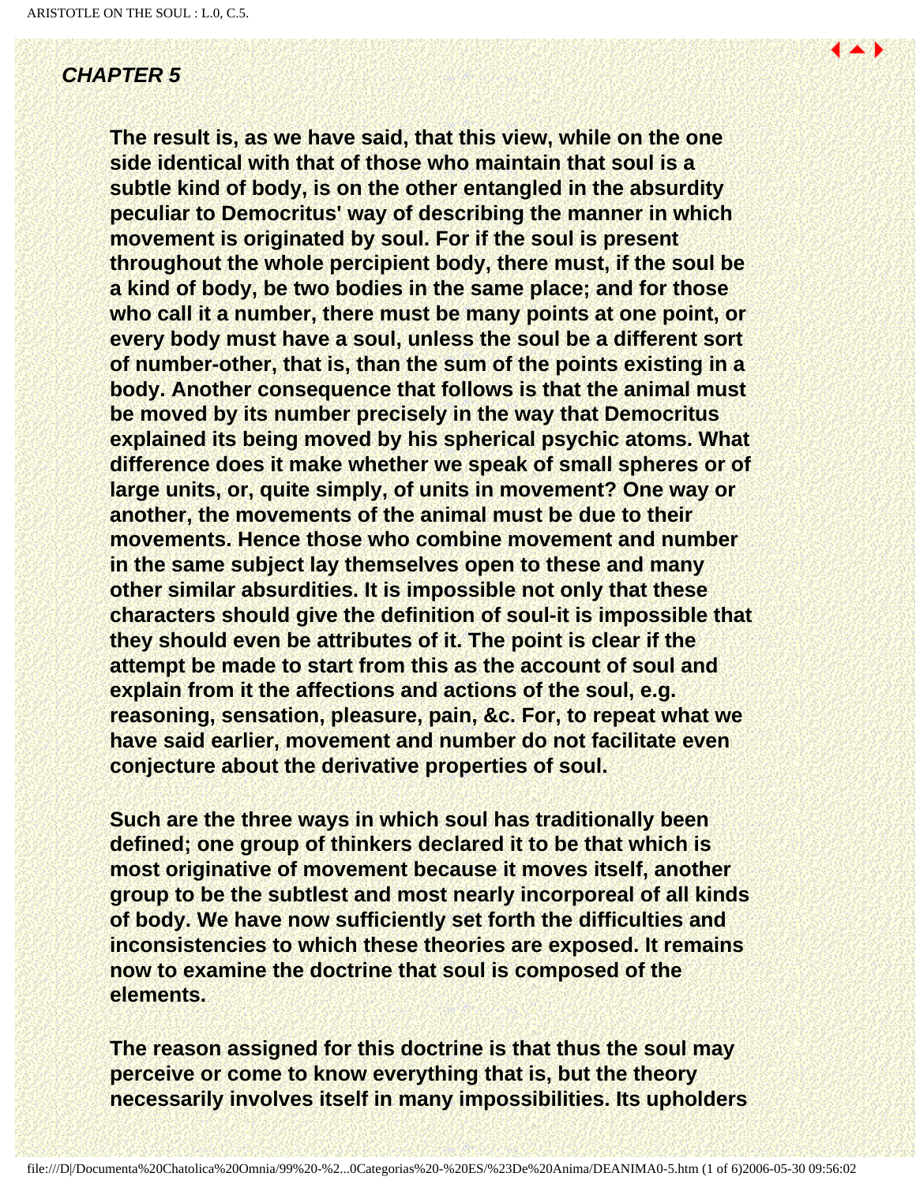## *CHAPTER 5*

**The result is, as we have said, that this view, while on the one side identical with that of those who maintain that soul is a subtle kind of body, is on the other entangled in the absurdity peculiar to Democritus' way of describing the manner in which movement is originated by soul. For if the soul is present throughout the whole percipient body, there must, if the soul be a kind of body, be two bodies in the same place; and for those who call it a number, there must be many points at one point, or every body must have a soul, unless the soul be a different sort of number-other, that is, than the sum of the points existing in a body. Another consequence that follows is that the animal must be moved by its number precisely in the way that Democritus explained its being moved by his spherical psychic atoms. What difference does it make whether we speak of small spheres or of large units, or, quite simply, of units in movement? One way or another, the movements of the animal must be due to their movements. Hence those who combine movement and number in the same subject lay themselves open to these and many other similar absurdities. It is impossible not only that these characters should give the definition of soul-it is impossible that they should even be attributes of it. The point is clear if the attempt be made to start from this as the account of soul and explain from it the affections and actions of the soul, e.g. reasoning, sensation, pleasure, pain, &c. For, to repeat what we have said earlier, movement and number do not facilitate even conjecture about the derivative properties of soul.**

**Such are the three ways in which soul has traditionally been defined; one group of thinkers declared it to be that which is most originative of movement because it moves itself, another group to be the subtlest and most nearly incorporeal of all kinds of body. We have now sufficiently set forth the difficulties and inconsistencies to which these theories are exposed. It remains now to examine the doctrine that soul is composed of the elements.**

**The reason assigned for this doctrine is that thus the soul may perceive or come to know everything that is, but the theory necessarily involves itself in many impossibilities. Its upholders**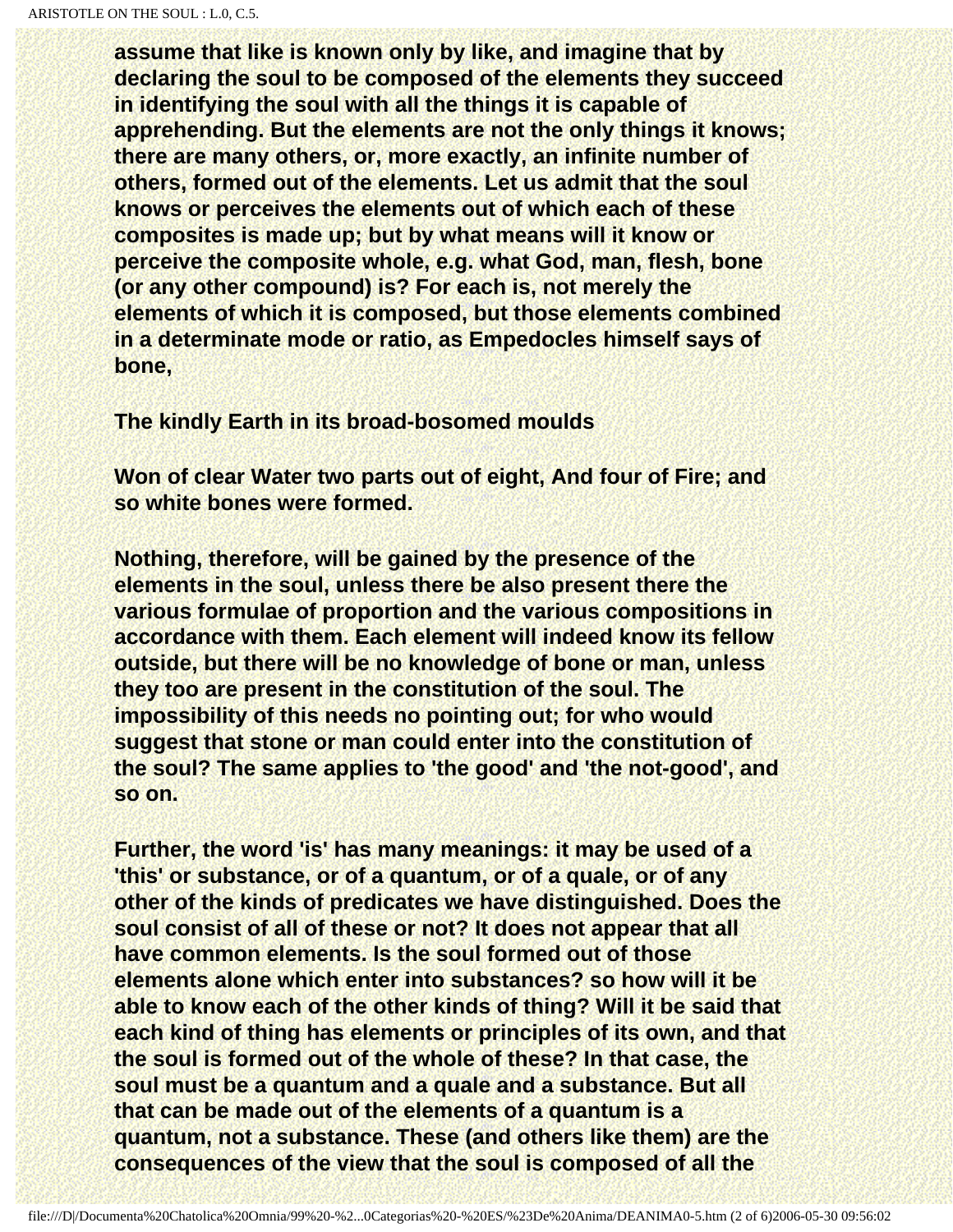assume that like is known only by like, and imagine that by declaring the soul to be composed of the elements they succeed in identifying the soul with all the things it is capable of apprehending. But the elements are not the only things it knows; there are many others, or, more exactly, an infinite number of others, formed out of the elements. Let us admit that the soul knows or perceives the elements out of which each of these composites is made up; but by what means will it know or perceive the composite whole, e.g. what God, man, flesh, bone (or any other compound) is? For each is, not merely the elements of which it is composed, but those elements combined in a determinate mode or ratio, as Empedocles himself says of bone,

The kindly Earth in its broad-bosomed moulds

Won of clear Water two parts out of eight, And four of Fire; and so white bones were formed.

Nothing, therefore, will be gained by the presence of the elements in the soul, unless there be also present there the various formulae of proportion and the various compositions in accordance with them. Each element will indeed know its fellow outside, but there will be no knowledge of bone or man, unless they too are present in the constitution of the soul. The impossibility of this needs no pointing out; for who would suggest that stone or man could enter into the constitution of the soul? The same applies to 'the good' and 'the not-good', and so on.

Further, the word 'is' has many meanings: it may be used of a 'this' or substance, or of a quantum, or of a quale, or of any other of the kinds of predicates we have distinguished. Does the soul consist of all of these or not? It does not appear that all have common elements. Is the soul formed out of those elements alone which enter into substances? so how will it be able to know each of the other kinds of thing? Will it be said that each kind of thing has elements or principles of its own, and that the soul is formed out of the whole of these? In that case, the soul must be a quantum and a quale and a substance. But all that can be made out of the elements of a quantum is a quantum, not a substance. These (and others like them) are the consequences of the view that the soul is composed of all the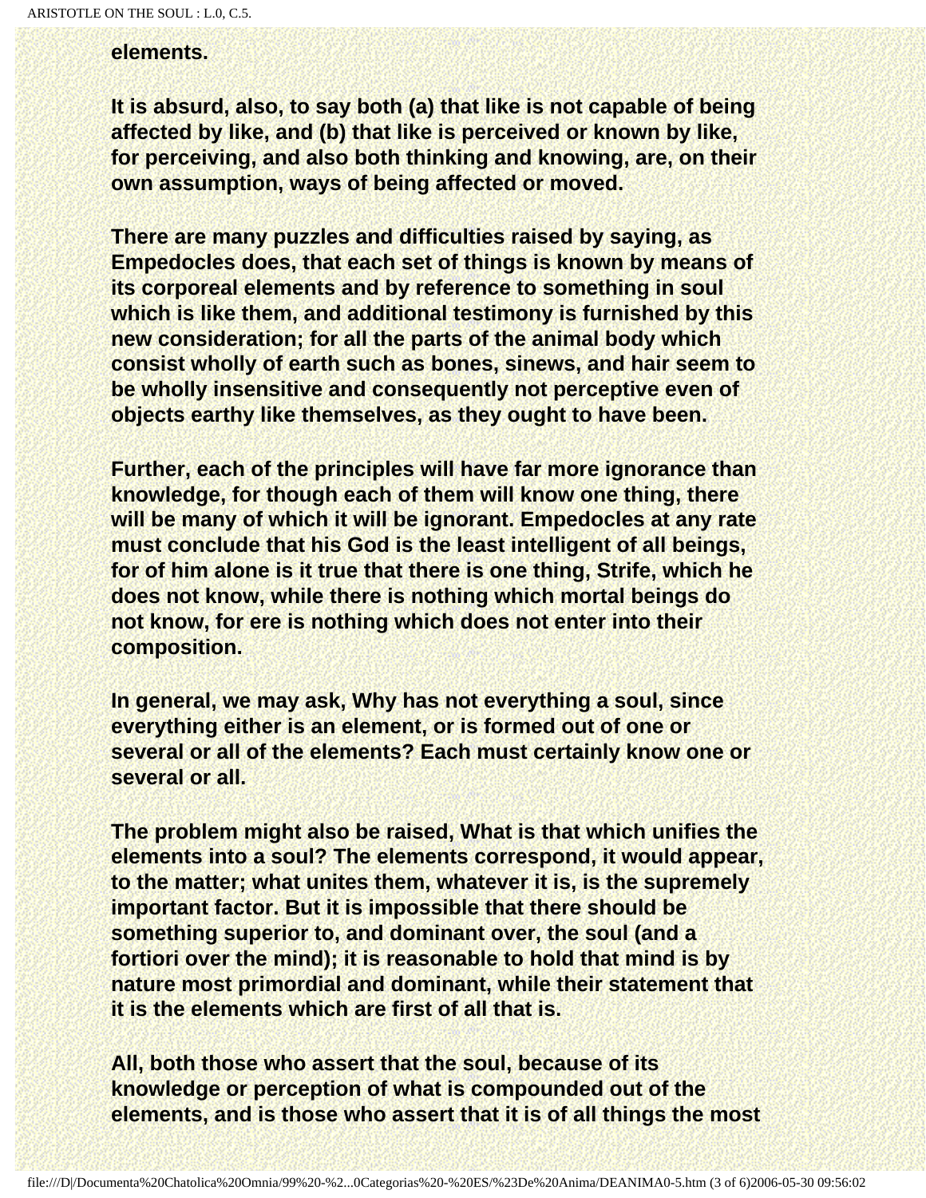**elements.**

**It is absurd, also, to say both (a) that like is not capable of being affected by like, and (b) that like is perceived or known by like, for perceiving, and also both thinking and knowing, are, on their own assumption, ways of being affected or moved.**

**There are many puzzles and difficulties raised by saying, as Empedocles does, that each set of things is known by means of its corporeal elements and by reference to something in soul which is like them, and additional testimony is furnished by this new consideration; for all the parts of the animal body which consist wholly of earth such as bones, sinews, and hair seem to be wholly insensitive and consequently not perceptive even of objects earthy like themselves, as they ought to have been.**

**Further, each of the principles will have far more ignorance than knowledge, for though each of them will know one thing, there will be many of which it will be ignorant. Empedocles at any rate must conclude that his God is the least intelligent of all beings, for of him alone is it true that there is one thing, Strife, which he does not know, while there is nothing which mortal beings do not know, for ere is nothing which does not enter into their composition.**

**In general, we may ask, Why has not everything a soul, since everything either is an element, or is formed out of one or several or all of the elements? Each must certainly know one or several or all.**

**The problem might also be raised, What is that which unifies the elements into a soul? The elements correspond, it would appear, to the matter; what unites them, whatever it is, is the supremely important factor. But it is impossible that there should be something superior to, and dominant over, the soul (and a fortiori over the mind); it is reasonable to hold that mind is by nature most primordial and dominant, while their statement that it is the elements which are first of all that is.**

**All, both those who assert that the soul, because of its knowledge or perception of what is compounded out of the elements, and is those who assert that it is of all things the most**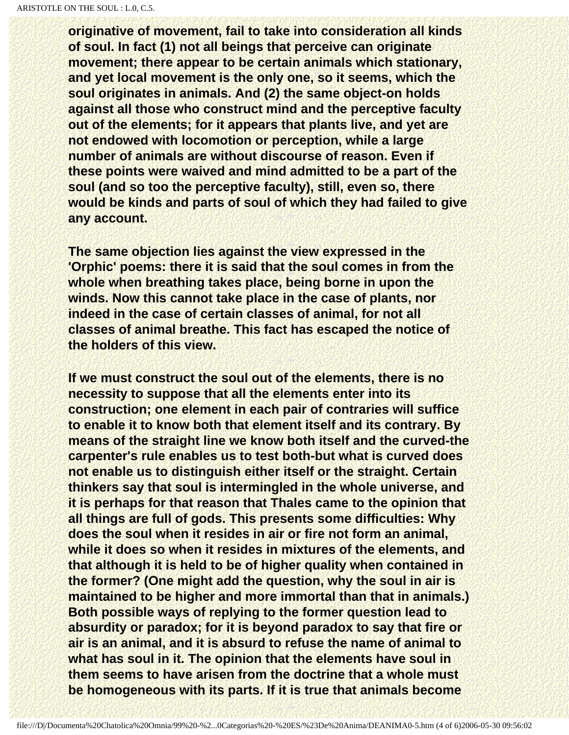**originative of movement, fail to take into consideration all kinds of soul. In fact (1) not all beings that perceive can originate movement; there appear to be certain animals which stationary, and yet local movement is the only one, so it seems, which the soul originates in animals. And (2) the same object-on holds against all those who construct mind and the perceptive faculty out of the elements; for it appears that plants live, and yet are not endowed with locomotion or perception, while a large number of animals are without discourse of reason. Even if these points were waived and mind admitted to be a part of the soul (and so too the perceptive faculty), still, even so, there would be kinds and parts of soul of which they had failed to give any account.**

**The same objection lies against the view expressed in the 'Orphic' poems: there it is said that the soul comes in from the whole when breathing takes place, being borne in upon the winds. Now this cannot take place in the case of plants, nor indeed in the case of certain classes of animal, for not all classes of animal breathe. This fact has escaped the notice of the holders of this view.**

**If we must construct the soul out of the elements, there is no necessity to suppose that all the elements enter into its construction; one element in each pair of contraries will suffice to enable it to know both that element itself and its contrary. By means of the straight line we know both itself and the curved-the carpenter's rule enables us to test both-but what is curved does not enable us to distinguish either itself or the straight. Certain thinkers say that soul is intermingled in the whole universe, and it is perhaps for that reason that Thales came to the opinion that all things are full of gods. This presents some difficulties: Why does the soul when it resides in air or fire not form an animal, while it does so when it resides in mixtures of the elements, and that although it is held to be of higher quality when contained in the former? (One might add the question, why the soul in air is maintained to be higher and more immortal than that in animals.) Both possible ways of replying to the former question lead to absurdity or paradox; for it is beyond paradox to say that fire or air is an animal, and it is absurd to refuse the name of animal to what has soul in it. The opinion that the elements have soul in them seems to have arisen from the doctrine that a whole must be homogeneous with its parts. If it is true that animals become**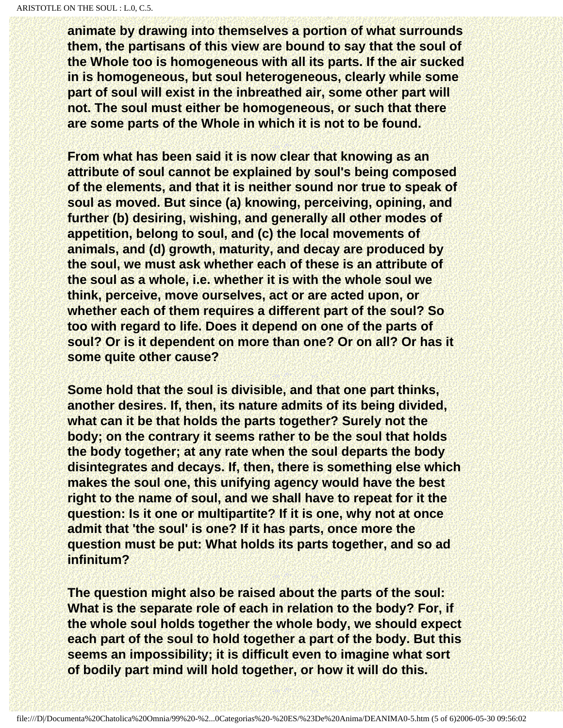animate by drawing into themselves a portion of what surrounds them, the partisans of this view are bound to say that the soul of the Whole too is homogeneous with all its parts. If the air sucked in is homogeneous, but soul heterogeneous, clearly while some part of soul will exist in the inbreathed air, some other part will not. The soul must either be homogeneous, or such that there are some parts of the Whole in which it is not to be found.

From what has been said it is now clear that knowing as an attribute of soul cannot be explained by soul's being composed of the elements, and that it is neither sound nor true to speak of soul as moved. But since (a) knowing, perceiving, opining, and further (b) desiring, wishing, and generally all other modes of appetition, belong to soul, and (c) the local movements of animals, and (d) growth, maturity, and decay are produced by the soul, we must ask whether each of these is an attribute of the soul as a whole, i.e. whether it is with the whole soul we think, perceive, move ourselves, act or are acted upon, or whether each of them requires a different part of the soul? So too with regard to life. Does it depend on one of the parts of soul? Or is it dependent on more than one? Or on all? Or has it some quite other cause?

Some hold that the soul is divisible, and that one part thinks, another desires. If, then, its nature admits of its being divided, what can it be that holds the parts together? Surely not the body; on the contrary it seems rather to be the soul that holds the body together; at any rate when the soul departs the body disintegrates and decays. If, then, there is something else which makes the soul one, this unifying agency would have the best right to the name of soul, and we shall have to repeat for it the question: Is it one or multipartite? If it is one, why not at once admit that 'the soul' is one? If it has parts, once more the question must be put: What holds its parts together, and so ad infinitum?

The question might also be raised about the parts of the soul: What is the separate role of each in relation to the body? For, if the whole soul holds together the whole body, we should expect each part of the soul to hold together a part of the body. But this seems an impossibility; it is difficult even to imagine what sort of bodily part mind will hold together, or how it will do this.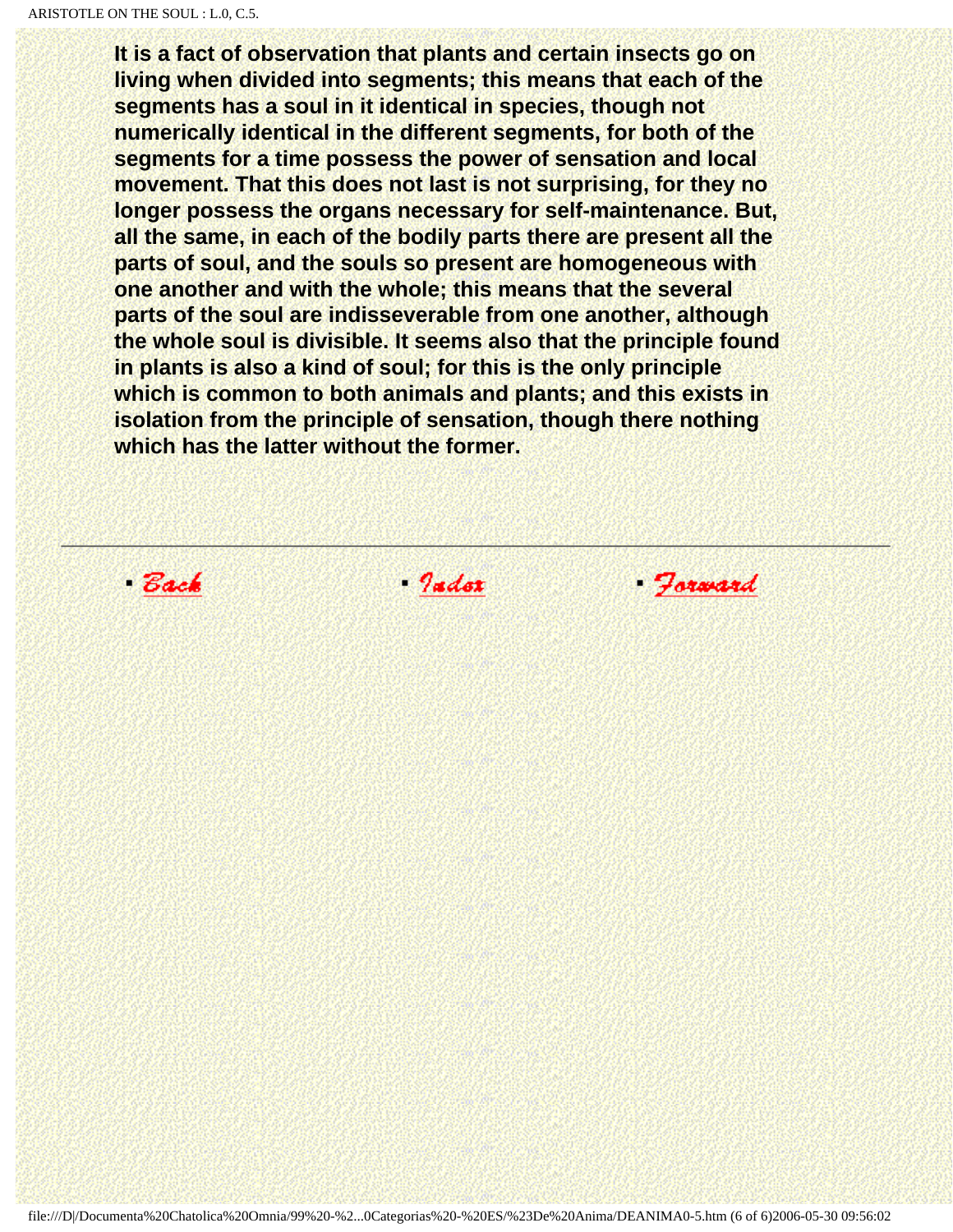**It is a fact of observation that plants and certain insects go on living when divided into segments; this means that each of the segments has a soul in it identical in species, though not numerically identical in the different segments, for both of the segments for a time possess the power of sensation and local movement. That this does not last is not surprising, for they no longer possess the organs necessary for self-maintenance. But, all the same, in each of the bodily parts there are present all the parts of soul, and the souls so present are homogeneous with one another and with the whole; this means that the several parts of the soul are indisseverable from one another, although the whole soul is divisible. It seems also that the principle found in plants is also a kind of soul; for this is the only principle which is common to both animals and plants; and this exists in isolation from the principle of sensation, though there nothing which has the latter without the former.**

---

- Back
- Index
- Forward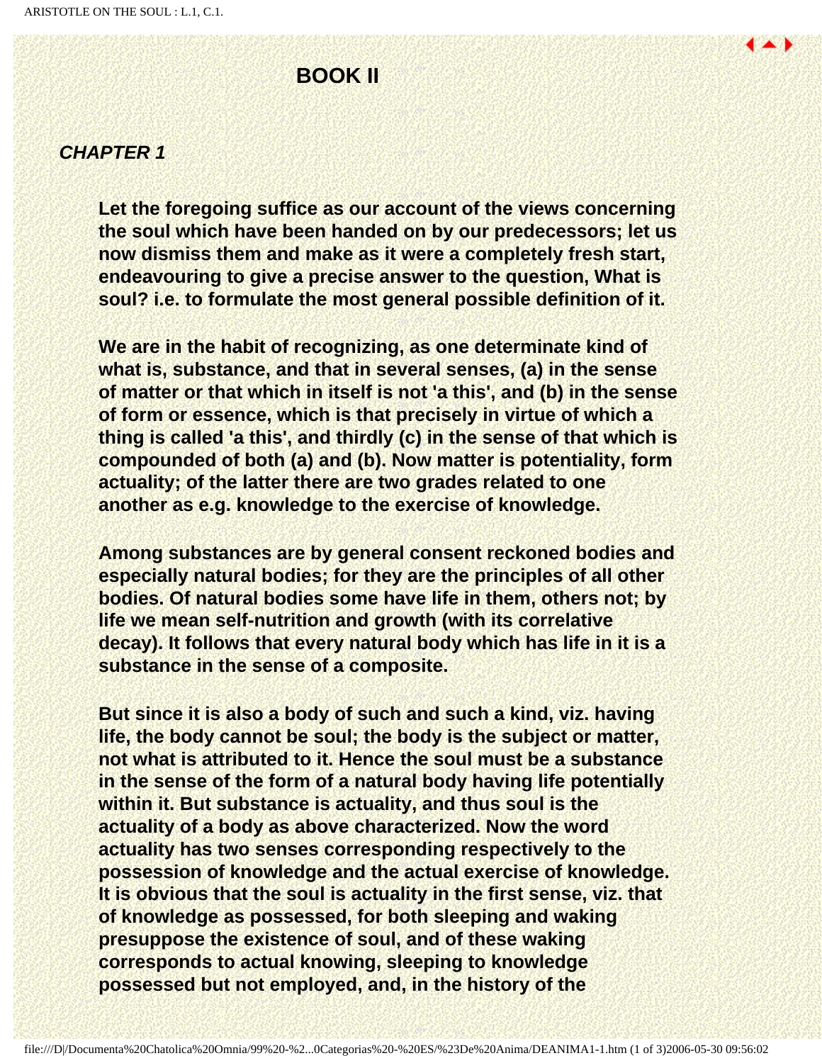# BOOK II

## *CHAPTER 1*

**Let the foregoing suffice as our account of the views concerning the soul which have been handed on by our predecessors; let us now dismiss them and make as it were a completely fresh start, endeavouring to give a precise answer to the question, What is soul? i.e. to formulate the most general possible definition of it.**

**We are in the habit of recognizing, as one determinate kind of what is, substance, and that in several senses, (a) in the sense of matter or that which in itself is not 'a this', and (b) in the sense of form or essence, which is that precisely in virtue of which a thing is called 'a this', and thirdly (c) in the sense of that which is compounded of both (a) and (b). Now matter is potentiality, form actuality; of the latter there are two grades related to one another as e.g. knowledge to the exercise of knowledge.**

**Among substances are by general consent reckoned bodies and especially natural bodies; for they are the principles of all other bodies. Of natural bodies some have life in them, others not; by life we mean self-nutrition and growth (with its correlative decay). It follows that every natural body which has life in it is a substance in the sense of a composite.**

**But since it is also a body of such and such a kind, viz. having life, the body cannot be soul; the body is the subject or matter, not what is attributed to it. Hence the soul must be a substance in the sense of the form of a natural body having life potentially within it. But substance is actuality, and thus soul is the actuality of a body as above characterized. Now the word actuality has two senses corresponding respectively to the possession of knowledge and the actual exercise of knowledge. It is obvious that the soul is actuality in the first sense, viz. that of knowledge as possessed, for both sleeping and waking presuppose the existence of soul, and of these waking corresponds to actual knowing, sleeping to knowledge possessed but not employed, and, in the history of the**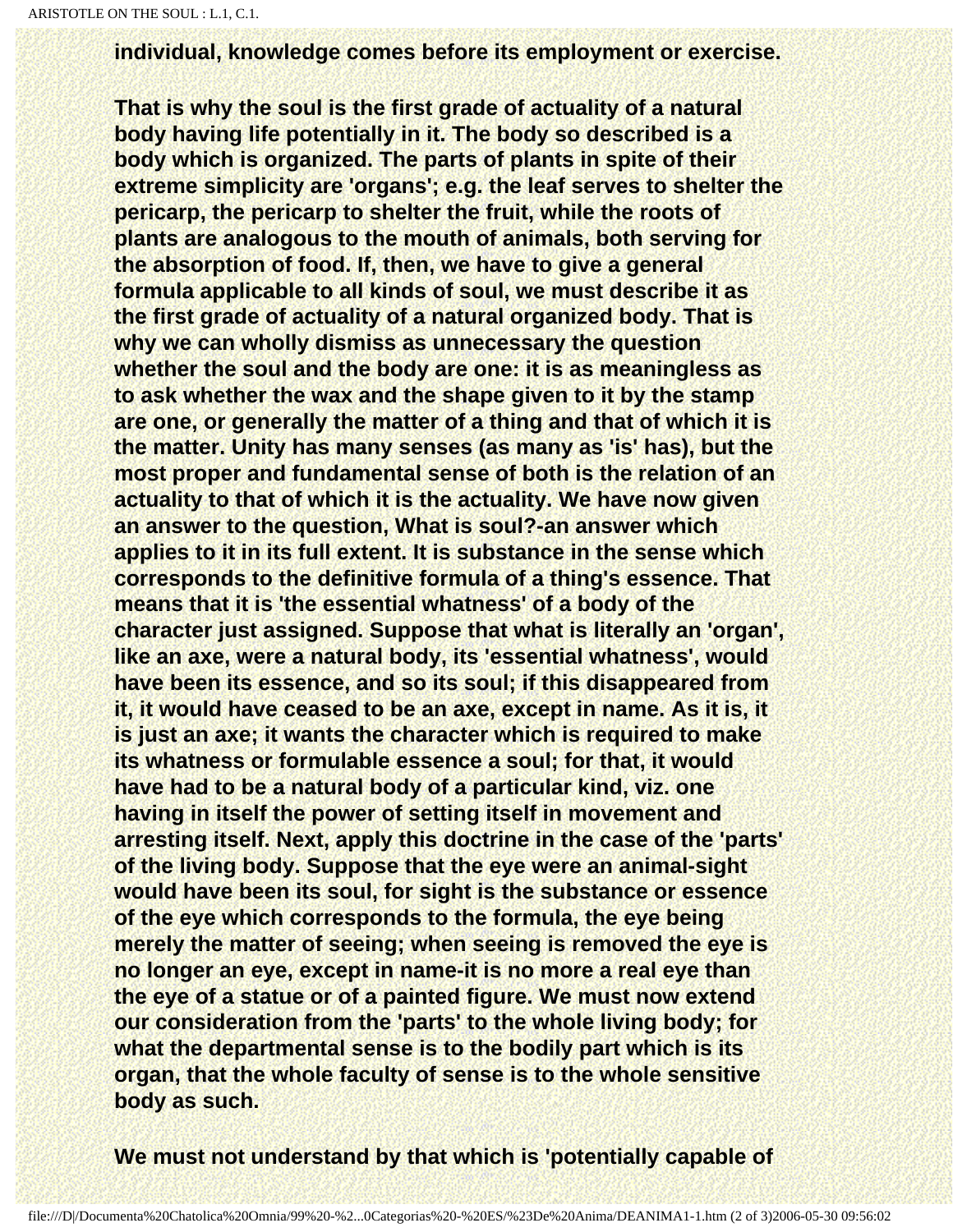**individual, knowledge comes before its employment or exercise.**

**That is why the soul is the first grade of actuality of a natural body having life potentially in it. The body so described is a body which is organized. The parts of plants in spite of their extreme simplicity are 'organs'; e.g. the leaf serves to shelter the pericarp, the pericarp to shelter the fruit, while the roots of plants are analogous to the mouth of animals, both serving for the absorption of food. If, then, we have to give a general formula applicable to all kinds of soul, we must describe it as the first grade of actuality of a natural organized body. That is why we can wholly dismiss as unnecessary the question whether the soul and the body are one: it is as meaningless as to ask whether the wax and the shape given to it by the stamp are one, or generally the matter of a thing and that of which it is the matter. Unity has many senses (as many as 'is' has), but the most proper and fundamental sense of both is the relation of an actuality to that of which it is the actuality. We have now given an answer to the question, What is soul?-an answer which applies to it in its full extent. It is substance in the sense which corresponds to the definitive formula of a thing's essence. That means that it is 'the essential whatness' of a body of the character just assigned. Suppose that what is literally an 'organ', like an axe, were a natural body, its 'essential whatness', would have been its essence, and so its soul; if this disappeared from it, it would have ceased to be an axe, except in name. As it is, it is just an axe; it wants the character which is required to make its whatness or formulable essence a soul; for that, it would have had to be a natural body of a particular kind, viz. one having in itself the power of setting itself in movement and arresting itself. Next, apply this doctrine in the case of the 'parts' of the living body. Suppose that the eye were an animal-sight would have been its soul, for sight is the substance or essence of the eye which corresponds to the formula, the eye being merely the matter of seeing; when seeing is removed the eye is no longer an eye, except in name-it is no more a real eye than the eye of a statue or of a painted figure. We must now extend our consideration from the 'parts' to the whole living body; for what the departmental sense is to the bodily part which is its organ, that the whole faculty of sense is to the whole sensitive body as such.**

**We must not understand by that which is 'potentially capable of**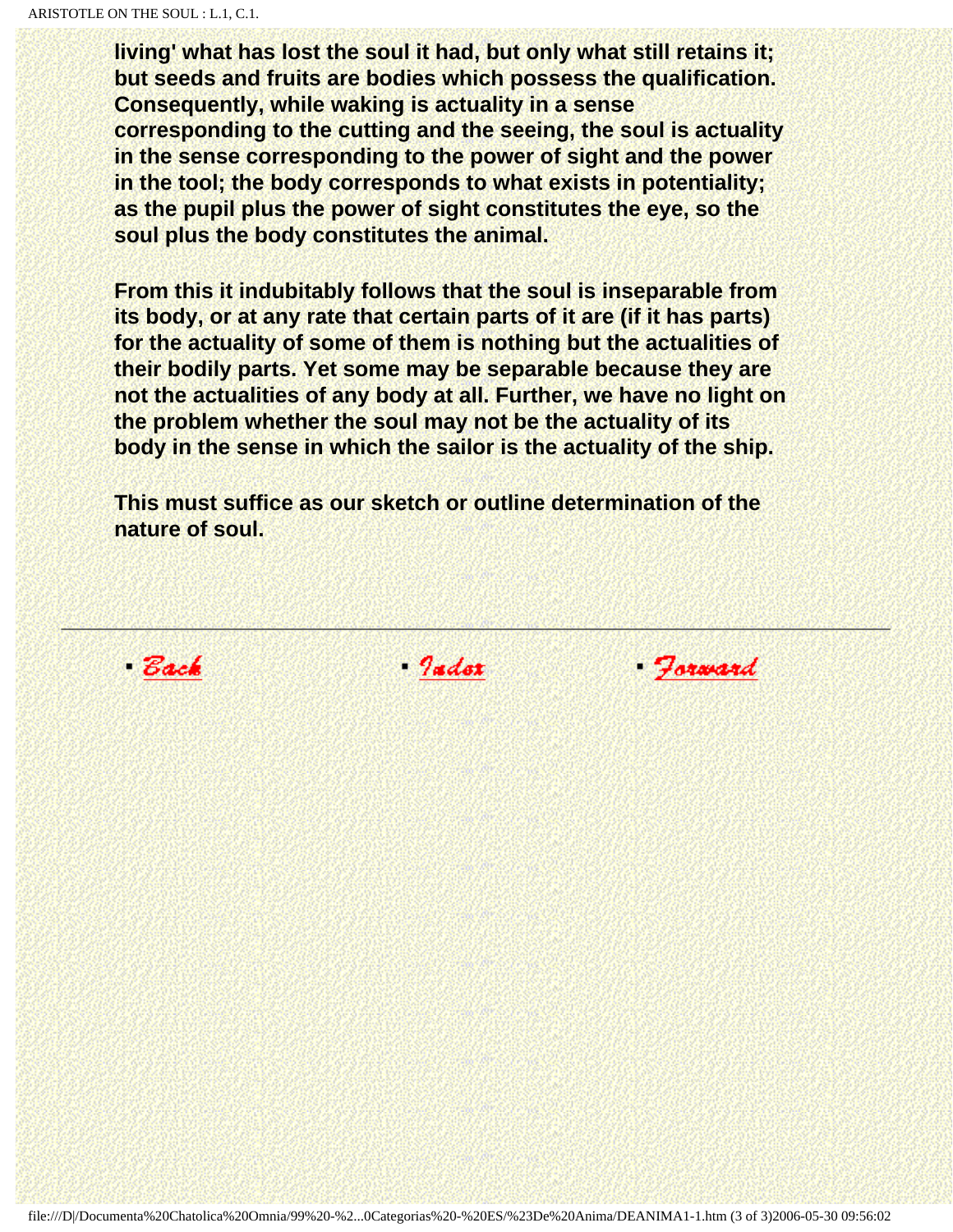**living' what has lost the soul it had, but only what still retains it; but seeds and fruits are bodies which possess the qualification. Consequently, while waking is actuality in a sense corresponding to the cutting and the seeing, the soul is actuality in the sense corresponding to the power of sight and the power in the tool; the body corresponds to what exists in potentiality; as the pupil plus the power of sight constitutes the eye, so the soul plus the body constitutes the animal.**

**From this it indubitably follows that the soul is inseparable from its body, or at any rate that certain parts of it are (if it has parts) for the actuality of some of them is nothing but the actualities of their bodily parts. Yet some may be separable because they are not the actualities of any body at all. Further, we have no light on the problem whether the soul may not be the actuality of its body in the sense in which the sailor is the actuality of the ship.**

**This must suffice as our sketch or outline determination of the nature of soul.**

---

- Back
- Index
- Forward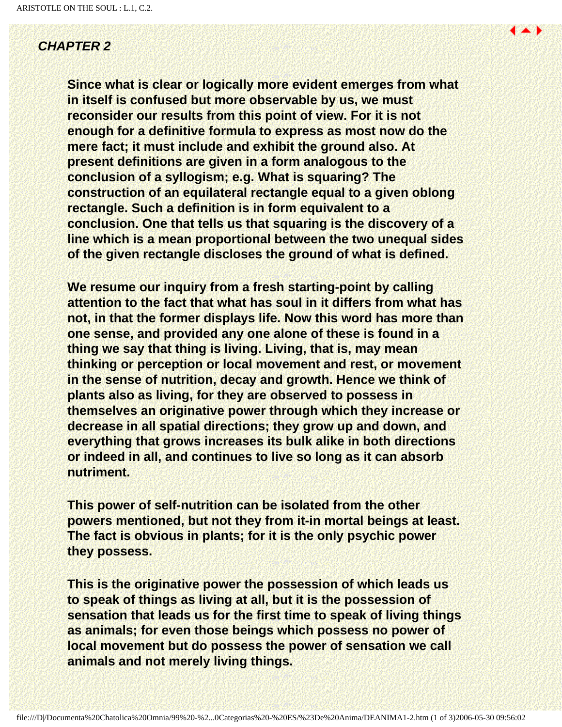## *CHAPTER 2*

**Since what is clear or logically more evident emerges from what in itself is confused but more observable by us, we must reconsider our results from this point of view. For it is not enough for a definitive formula to express as most now do the mere fact; it must include and exhibit the ground also. At present definitions are given in a form analogous to the conclusion of a syllogism; e.g. What is squaring? The construction of an equilateral rectangle equal to a given oblong rectangle. Such a definition is in form equivalent to a conclusion. One that tells us that squaring is the discovery of a line which is a mean proportional between the two unequal sides of the given rectangle discloses the ground of what is defined.**

**We resume our inquiry from a fresh starting-point by calling attention to the fact that what has soul in it differs from what has not, in that the former displays life. Now this word has more than one sense, and provided any one alone of these is found in a thing we say that thing is living. Living, that is, may mean thinking or perception or local movement and rest, or movement in the sense of nutrition, decay and growth. Hence we think of plants also as living, for they are observed to possess in themselves an originative power through which they increase or decrease in all spatial directions; they grow up and down, and everything that grows increases its bulk alike in both directions or indeed in all, and continues to live so long as it can absorb nutriment.**

**This power of self-nutrition can be isolated from the other powers mentioned, but not they from it-in mortal beings at least. The fact is obvious in plants; for it is the only psychic power they possess.**

**This is the originative power the possession of which leads us to speak of things as living at all, but it is the possession of sensation that leads us for the first time to speak of living things as animals; for even those beings which possess no power of local movement but do possess the power of sensation we call animals and not merely living things.**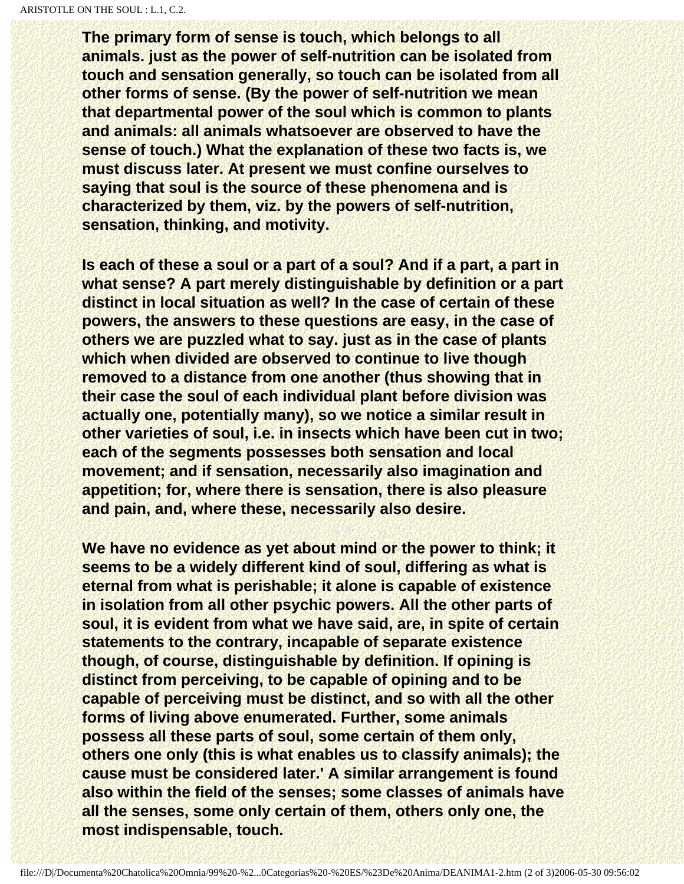**The primary form of sense is touch, which belongs to all animals. just as the power of self-nutrition can be isolated from touch and sensation generally, so touch can be isolated from all other forms of sense. (By the power of self-nutrition we mean that departmental power of the soul which is common to plants and animals: all animals whatsoever are observed to have the sense of touch.) What the explanation of these two facts is, we must discuss later. At present we must confine ourselves to saying that soul is the source of these phenomena and is characterized by them, viz. by the powers of self-nutrition, sensation, thinking, and motivity.**

**Is each of these a soul or a part of a soul? And if a part, a part in what sense? A part merely distinguishable by definition or a part distinct in local situation as well? In the case of certain of these powers, the answers to these questions are easy, in the case of others we are puzzled what to say. just as in the case of plants which when divided are observed to continue to live though removed to a distance from one another (thus showing that in their case the soul of each individual plant before division was actually one, potentially many), so we notice a similar result in other varieties of soul, i.e. in insects which have been cut in two; each of the segments possesses both sensation and local movement; and if sensation, necessarily also imagination and appetition; for, where there is sensation, there is also pleasure and pain, and, where these, necessarily also desire.**

**We have no evidence as yet about mind or the power to think; it seems to be a widely different kind of soul, differing as what is eternal from what is perishable; it alone is capable of existence in isolation from all other psychic powers. All the other parts of soul, it is evident from what we have said, are, in spite of certain statements to the contrary, incapable of separate existence though, of course, distinguishable by definition. If opining is distinct from perceiving, to be capable of opining and to be capable of perceiving must be distinct, and so with all the other forms of living above enumerated. Further, some animals possess all these parts of soul, some certain of them only, others one only (this is what enables us to classify animals); the cause must be considered later.' A similar arrangement is found also within the field of the senses; some classes of animals have all the senses, some only certain of them, others only one, the most indispensable, touch.**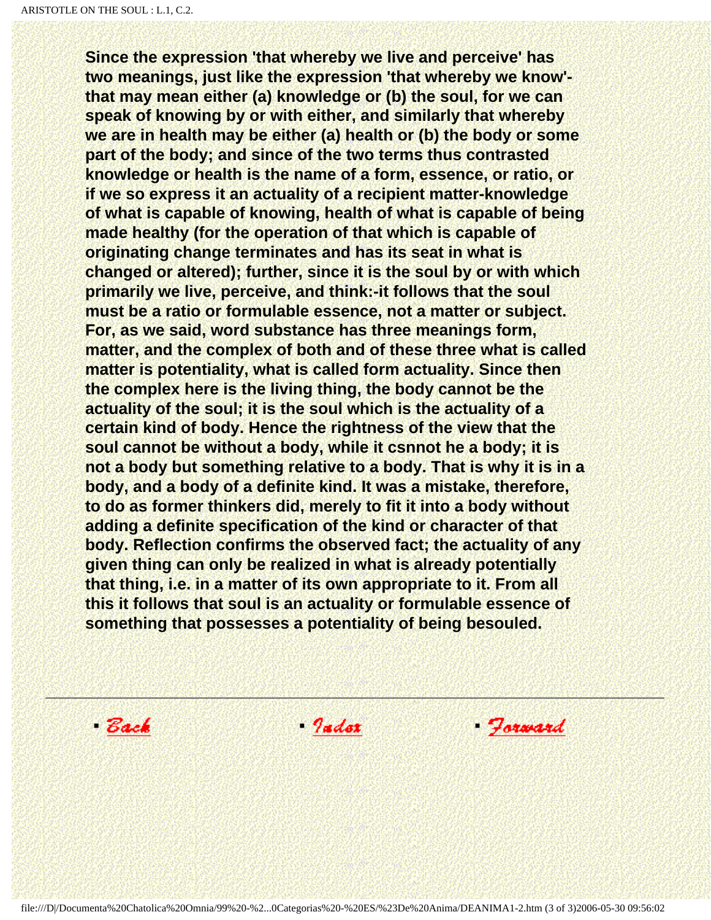**Since the expression 'that whereby we live and perceive' has two meanings, just like the expression 'that whereby we know'-that may mean either (a) knowledge or (b) the soul, for we can speak of knowing by or with either, and similarly that whereby we are in health may be either (a) health or (b) the body or some part of the body; and since of the two terms thus contrasted knowledge or health is the name of a form, essence, or ratio, or if we so express it an actuality of a recipient matter-knowledge of what is capable of knowing, health of what is capable of being made healthy (for the operation of that which is capable of originating change terminates and has its seat in what is changed or altered); further, since it is the soul by or with which primarily we live, perceive, and think:-it follows that the soul must be a ratio or formulable essence, not a matter or subject. For, as we said, word substance has three meanings form, matter, and the complex of both and of these three what is called matter is potentiality, what is called form actuality. Since then the complex here is the living thing, the body cannot be the actuality of the soul; it is the soul which is the actuality of a certain kind of body. Hence the rightness of the view that the soul cannot be without a body, while it csnnot he a body; it is not a body but something relative to a body. That is why it is in a body, and a body of a definite kind. It was a mistake, therefore, to do as former thinkers did, merely to fit it into a body without adding a definite specification of the kind or character of that body. Reflection confirms the observed fact; the actuality of any given thing can only be realized in what is already potentially that thing, i.e. in a matter of its own appropriate to it. From all this it follows that soul is an actuality or formulable essence of something that possesses a potentiality of being besouled.**

---

- Back
- Index
- Forward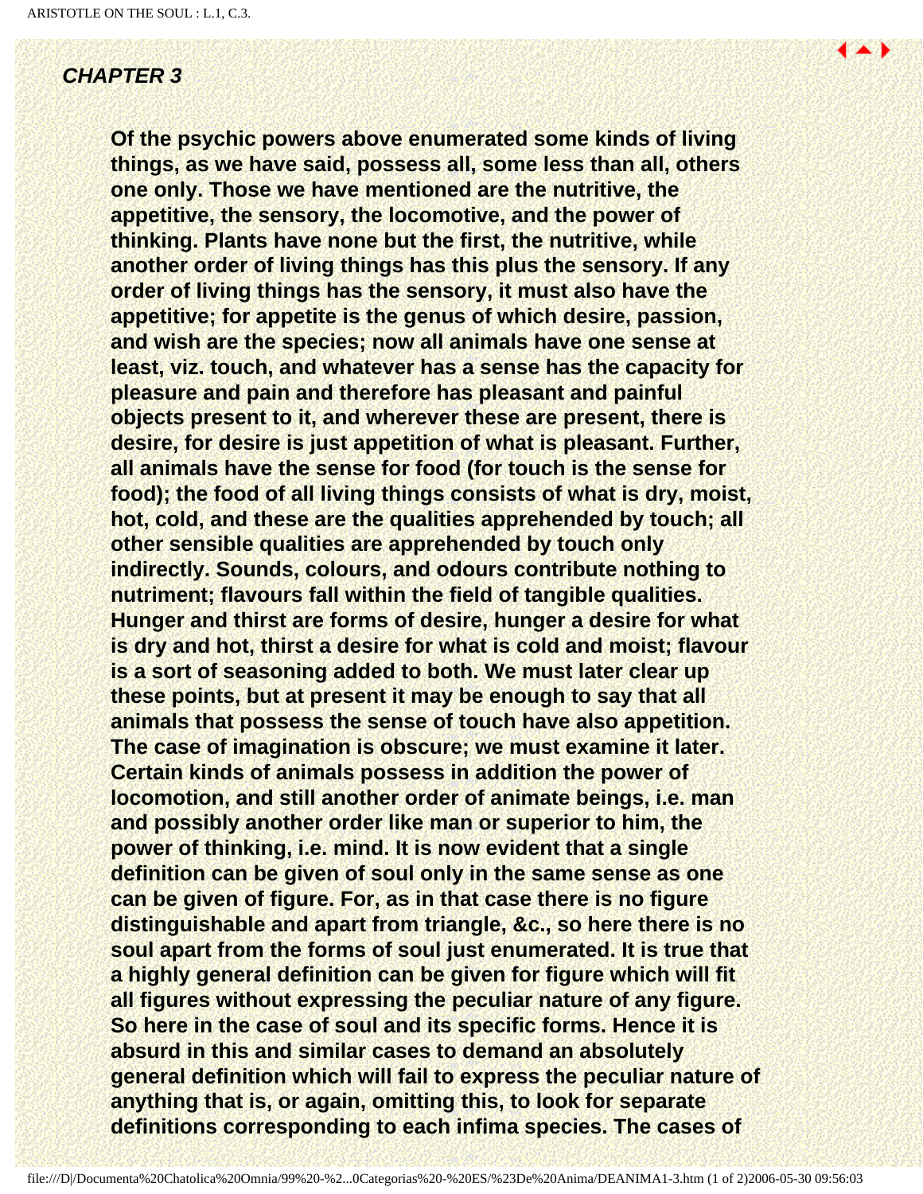## *CHAPTER 3*

**Of the psychic powers above enumerated some kinds of living things, as we have said, possess all, some less than all, others one only. Those we have mentioned are the nutritive, the appetitive, the sensory, the locomotive, and the power of thinking. Plants have none but the first, the nutritive, while another order of living things has this plus the sensory. If any order of living things has the sensory, it must also have the appetitive; for appetite is the genus of which desire, passion, and wish are the species; now all animals have one sense at least, viz. touch, and whatever has a sense has the capacity for pleasure and pain and therefore has pleasant and painful objects present to it, and wherever these are present, there is desire, for desire is just appetition of what is pleasant. Further, all animals have the sense for food (for touch is the sense for food); the food of all living things consists of what is dry, moist, hot, cold, and these are the qualities apprehended by touch; all other sensible qualities are apprehended by touch only indirectly. Sounds, colours, and odours contribute nothing to nutriment; flavours fall within the field of tangible qualities. Hunger and thirst are forms of desire, hunger a desire for what is dry and hot, thirst a desire for what is cold and moist; flavour is a sort of seasoning added to both. We must later clear up these points, but at present it may be enough to say that all animals that possess the sense of touch have also appetition. The case of imagination is obscure; we must examine it later. Certain kinds of animals possess in addition the power of locomotion, and still another order of animate beings, i.e. man and possibly another order like man or superior to him, the power of thinking, i.e. mind. It is now evident that a single definition can be given of soul only in the same sense as one can be given of figure. For, as in that case there is no figure distinguishable and apart from triangle, &c., so here there is no soul apart from the forms of soul just enumerated. It is true that a highly general definition can be given for figure which will fit all figures without expressing the peculiar nature of any figure. So here in the case of soul and its specific forms. Hence it is absurd in this and similar cases to demand an absolutely general definition which will fail to express the peculiar nature of anything that is, or again, omitting this, to look for separate definitions corresponding to each infima species. The cases of**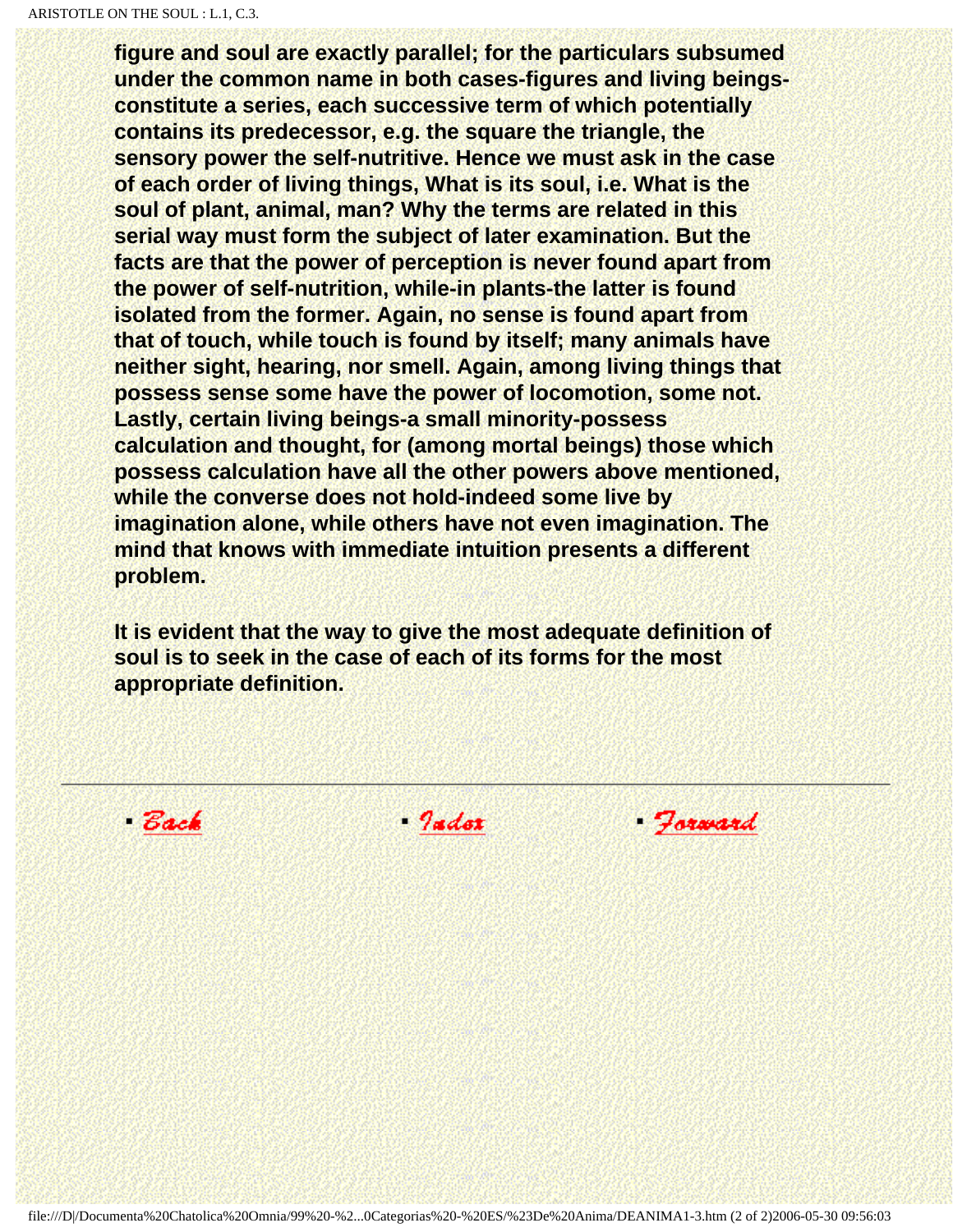**figure and soul are exactly parallel; for the particulars subsumed under the common name in both cases-figures and living beings-constitute a series, each successive term of which potentially contains its predecessor, e.g. the square the triangle, the sensory power the self-nutritive. Hence we must ask in the case of each order of living things, What is its soul, i.e. What is the soul of plant, animal, man? Why the terms are related in this serial way must form the subject of later examination. But the facts are that the power of perception is never found apart from the power of self-nutrition, while-in plants-the latter is found isolated from the former. Again, no sense is found apart from that of touch, while touch is found by itself; many animals have neither sight, hearing, nor smell. Again, among living things that possess sense some have the power of locomotion, some not. Lastly, certain living beings-a small minority-possess calculation and thought, for (among mortal beings) those which possess calculation have all the other powers above mentioned, while the converse does not hold-indeed some live by imagination alone, while others have not even imagination. The mind that knows with immediate intuition presents a different problem.**

**It is evident that the way to give the most adequate definition of soul is to seek in the case of each of its forms for the most appropriate definition.**

---

- Back
- Index
- Forward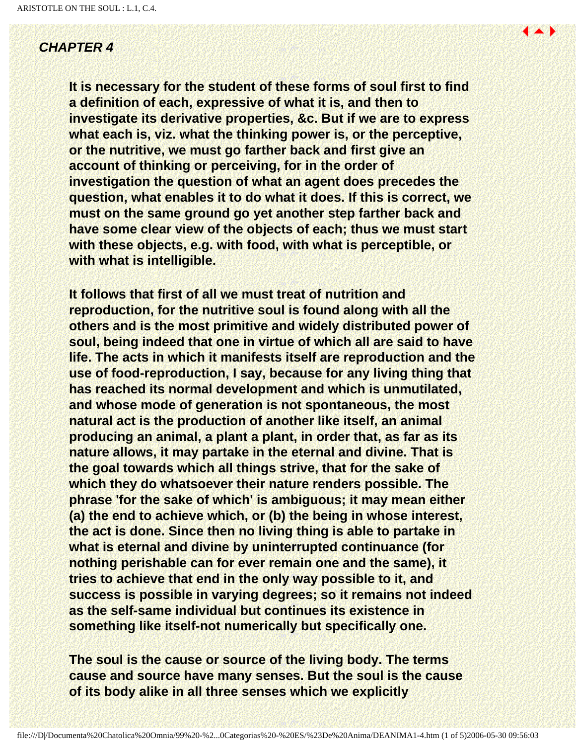***CHAPTER 4***

**It is necessary for the student of these forms of soul first to find a definition of each, expressive of what it is, and then to investigate its derivative properties, &c. But if we are to express what each is, viz. what the thinking power is, or the perceptive, or the nutritive, we must go farther back and first give an account of thinking or perceiving, for in the order of investigation the question of what an agent does precedes the question, what enables it to do what it does. If this is correct, we must on the same ground go yet another step farther back and have some clear view of the objects of each; thus we must start with these objects, e.g. with food, with what is perceptible, or with what is intelligible.**

**It follows that first of all we must treat of nutrition and reproduction, for the nutritive soul is found along with all the others and is the most primitive and widely distributed power of soul, being indeed that one in virtue of which all are said to have life. The acts in which it manifests itself are reproduction and the use of food-reproduction, I say, because for any living thing that has reached its normal development and which is unmutilated, and whose mode of generation is not spontaneous, the most natural act is the production of another like itself, an animal producing an animal, a plant a plant, in order that, as far as its nature allows, it may partake in the eternal and divine. That is the goal towards which all things strive, that for the sake of which they do whatsoever their nature renders possible. The phrase 'for the sake of which' is ambiguous; it may mean either (a) the end to achieve which, or (b) the being in whose interest, the act is done. Since then no living thing is able to partake in what is eternal and divine by uninterrupted continuance (for nothing perishable can for ever remain one and the same), it tries to achieve that end in the only way possible to it, and success is possible in varying degrees; so it remains not indeed as the self-same individual but continues its existence in something like itself-not numerically but specifically one.**

**The soul is the cause or source of the living body. The terms cause and source have many senses. But the soul is the cause of its body alike in all three senses which we explicitly**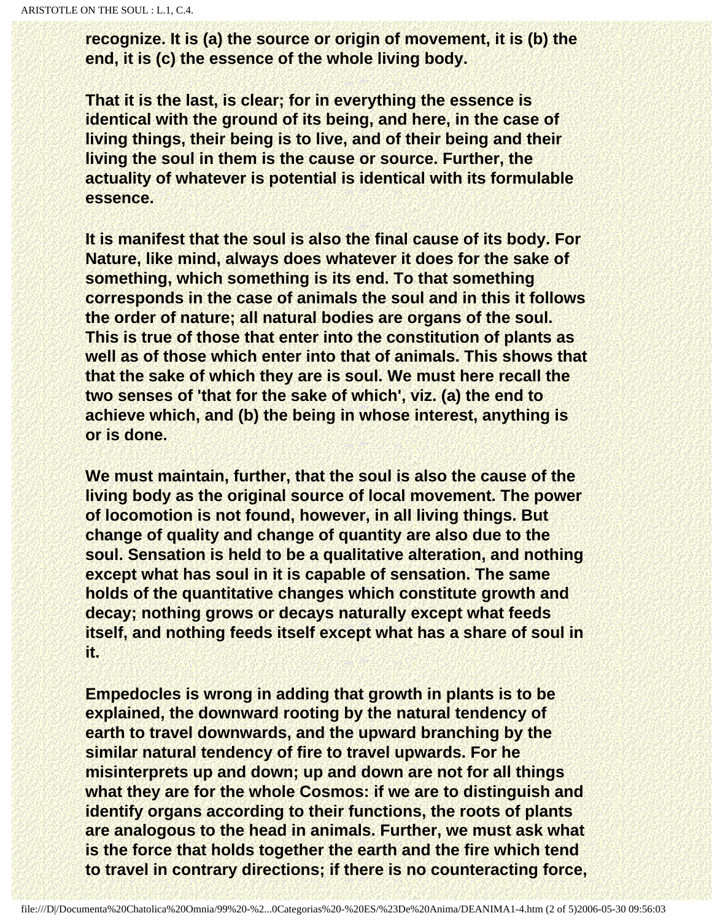recognize. It is (a) the source or origin of movement, it is (b) the end, it is (c) the essence of the whole living body.

That it is the last, is clear; for in everything the essence is identical with the ground of its being, and here, in the case of living things, their being is to live, and of their being and their living the soul in them is the cause or source. Further, the actuality of whatever is potential is identical with its formulable essence.

It is manifest that the soul is also the final cause of its body. For Nature, like mind, always does whatever it does for the sake of something, which something is its end. To that something corresponds in the case of animals the soul and in this it follows the order of nature; all natural bodies are organs of the soul. This is true of those that enter into the constitution of plants as well as of those which enter into that of animals. This shows that that the sake of which they are is soul. We must here recall the two senses of 'that for the sake of which', viz. (a) the end to achieve which, and (b) the being in whose interest, anything is or is done.

We must maintain, further, that the soul is also the cause of the living body as the original source of local movement. The power of locomotion is not found, however, in all living things. But change of quality and change of quantity are also due to the soul. Sensation is held to be a qualitative alteration, and nothing except what has soul in it is capable of sensation. The same holds of the quantitative changes which constitute growth and decay; nothing grows or decays naturally except what feeds itself, and nothing feeds itself except what has a share of soul in it.

Empedocles is wrong in adding that growth in plants is to be explained, the downward rooting by the natural tendency of earth to travel downwards, and the upward branching by the similar natural tendency of fire to travel upwards. For he misinterprets up and down; up and down are not for all things what they are for the whole Cosmos: if we are to distinguish and identify organs according to their functions, the roots of plants are analogous to the head in animals. Further, we must ask what is the force that holds together the earth and the fire which tend to travel in contrary directions; if there is no counteracting force,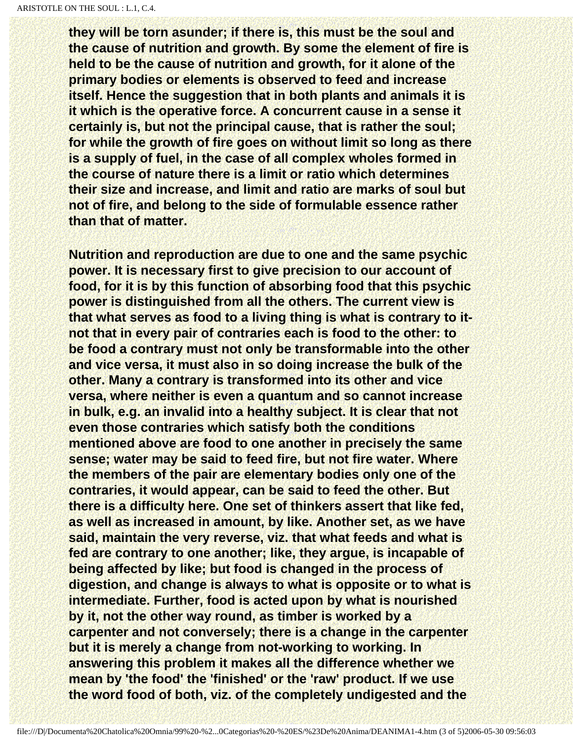they will be torn asunder; if there is, this must be the soul and the cause of nutrition and growth. By some the element of fire is held to be the cause of nutrition and growth, for it alone of the primary bodies or elements is observed to feed and increase itself. Hence the suggestion that in both plants and animals it is it which is the operative force. A concurrent cause in a sense it certainly is, but not the principal cause, that is rather the soul; for while the growth of fire goes on without limit so long as there is a supply of fuel, in the case of all complex wholes formed in the course of nature there is a limit or ratio which determines their size and increase, and limit and ratio are marks of soul but not of fire, and belong to the side of formulable essence rather than that of matter.

Nutrition and reproduction are due to one and the same psychic power. It is necessary first to give precision to our account of food, for it is by this function of absorbing food that this psychic power is distinguished from all the others. The current view is that what serves as food to a living thing is what is contrary to it-not that in every pair of contraries each is food to the other: to be food a contrary must not only be transformable into the other and vice versa, it must also in so doing increase the bulk of the other. Many a contrary is transformed into its other and vice versa, where neither is even a quantum and so cannot increase in bulk, e.g. an invalid into a healthy subject. It is clear that not even those contraries which satisfy both the conditions mentioned above are food to one another in precisely the same sense; water may be said to feed fire, but not fire water. Where the members of the pair are elementary bodies only one of the contraries, it would appear, can be said to feed the other. But there is a difficulty here. One set of thinkers assert that like fed, as well as increased in amount, by like. Another set, as we have said, maintain the very reverse, viz. that what feeds and what is fed are contrary to one another; like, they argue, is incapable of being affected by like; but food is changed in the process of digestion, and change is always to what is opposite or to what is intermediate. Further, food is acted upon by what is nourished by it, not the other way round, as timber is worked by a carpenter and not conversely; there is a change in the carpenter but it is merely a change from not-working to working. In answering this problem it makes all the difference whether we mean by 'the food' the 'finished' or the 'raw' product. If we use the word food of both, viz. of the completely undigested and the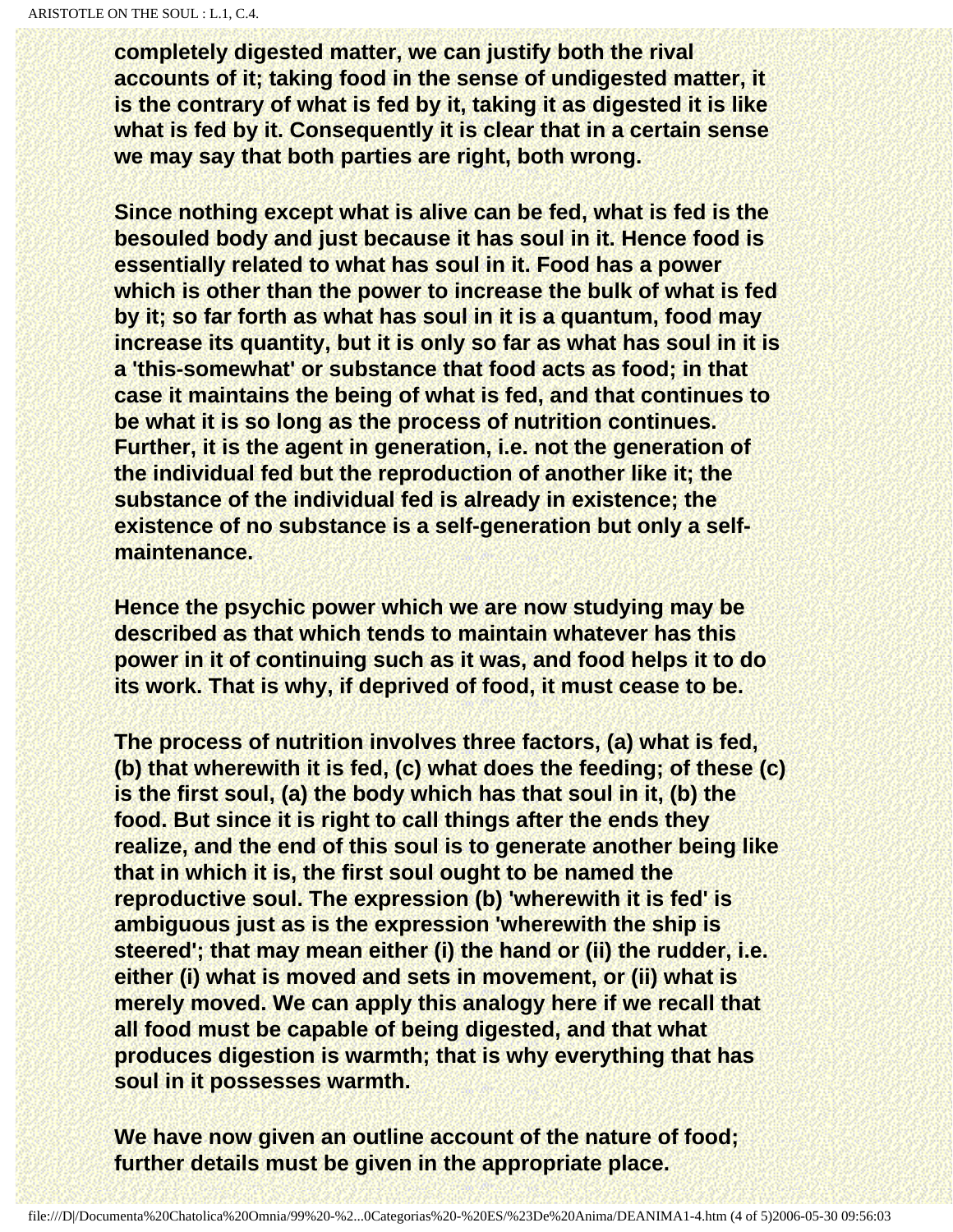completely digested matter, we can justify both the rival accounts of it; taking food in the sense of undigested matter, it is the contrary of what is fed by it, taking it as digested it is like what is fed by it. Consequently it is clear that in a certain sense we may say that both parties are right, both wrong.

Since nothing except what is alive can be fed, what is fed is the besouled body and just because it has soul in it. Hence food is essentially related to what has soul in it. Food has a power which is other than the power to increase the bulk of what is fed by it; so far forth as what has soul in it is a quantum, food may increase its quantity, but it is only so far as what has soul in it is a 'this-somewhat' or substance that food acts as food; in that case it maintains the being of what is fed, and that continues to be what it is so long as the process of nutrition continues. Further, it is the agent in generation, i.e. not the generation of the individual fed but the reproduction of another like it; the substance of the individual fed is already in existence; the existence of no substance is a self-generation but only a self-maintenance.

Hence the psychic power which we are now studying may be described as that which tends to maintain whatever has this power in it of continuing such as it was, and food helps it to do its work. That is why, if deprived of food, it must cease to be.

The process of nutrition involves three factors, (a) what is fed, (b) that wherewith it is fed, (c) what does the feeding; of these (c) is the first soul, (a) the body which has that soul in it, (b) the food. But since it is right to call things after the ends they realize, and the end of this soul is to generate another being like that in which it is, the first soul ought to be named the reproductive soul. The expression (b) 'wherewith it is fed' is ambiguous just as is the expression 'wherewith the ship is steered'; that may mean either (i) the hand or (ii) the rudder, i.e. either (i) what is moved and sets in movement, or (ii) what is merely moved. We can apply this analogy here if we recall that all food must be capable of being digested, and that what produces digestion is warmth; that is why everything that has soul in it possesses warmth.

We have now given an outline account of the nature of food; further details must be given in the appropriate place.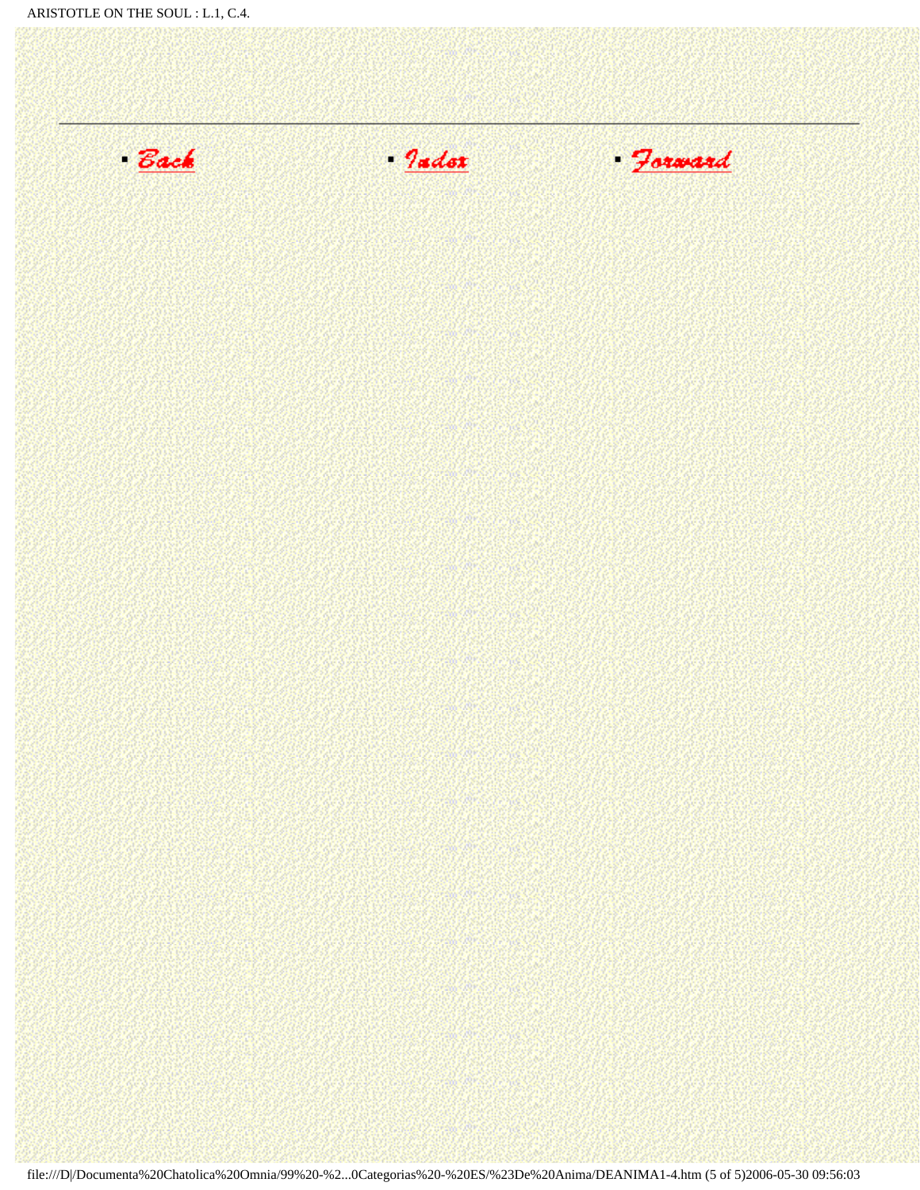- Back
- Index
- Forward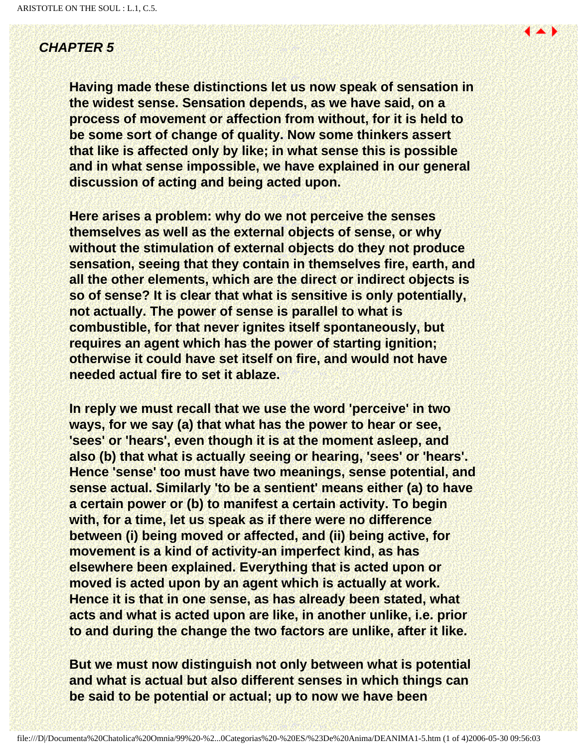## *CHAPTER 5*

**Having made these distinctions let us now speak of sensation in the widest sense. Sensation depends, as we have said, on a process of movement or affection from without, for it is held to be some sort of change of quality. Now some thinkers assert that like is affected only by like; in what sense this is possible and in what sense impossible, we have explained in our general discussion of acting and being acted upon.**

**Here arises a problem: why do we not perceive the senses themselves as well as the external objects of sense, or why without the stimulation of external objects do they not produce sensation, seeing that they contain in themselves fire, earth, and all the other elements, which are the direct or indirect objects is so of sense? It is clear that what is sensitive is only potentially, not actually. The power of sense is parallel to what is combustible, for that never ignites itself spontaneously, but requires an agent which has the power of starting ignition; otherwise it could have set itself on fire, and would not have needed actual fire to set it ablaze.**

**In reply we must recall that we use the word 'perceive' in two ways, for we say (a) that what has the power to hear or see, 'sees' or 'hears', even though it is at the moment asleep, and also (b) that what is actually seeing or hearing, 'sees' or 'hears'. Hence 'sense' too must have two meanings, sense potential, and sense actual. Similarly 'to be a sentient' means either (a) to have a certain power or (b) to manifest a certain activity. To begin with, for a time, let us speak as if there were no difference between (i) being moved or affected, and (ii) being active, for movement is a kind of activity-an imperfect kind, as has elsewhere been explained. Everything that is acted upon or moved is acted upon by an agent which is actually at work. Hence it is that in one sense, as has already been stated, what acts and what is acted upon are like, in another unlike, i.e. prior to and during the change the two factors are unlike, after it like.**

**But we must now distinguish not only between what is potential and what is actual but also different senses in which things can be said to be potential or actual; up to now we have been**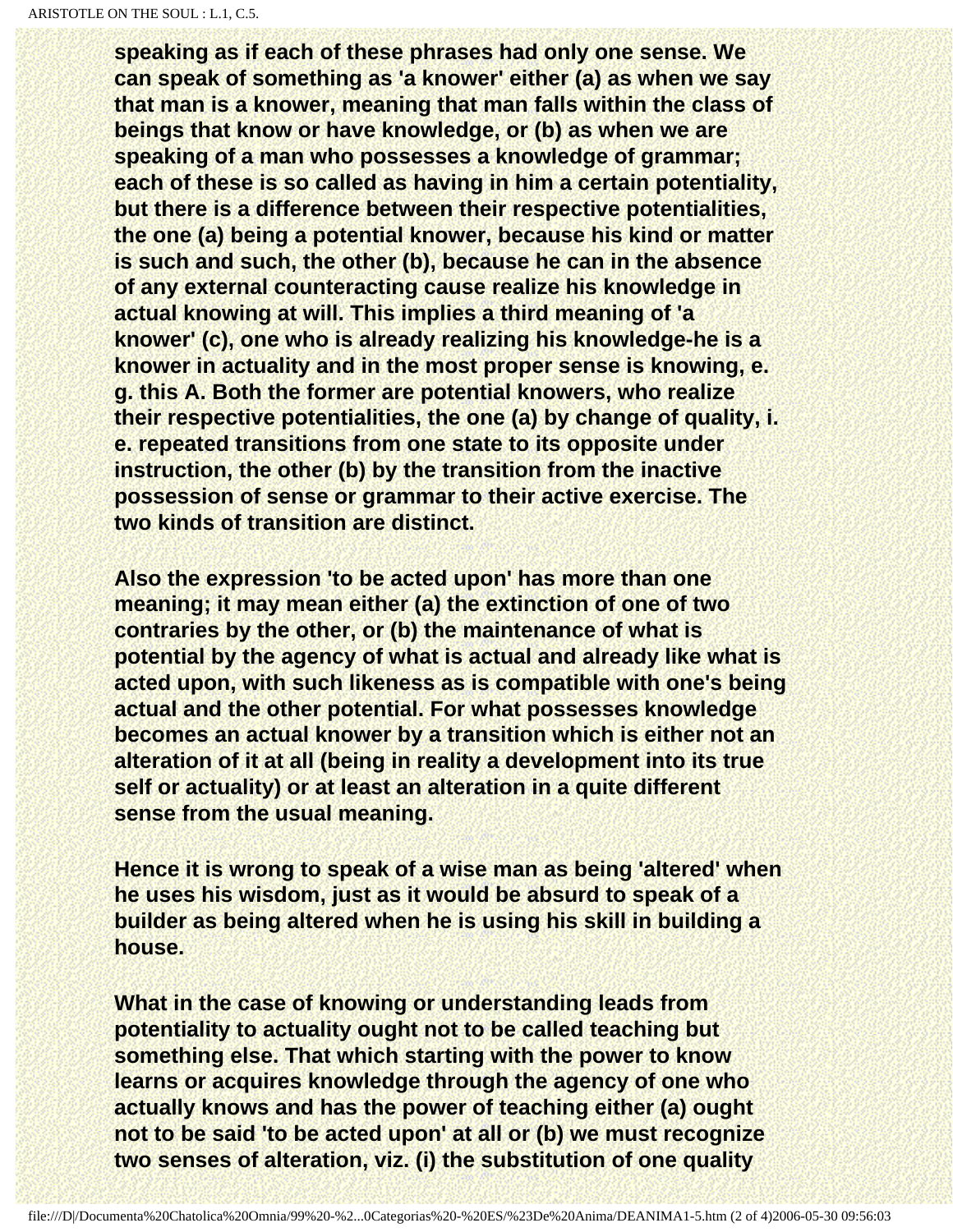**speaking as if each of these phrases had only one sense. We can speak of something as 'a knower' either (a) as when we say that man is a knower, meaning that man falls within the class of beings that know or have knowledge, or (b) as when we are speaking of a man who possesses a knowledge of grammar; each of these is so called as having in him a certain potentiality, but there is a difference between their respective potentialities, the one (a) being a potential knower, because his kind or matter is such and such, the other (b), because he can in the absence of any external counteracting cause realize his knowledge in actual knowing at will. This implies a third meaning of 'a knower' (c), one who is already realizing his knowledge-he is a knower in actuality and in the most proper sense is knowing, e. g. this A. Both the former are potential knowers, who realize their respective potentialities, the one (a) by change of quality, i. e. repeated transitions from one state to its opposite under instruction, the other (b) by the transition from the inactive possession of sense or grammar to their active exercise. The two kinds of transition are distinct.**

**Also the expression 'to be acted upon' has more than one meaning; it may mean either (a) the extinction of one of two contraries by the other, or (b) the maintenance of what is potential by the agency of what is actual and already like what is acted upon, with such likeness as is compatible with one's being actual and the other potential. For what possesses knowledge becomes an actual knower by a transition which is either not an alteration of it at all (being in reality a development into its true self or actuality) or at least an alteration in a quite different sense from the usual meaning.**

**Hence it is wrong to speak of a wise man as being 'altered' when he uses his wisdom, just as it would be absurd to speak of a builder as being altered when he is using his skill in building a house.**

**What in the case of knowing or understanding leads from potentiality to actuality ought not to be called teaching but something else. That which starting with the power to know learns or acquires knowledge through the agency of one who actually knows and has the power of teaching either (a) ought not to be said 'to be acted upon' at all or (b) we must recognize two senses of alteration, viz. (i) the substitution of one quality**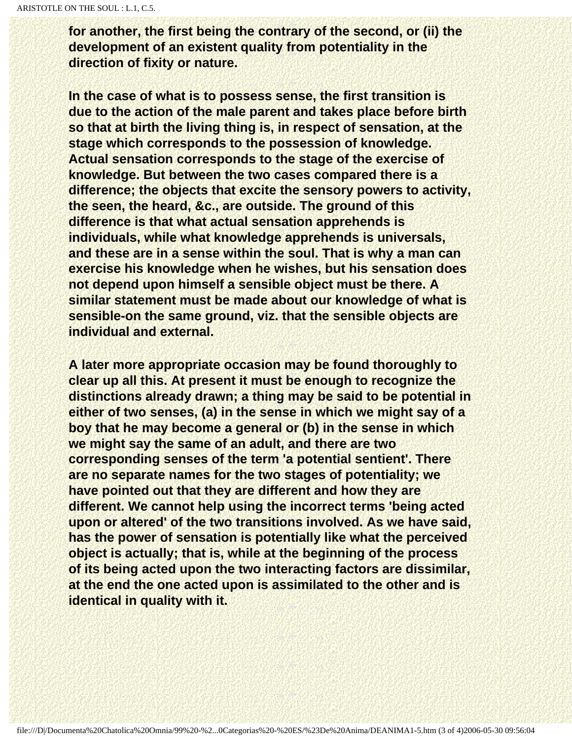**for another, the first being the contrary of the second, or (ii) the development of an existent quality from potentiality in the direction of fixity or nature.**

**In the case of what is to possess sense, the first transition is due to the action of the male parent and takes place before birth so that at birth the living thing is, in respect of sensation, at the stage which corresponds to the possession of knowledge. Actual sensation corresponds to the stage of the exercise of knowledge. But between the two cases compared there is a difference; the objects that excite the sensory powers to activity, the seen, the heard, &c., are outside. The ground of this difference is that what actual sensation apprehends is individuals, while what knowledge apprehends is universals, and these are in a sense within the soul. That is why a man can exercise his knowledge when he wishes, but his sensation does not depend upon himself a sensible object must be there. A similar statement must be made about our knowledge of what is sensible-on the same ground, viz. that the sensible objects are individual and external.**

**A later more appropriate occasion may be found thoroughly to clear up all this. At present it must be enough to recognize the distinctions already drawn; a thing may be said to be potential in either of two senses, (a) in the sense in which we might say of a boy that he may become a general or (b) in the sense in which we might say the same of an adult, and there are two corresponding senses of the term 'a potential sentient'. There are no separate names for the two stages of potentiality; we have pointed out that they are different and how they are different. We cannot help using the incorrect terms 'being acted upon or altered' of the two transitions involved. As we have said, has the power of sensation is potentially like what the perceived object is actually; that is, while at the beginning of the process of its being acted upon the two interacting factors are dissimilar, at the end the one acted upon is assimilated to the other and is identical in quality with it.**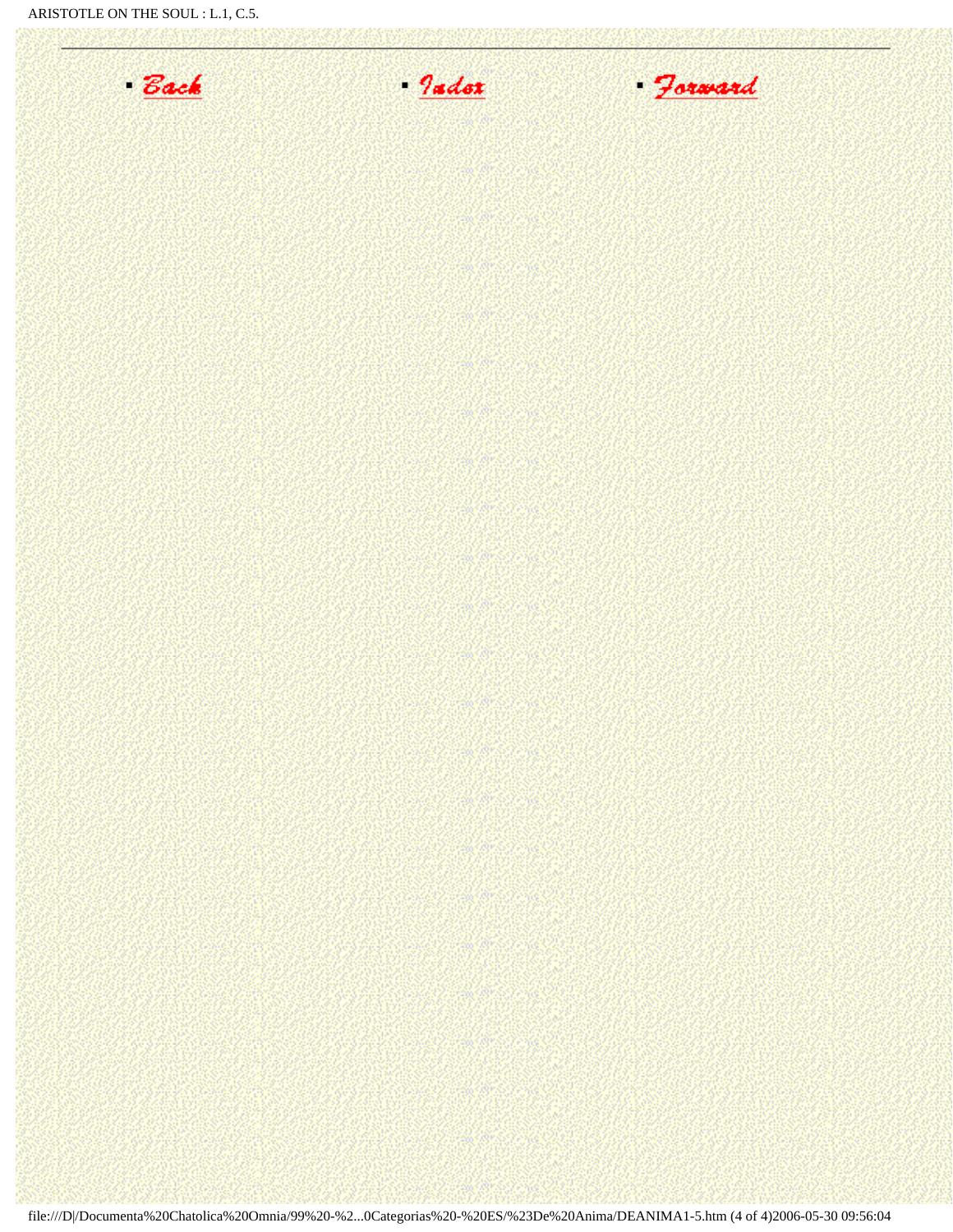- Back
- Index
- Forward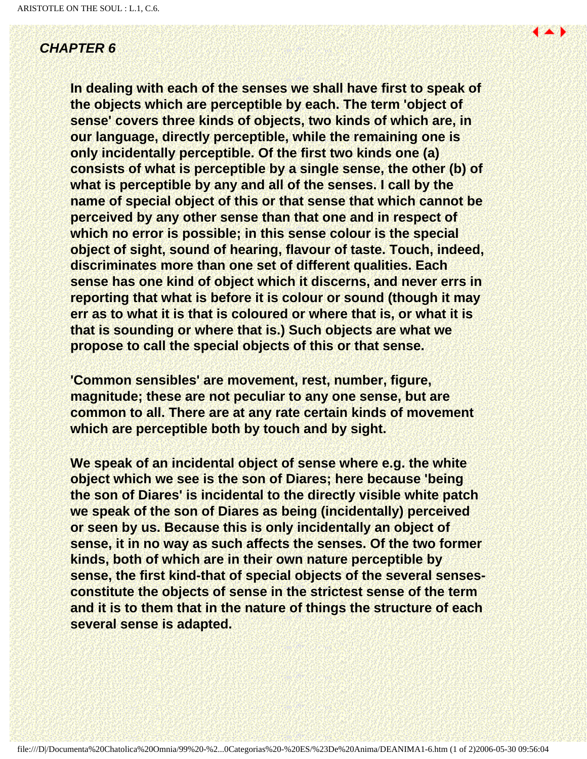## CHAPTER 6

**In dealing with each of the senses we shall have first to speak of the objects which are perceptible by each. The term 'object of sense' covers three kinds of objects, two kinds of which are, in our language, directly perceptible, while the remaining one is only incidentally perceptible. Of the first two kinds one (a) consists of what is perceptible by a single sense, the other (b) of what is perceptible by any and all of the senses. I call by the name of special object of this or that sense that which cannot be perceived by any other sense than that one and in respect of which no error is possible; in this sense colour is the special object of sight, sound of hearing, flavour of taste. Touch, indeed, discriminates more than one set of different qualities. Each sense has one kind of object which it discerns, and never errs in reporting that what is before it is colour or sound (though it may err as to what it is that is coloured or where that is, or what it is that is sounding or where that is.) Such objects are what we propose to call the special objects of this or that sense.**

**'Common sensibles' are movement, rest, number, figure, magnitude; these are not peculiar to any one sense, but are common to all. There are at any rate certain kinds of movement which are perceptible both by touch and by sight.**

**We speak of an incidental object of sense where e.g. the white object which we see is the son of Diares; here because 'being the son of Diares' is incidental to the directly visible white patch we speak of the son of Diares as being (incidentally) perceived or seen by us. Because this is only incidentally an object of sense, it in no way as such affects the senses. Of the two former kinds, both of which are in their own nature perceptible by sense, the first kind-that of special objects of the several senses-constitute the objects of sense in the strictest sense of the term and it is to them that in the nature of things the structure of each several sense is adapted.**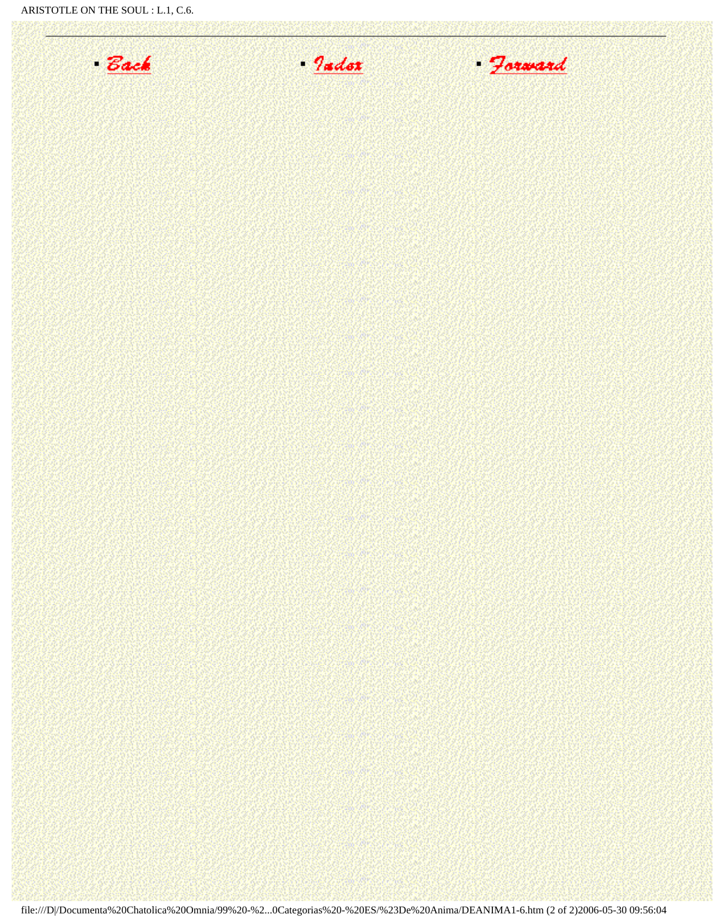- [Back]
- [Index]
- [Forward]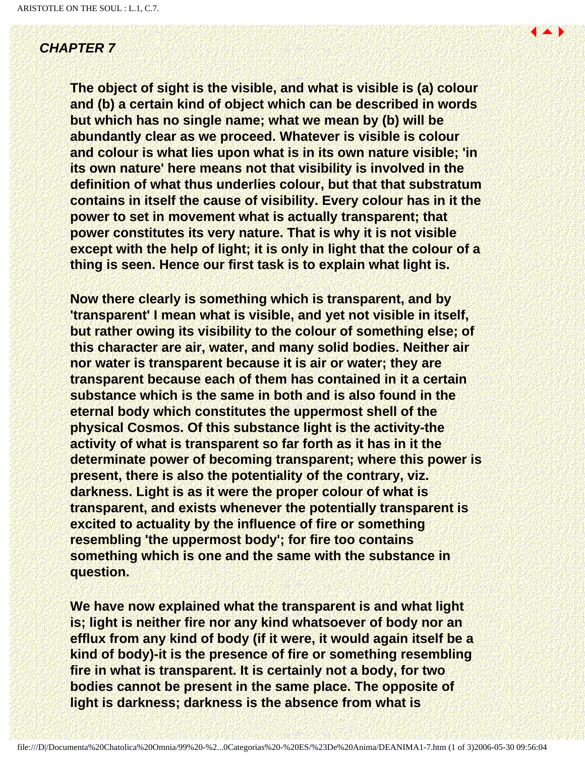***CHAPTER 7***

**The object of sight is the visible, and what is visible is (a) colour and (b) a certain kind of object which can be described in words but which has no single name; what we mean by (b) will be abundantly clear as we proceed. Whatever is visible is colour and colour is what lies upon what is in its own nature visible; 'in its own nature' here means not that visibility is involved in the definition of what thus underlies colour, but that that substratum contains in itself the cause of visibility. Every colour has in it the power to set in movement what is actually transparent; that power constitutes its very nature. That is why it is not visible except with the help of light; it is only in light that the colour of a thing is seen. Hence our first task is to explain what light is.**

**Now there clearly is something which is transparent, and by 'transparent' I mean what is visible, and yet not visible in itself, but rather owing its visibility to the colour of something else; of this character are air, water, and many solid bodies. Neither air nor water is transparent because it is air or water; they are transparent because each of them has contained in it a certain substance which is the same in both and is also found in the eternal body which constitutes the uppermost shell of the physical Cosmos. Of this substance light is the activity-the activity of what is transparent so far forth as it has in it the determinate power of becoming transparent; where this power is present, there is also the potentiality of the contrary, viz. darkness. Light is as it were the proper colour of what is transparent, and exists whenever the potentially transparent is excited to actuality by the influence of fire or something resembling 'the uppermost body'; for fire too contains something which is one and the same with the substance in question.**

**We have now explained what the transparent is and what light is; light is neither fire nor any kind whatsoever of body nor an efflux from any kind of body (if it were, it would again itself be a kind of body)-it is the presence of fire or something resembling fire in what is transparent. It is certainly not a body, for two bodies cannot be present in the same place. The opposite of light is darkness; darkness is the absence from what is**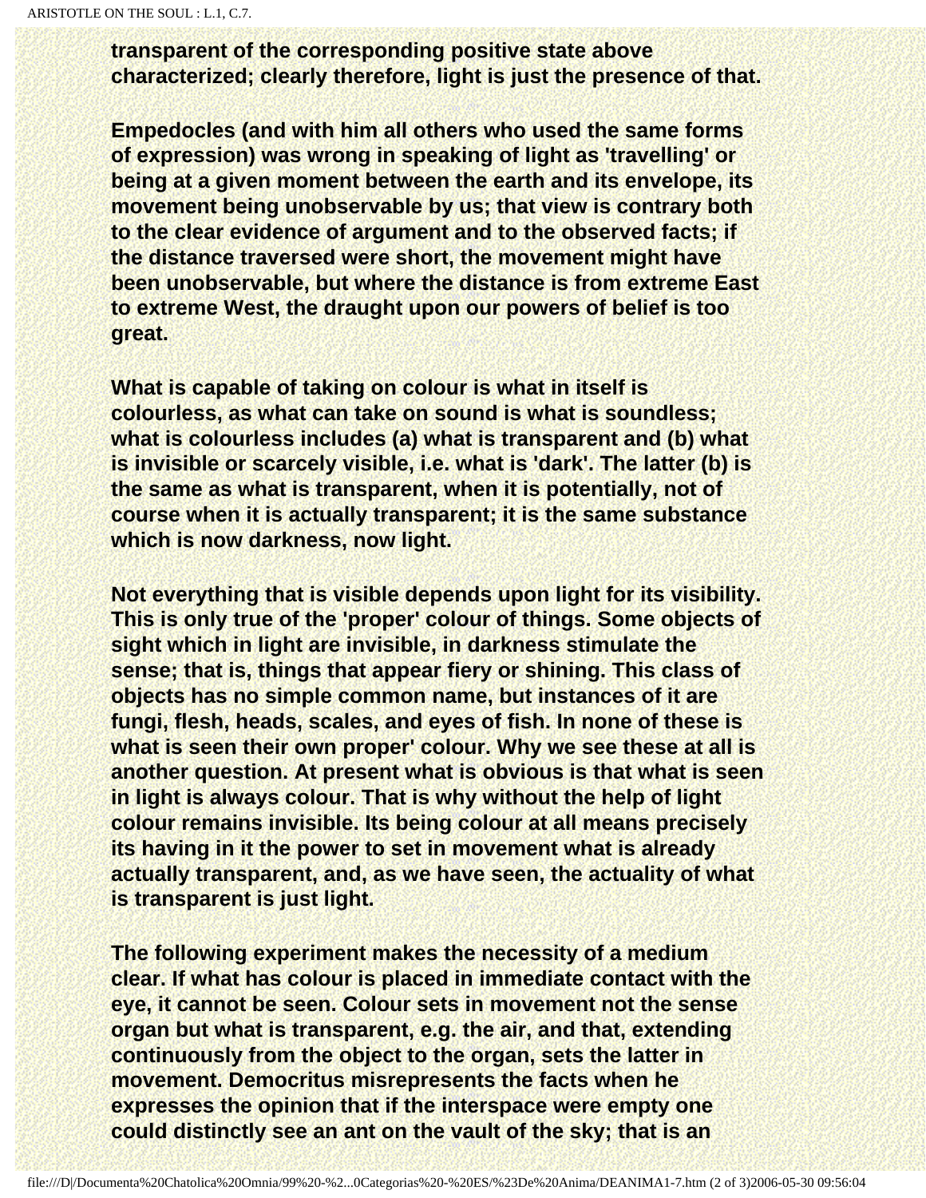**transparent of the corresponding positive state above characterized; clearly therefore, light is just the presence of that.**

**Empedocles (and with him all others who used the same forms of expression) was wrong in speaking of light as 'travelling' or being at a given moment between the earth and its envelope, its movement being unobservable by us; that view is contrary both to the clear evidence of argument and to the observed facts; if the distance traversed were short, the movement might have been unobservable, but where the distance is from extreme East to extreme West, the draught upon our powers of belief is too great.**

**What is capable of taking on colour is what in itself is colourless, as what can take on sound is what is soundless; what is colourless includes (a) what is transparent and (b) what is invisible or scarcely visible, i.e. what is 'dark'. The latter (b) is the same as what is transparent, when it is potentially, not of course when it is actually transparent; it is the same substance which is now darkness, now light.**

**Not everything that is visible depends upon light for its visibility. This is only true of the 'proper' colour of things. Some objects of sight which in light are invisible, in darkness stimulate the sense; that is, things that appear fiery or shining. This class of objects has no simple common name, but instances of it are fungi, flesh, heads, scales, and eyes of fish. In none of these is what is seen their own proper' colour. Why we see these at all is another question. At present what is obvious is that what is seen in light is always colour. That is why without the help of light colour remains invisible. Its being colour at all means precisely its having in it the power to set in movement what is already actually transparent, and, as we have seen, the actuality of what is transparent is just light.**

**The following experiment makes the necessity of a medium clear. If what has colour is placed in immediate contact with the eye, it cannot be seen. Colour sets in movement not the sense organ but what is transparent, e.g. the air, and that, extending continuously from the object to the organ, sets the latter in movement. Democritus misrepresents the facts when he expresses the opinion that if the interspace were empty one could distinctly see an ant on the vault of the sky; that is an**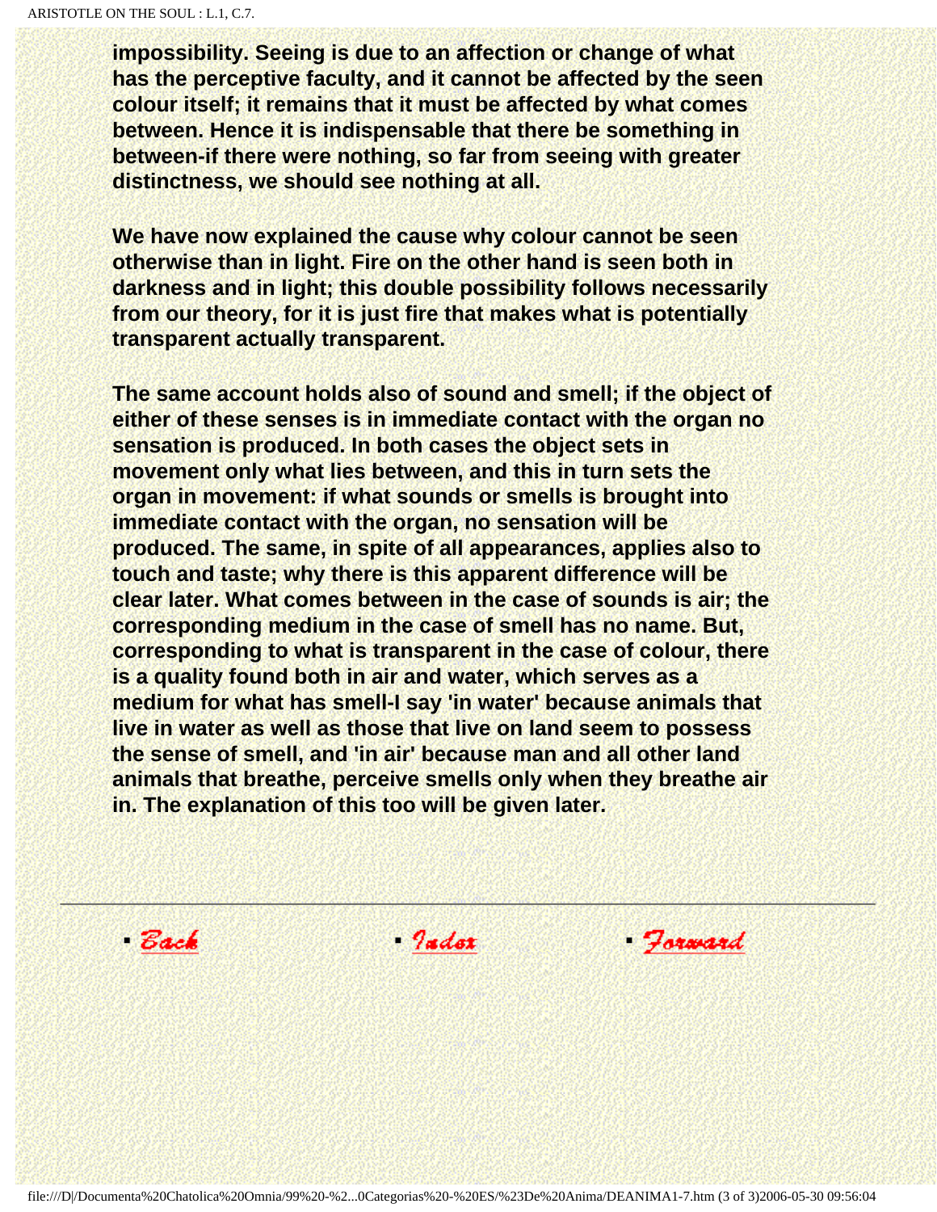**impossibility. Seeing is due to an affection or change of what has the perceptive faculty, and it cannot be affected by the seen colour itself; it remains that it must be affected by what comes between. Hence it is indispensable that there be something in between-if there were nothing, so far from seeing with greater distinctness, we should see nothing at all.**

**We have now explained the cause why colour cannot be seen otherwise than in light. Fire on the other hand is seen both in darkness and in light; this double possibility follows necessarily from our theory, for it is just fire that makes what is potentially transparent actually transparent.**

**The same account holds also of sound and smell; if the object of either of these senses is in immediate contact with the organ no sensation is produced. In both cases the object sets in movement only what lies between, and this in turn sets the organ in movement: if what sounds or smells is brought into immediate contact with the organ, no sensation will be produced. The same, in spite of all appearances, applies also to touch and taste; why there is this apparent difference will be clear later. What comes between in the case of sounds is air; the corresponding medium in the case of smell has no name. But, corresponding to what is transparent in the case of colour, there is a quality found both in air and water, which serves as a medium for what has smell-I say 'in water' because animals that live in water as well as those that live on land seem to possess the sense of smell, and 'in air' because man and all other land animals that breathe, perceive smells only when they breathe air in. The explanation of this too will be given later.**

---

- Back
- Index
- Forward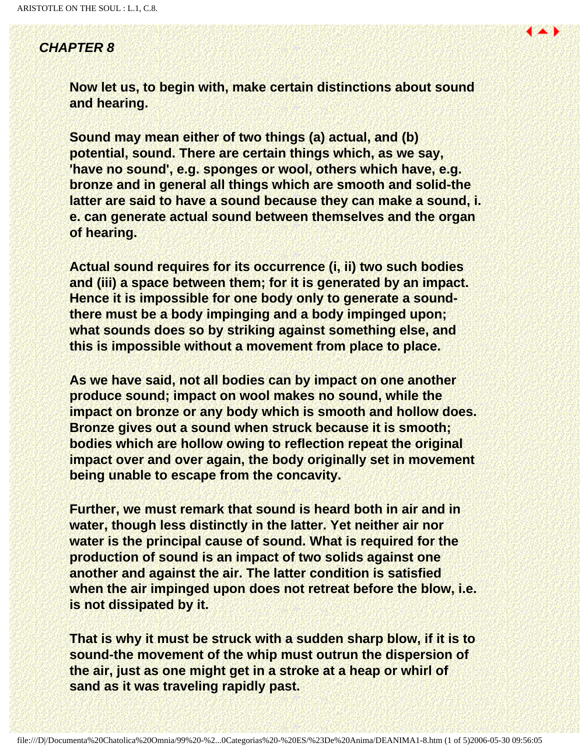### *CHAPTER 8*

**Now let us, to begin with, make certain distinctions about sound and hearing.**

**Sound may mean either of two things (a) actual, and (b) potential, sound. There are certain things which, as we say, 'have no sound', e.g. sponges or wool, others which have, e.g. bronze and in general all things which are smooth and solid-the latter are said to have a sound because they can make a sound, i. e. can generate actual sound between themselves and the organ of hearing.**

**Actual sound requires for its occurrence (i, ii) two such bodies and (iii) a space between them; for it is generated by an impact. Hence it is impossible for one body only to generate a sound-there must be a body impinging and a body impinged upon; what sounds does so by striking against something else, and this is impossible without a movement from place to place.**

**As we have said, not all bodies can by impact on one another produce sound; impact on wool makes no sound, while the impact on bronze or any body which is smooth and hollow does. Bronze gives out a sound when struck because it is smooth; bodies which are hollow owing to reflection repeat the original impact over and over again, the body originally set in movement being unable to escape from the concavity.**

**Further, we must remark that sound is heard both in air and in water, though less distinctly in the latter. Yet neither air nor water is the principal cause of sound. What is required for the production of sound is an impact of two solids against one another and against the air. The latter condition is satisfied when the air impinged upon does not retreat before the blow, i.e. is not dissipated by it.**

**That is why it must be struck with a sudden sharp blow, if it is to sound-the movement of the whip must outrun the dispersion of the air, just as one might get in a stroke at a heap or whirl of sand as it was traveling rapidly past.**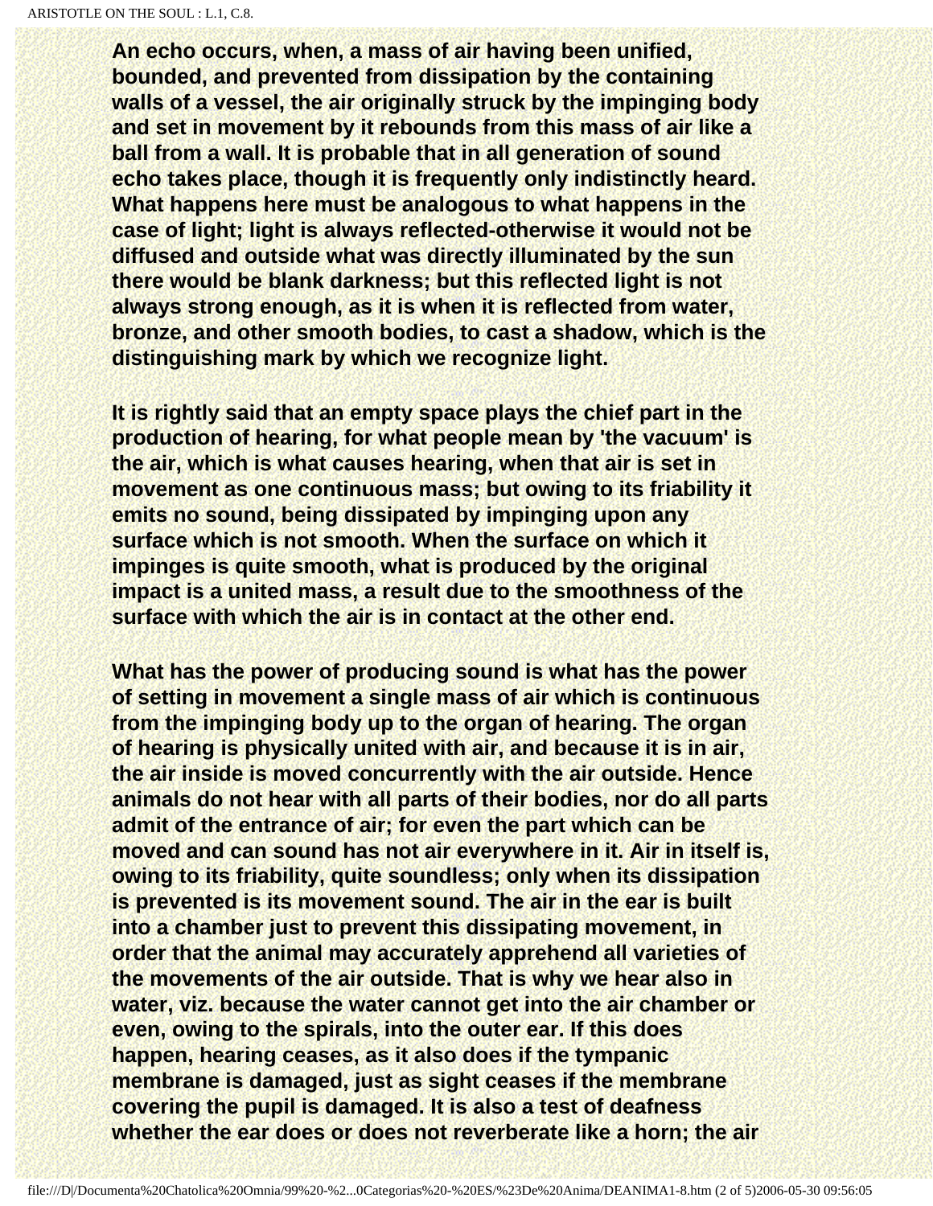**An echo occurs, when, a mass of air having been unified, bounded, and prevented from dissipation by the containing walls of a vessel, the air originally struck by the impinging body and set in movement by it rebounds from this mass of air like a ball from a wall. It is probable that in all generation of sound echo takes place, though it is frequently only indistinctly heard. What happens here must be analogous to what happens in the case of light; light is always reflected-otherwise it would not be diffused and outside what was directly illuminated by the sun there would be blank darkness; but this reflected light is not always strong enough, as it is when it is reflected from water, bronze, and other smooth bodies, to cast a shadow, which is the distinguishing mark by which we recognize light.**

**It is rightly said that an empty space plays the chief part in the production of hearing, for what people mean by 'the vacuum' is the air, which is what causes hearing, when that air is set in movement as one continuous mass; but owing to its friability it emits no sound, being dissipated by impinging upon any surface which is not smooth. When the surface on which it impinges is quite smooth, what is produced by the original impact is a united mass, a result due to the smoothness of the surface with which the air is in contact at the other end.**

**What has the power of producing sound is what has the power of setting in movement a single mass of air which is continuous from the impinging body up to the organ of hearing. The organ of hearing is physically united with air, and because it is in air, the air inside is moved concurrently with the air outside. Hence animals do not hear with all parts of their bodies, nor do all parts admit of the entrance of air; for even the part which can be moved and can sound has not air everywhere in it. Air in itself is, owing to its friability, quite soundless; only when its dissipation is prevented is its movement sound. The air in the ear is built into a chamber just to prevent this dissipating movement, in order that the animal may accurately apprehend all varieties of the movements of the air outside. That is why we hear also in water, viz. because the water cannot get into the air chamber or even, owing to the spirals, into the outer ear. If this does happen, hearing ceases, as it also does if the tympanic membrane is damaged, just as sight ceases if the membrane covering the pupil is damaged. It is also a test of deafness whether the ear does or does not reverberate like a horn; the air**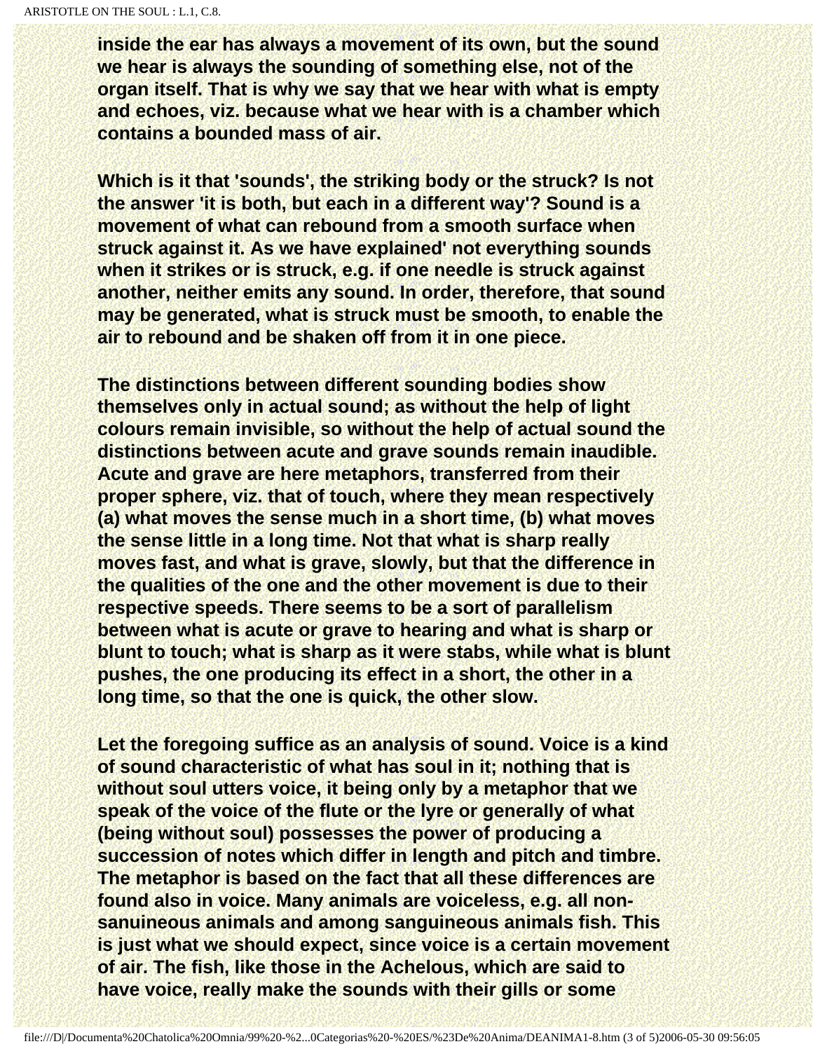**inside the ear has always a movement of its own, but the sound we hear is always the sounding of something else, not of the organ itself. That is why we say that we hear with what is empty and echoes, viz. because what we hear with is a chamber which contains a bounded mass of air.**

**Which is it that 'sounds', the striking body or the struck? Is not the answer 'it is both, but each in a different way'? Sound is a movement of what can rebound from a smooth surface when struck against it. As we have explained' not everything sounds when it strikes or is struck, e.g. if one needle is struck against another, neither emits any sound. In order, therefore, that sound may be generated, what is struck must be smooth, to enable the air to rebound and be shaken off from it in one piece.**

**The distinctions between different sounding bodies show themselves only in actual sound; as without the help of light colours remain invisible, so without the help of actual sound the distinctions between acute and grave sounds remain inaudible. Acute and grave are here metaphors, transferred from their proper sphere, viz. that of touch, where they mean respectively (a) what moves the sense much in a short time, (b) what moves the sense little in a long time. Not that what is sharp really moves fast, and what is grave, slowly, but that the difference in the qualities of the one and the other movement is due to their respective speeds. There seems to be a sort of parallelism between what is acute or grave to hearing and what is sharp or blunt to touch; what is sharp as it were stabs, while what is blunt pushes, the one producing its effect in a short, the other in a long time, so that the one is quick, the other slow.**

**Let the foregoing suffice as an analysis of sound. Voice is a kind of sound characteristic of what has soul in it; nothing that is without soul utters voice, it being only by a metaphor that we speak of the voice of the flute or the lyre or generally of what (being without soul) possesses the power of producing a succession of notes which differ in length and pitch and timbre. The metaphor is based on the fact that all these differences are found also in voice. Many animals are voiceless, e.g. all non-sanuineous animals and among sanguineous animals fish. This is just what we should expect, since voice is a certain movement of air. The fish, like those in the Achelous, which are said to have voice, really make the sounds with their gills or some**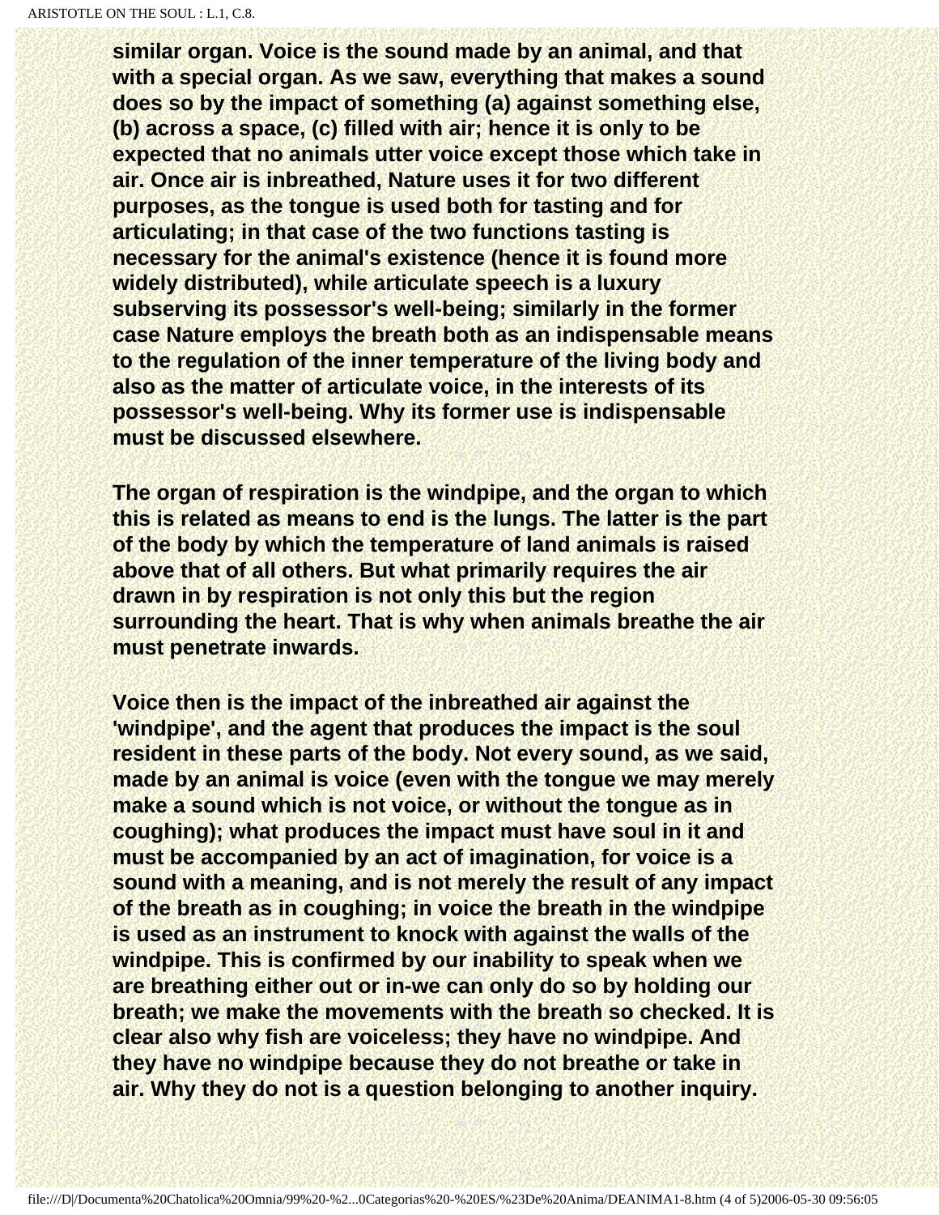**similar organ. Voice is the sound made by an animal, and that with a special organ. As we saw, everything that makes a sound does so by the impact of something (a) against something else, (b) across a space, (c) filled with air; hence it is only to be expected that no animals utter voice except those which take in air. Once air is inbreathed, Nature uses it for two different purposes, as the tongue is used both for tasting and for articulating; in that case of the two functions tasting is necessary for the animal's existence (hence it is found more widely distributed), while articulate speech is a luxury subserving its possessor's well-being; similarly in the former case Nature employs the breath both as an indispensable means to the regulation of the inner temperature of the living body and also as the matter of articulate voice, in the interests of its possessor's well-being. Why its former use is indispensable must be discussed elsewhere.**

**The organ of respiration is the windpipe, and the organ to which this is related as means to end is the lungs. The latter is the part of the body by which the temperature of land animals is raised above that of all others. But what primarily requires the air drawn in by respiration is not only this but the region surrounding the heart. That is why when animals breathe the air must penetrate inwards.**

**Voice then is the impact of the inbreathed air against the 'windpipe', and the agent that produces the impact is the soul resident in these parts of the body. Not every sound, as we said, made by an animal is voice (even with the tongue we may merely make a sound which is not voice, or without the tongue as in coughing); what produces the impact must have soul in it and must be accompanied by an act of imagination, for voice is a sound with a meaning, and is not merely the result of any impact of the breath as in coughing; in voice the breath in the windpipe is used as an instrument to knock with against the walls of the windpipe. This is confirmed by our inability to speak when we are breathing either out or in-we can only do so by holding our breath; we make the movements with the breath so checked. It is clear also why fish are voiceless; they have no windpipe. And they have no windpipe because they do not breathe or take in air. Why they do not is a question belonging to another inquiry.**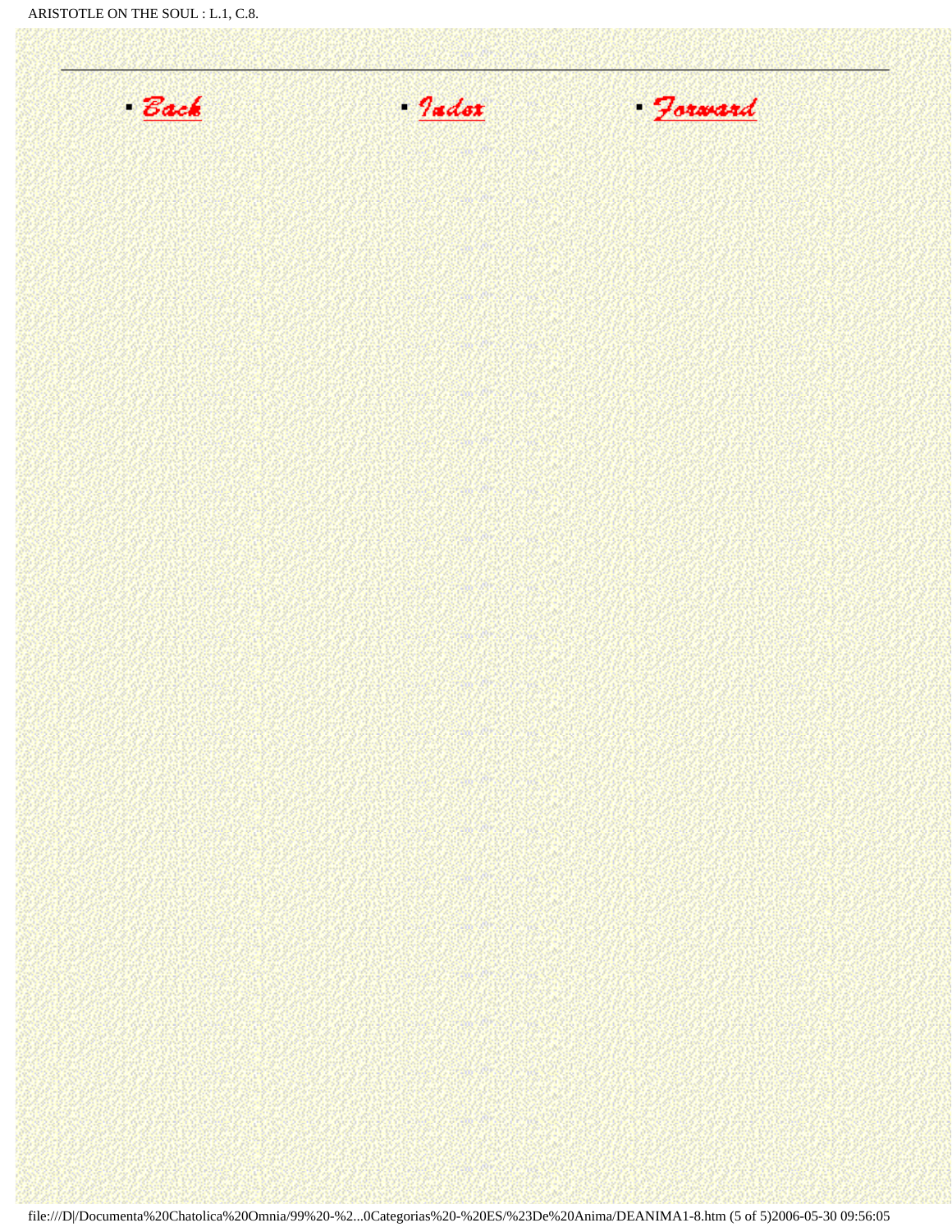- [Back]
- [Index]
- [Forward]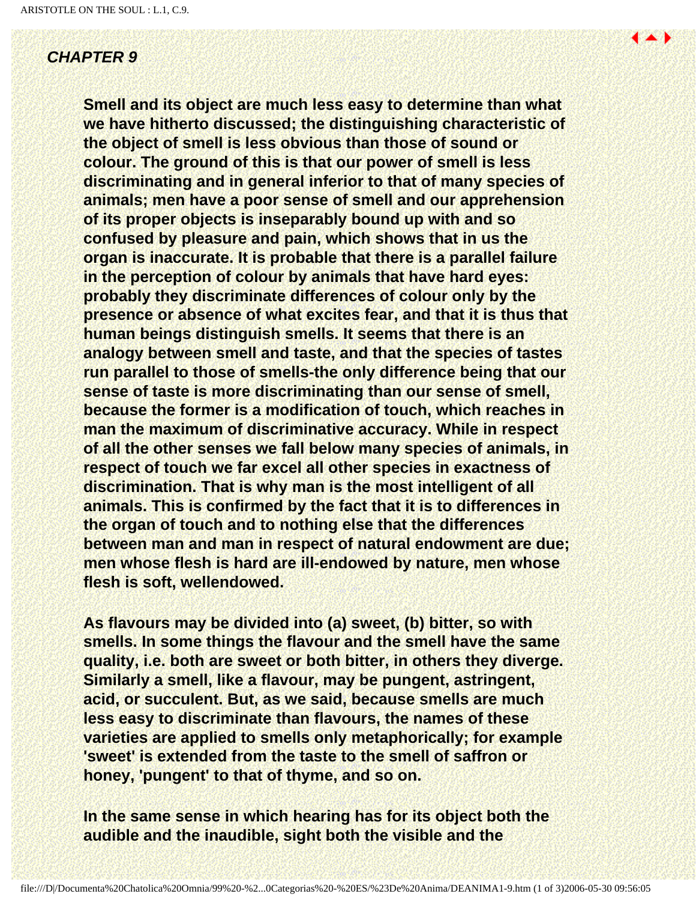***CHAPTER 9***

**Smell and its object are much less easy to determine than what we have hitherto discussed; the distinguishing characteristic of the object of smell is less obvious than those of sound or colour. The ground of this is that our power of smell is less discriminating and in general inferior to that of many species of animals; men have a poor sense of smell and our apprehension of its proper objects is inseparably bound up with and so confused by pleasure and pain, which shows that in us the organ is inaccurate. It is probable that there is a parallel failure in the perception of colour by animals that have hard eyes: probably they discriminate differences of colour only by the presence or absence of what excites fear, and that it is thus that human beings distinguish smells. It seems that there is an analogy between smell and taste, and that the species of tastes run parallel to those of smells-the only difference being that our sense of taste is more discriminating than our sense of smell, because the former is a modification of touch, which reaches in man the maximum of discriminative accuracy. While in respect of all the other senses we fall below many species of animals, in respect of touch we far excel all other species in exactness of discrimination. That is why man is the most intelligent of all animals. This is confirmed by the fact that it is to differences in the organ of touch and to nothing else that the differences between man and man in respect of natural endowment are due; men whose flesh is hard are ill-endowed by nature, men whose flesh is soft, wellendowed.**

**As flavours may be divided into (a) sweet, (b) bitter, so with smells. In some things the flavour and the smell have the same quality, i.e. both are sweet or both bitter, in others they diverge. Similarly a smell, like a flavour, may be pungent, astringent, acid, or succulent. But, as we said, because smells are much less easy to discriminate than flavours, the names of these varieties are applied to smells only metaphorically; for example 'sweet' is extended from the taste to the smell of saffron or honey, 'pungent' to that of thyme, and so on.**

**In the same sense in which hearing has for its object both the audible and the inaudible, sight both the visible and the**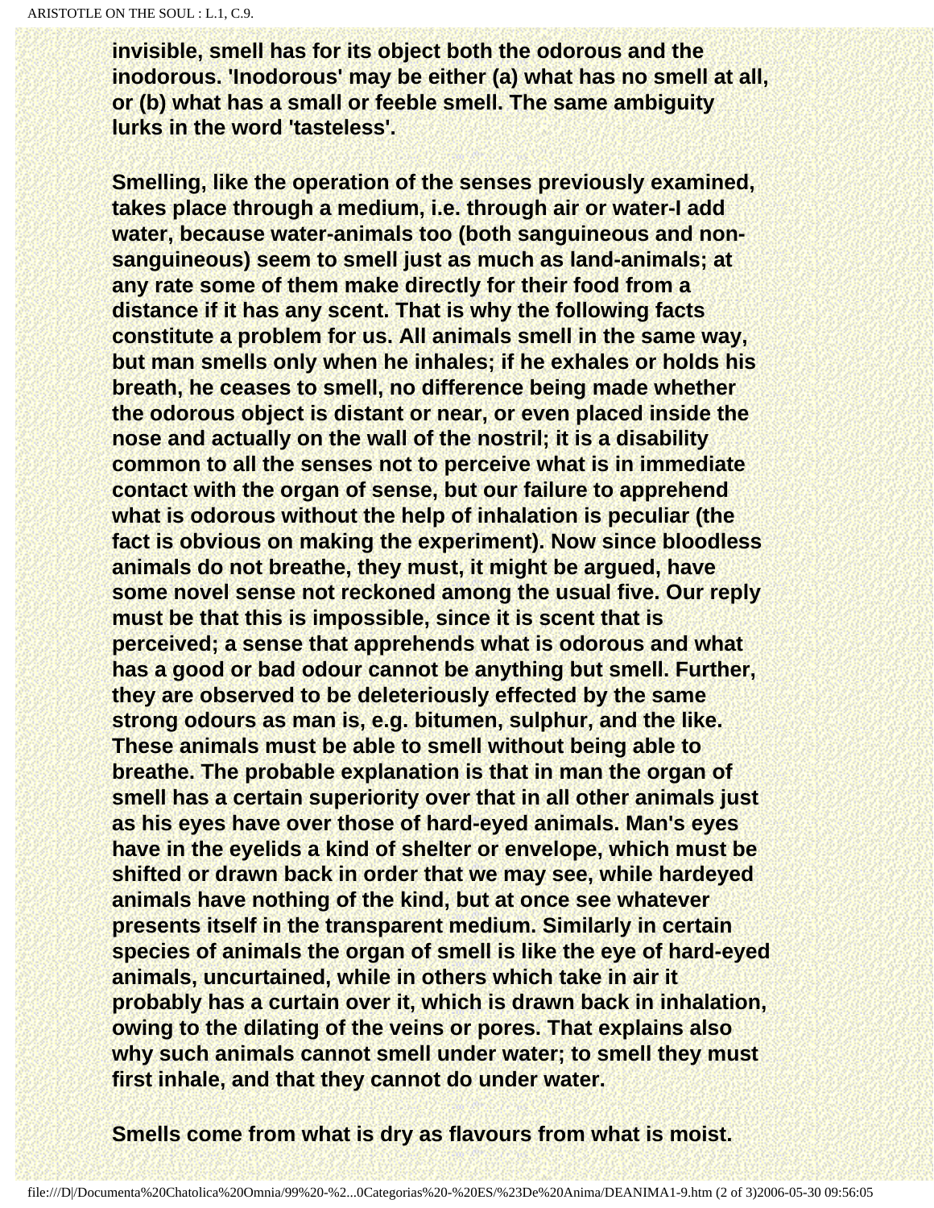invisible, smell has for its object both the odorous and the inodorous. 'Inodorous' may be either (a) what has no smell at all, or (b) what has a small or feeble smell. The same ambiguity lurks in the word 'tasteless'.

Smelling, like the operation of the senses previously examined, takes place through a medium, i.e. through air or water-I add water, because water-animals too (both sanguineous and non-sanguineous) seem to smell just as much as land-animals; at any rate some of them make directly for their food from a distance if it has any scent. That is why the following facts constitute a problem for us. All animals smell in the same way, but man smells only when he inhales; if he exhales or holds his breath, he ceases to smell, no difference being made whether the odorous object is distant or near, or even placed inside the nose and actually on the wall of the nostril; it is a disability common to all the senses not to perceive what is in immediate contact with the organ of sense, but our failure to apprehend what is odorous without the help of inhalation is peculiar (the fact is obvious on making the experiment). Now since bloodless animals do not breathe, they must, it might be argued, have some novel sense not reckoned among the usual five. Our reply must be that this is impossible, since it is scent that is perceived; a sense that apprehends what is odorous and what has a good or bad odour cannot be anything but smell. Further, they are observed to be deleteriously effected by the same strong odours as man is, e.g. bitumen, sulphur, and the like. These animals must be able to smell without being able to breathe. The probable explanation is that in man the organ of smell has a certain superiority over that in all other animals just as his eyes have over those of hard-eyed animals. Man's eyes have in the eyelids a kind of shelter or envelope, which must be shifted or drawn back in order that we may see, while hardeyed animals have nothing of the kind, but at once see whatever presents itself in the transparent medium. Similarly in certain species of animals the organ of smell is like the eye of hard-eyed animals, uncurtained, while in others which take in air it probably has a curtain over it, which is drawn back in inhalation, owing to the dilating of the veins or pores. That explains also why such animals cannot smell under water; to smell they must first inhale, and that they cannot do under water.

Smells come from what is dry as flavours from what is moist.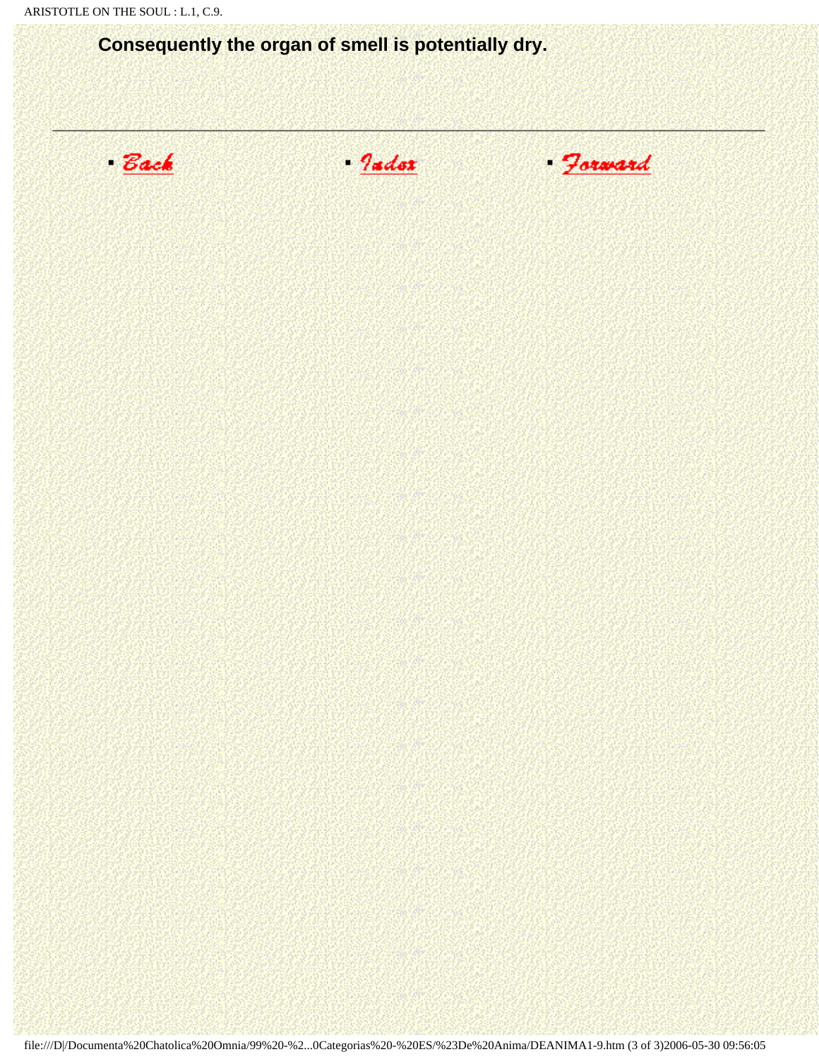**Consequently the organ of smell is potentially dry.**

---

- Back
- Index
- Forward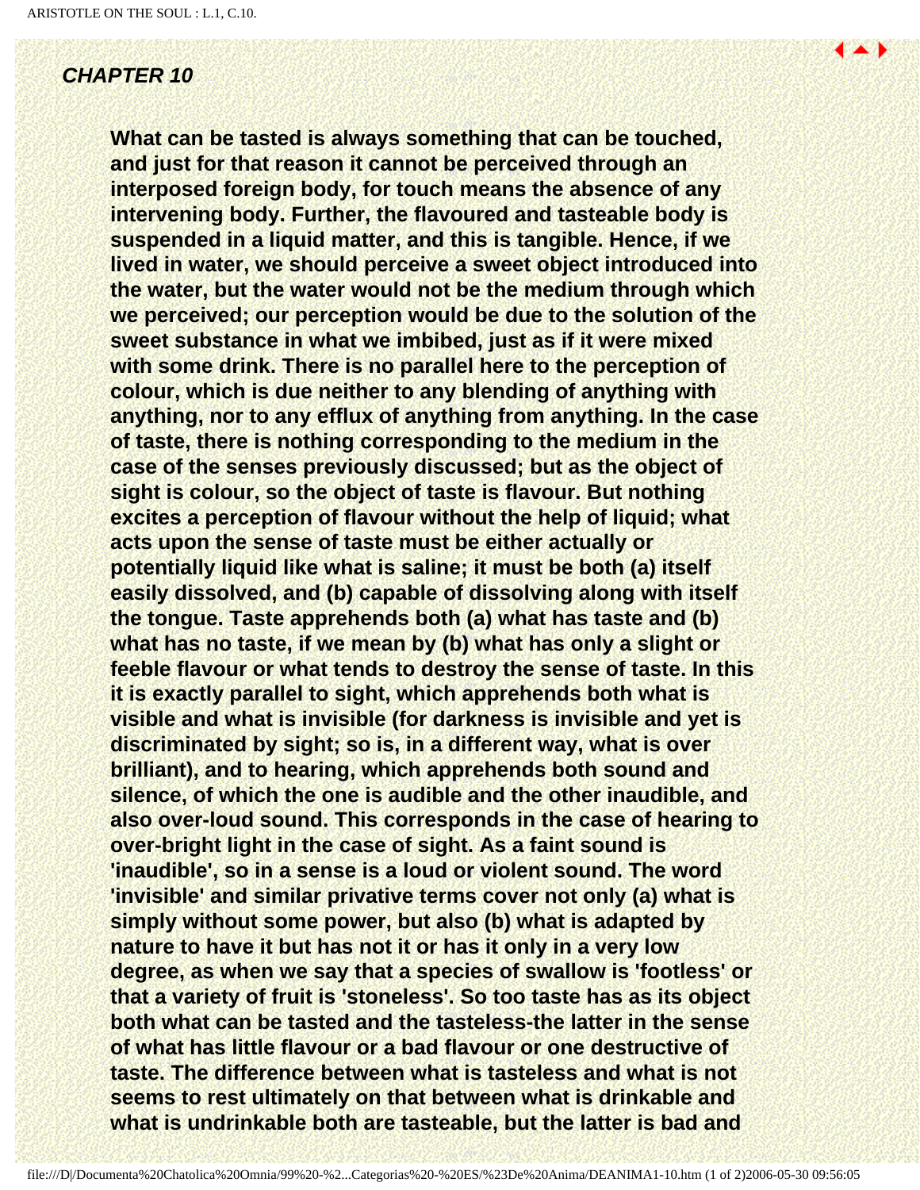## *CHAPTER 10*

**What can be tasted is always something that can be touched, and just for that reason it cannot be perceived through an interposed foreign body, for touch means the absence of any intervening body. Further, the flavoured and tasteable body is suspended in a liquid matter, and this is tangible. Hence, if we lived in water, we should perceive a sweet object introduced into the water, but the water would not be the medium through which we perceived; our perception would be due to the solution of the sweet substance in what we imbibed, just as if it were mixed with some drink. There is no parallel here to the perception of colour, which is due neither to any blending of anything with anything, nor to any efflux of anything from anything. In the case of taste, there is nothing corresponding to the medium in the case of the senses previously discussed; but as the object of sight is colour, so the object of taste is flavour. But nothing excites a perception of flavour without the help of liquid; what acts upon the sense of taste must be either actually or potentially liquid like what is saline; it must be both (a) itself easily dissolved, and (b) capable of dissolving along with itself the tongue. Taste apprehends both (a) what has taste and (b) what has no taste, if we mean by (b) what has only a slight or feeble flavour or what tends to destroy the sense of taste. In this it is exactly parallel to sight, which apprehends both what is visible and what is invisible (for darkness is invisible and yet is discriminated by sight; so is, in a different way, what is over brilliant), and to hearing, which apprehends both sound and silence, of which the one is audible and the other inaudible, and also over-loud sound. This corresponds in the case of hearing to over-bright light in the case of sight. As a faint sound is 'inaudible', so in a sense is a loud or violent sound. The word 'invisible' and similar privative terms cover not only (a) what is simply without some power, but also (b) what is adapted by nature to have it but has not it or has it only in a very low degree, as when we say that a species of swallow is 'footless' or that a variety of fruit is 'stoneless'. So too taste has as its object both what can be tasted and the tasteless-the latter in the sense of what has little flavour or a bad flavour or one destructive of taste. The difference between what is tasteless and what is not seems to rest ultimately on that between what is drinkable and what is undrinkable both are tasteable, but the latter is bad and**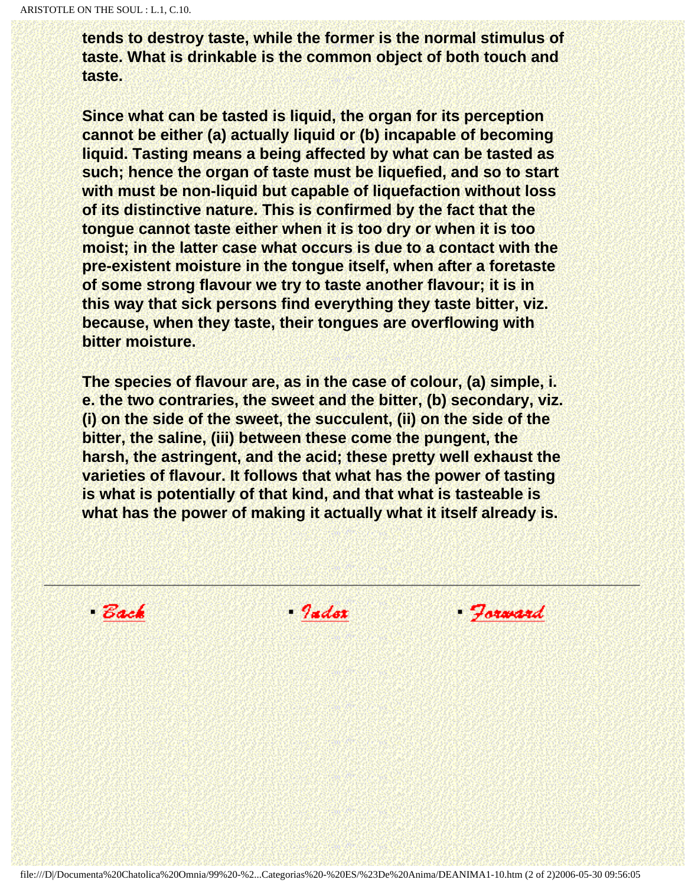**tends to destroy taste, while the former is the normal stimulus of taste. What is drinkable is the common object of both touch and taste.**

**Since what can be tasted is liquid, the organ for its perception cannot be either (a) actually liquid or (b) incapable of becoming liquid. Tasting means a being affected by what can be tasted as such; hence the organ of taste must be liquefied, and so to start with must be non-liquid but capable of liquefaction without loss of its distinctive nature. This is confirmed by the fact that the tongue cannot taste either when it is too dry or when it is too moist; in the latter case what occurs is due to a contact with the pre-existent moisture in the tongue itself, when after a foretaste of some strong flavour we try to taste another flavour; it is in this way that sick persons find everything they taste bitter, viz. because, when they taste, their tongues are overflowing with bitter moisture.**

**The species of flavour are, as in the case of colour, (a) simple, i. e. the two contraries, the sweet and the bitter, (b) secondary, viz. (i) on the side of the sweet, the succulent, (ii) on the side of the bitter, the saline, (iii) between these come the pungent, the harsh, the astringent, and the acid; these pretty well exhaust the varieties of flavour. It follows that what has the power of tasting is what is potentially of that kind, and that what is tasteable is what has the power of making it actually what it itself already is.**

---

- Back
- Index
- Forward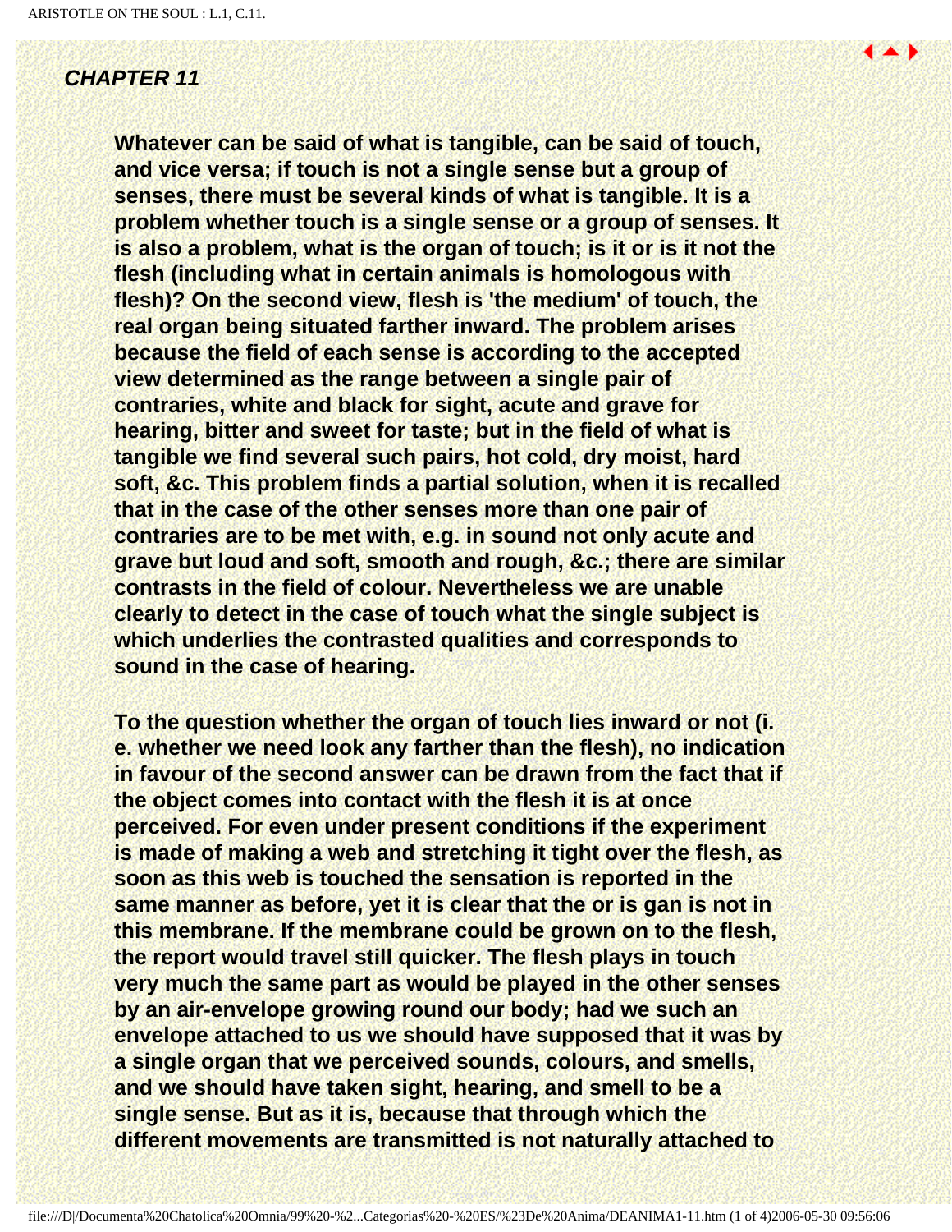***CHAPTER 11***

**Whatever can be said of what is tangible, can be said of touch, and vice versa; if touch is not a single sense but a group of senses, there must be several kinds of what is tangible. It is a problem whether touch is a single sense or a group of senses. It is also a problem, what is the organ of touch; is it or is it not the flesh (including what in certain animals is homologous with flesh)? On the second view, flesh is 'the medium' of touch, the real organ being situated farther inward. The problem arises because the field of each sense is according to the accepted view determined as the range between a single pair of contraries, white and black for sight, acute and grave for hearing, bitter and sweet for taste; but in the field of what is tangible we find several such pairs, hot cold, dry moist, hard soft, &c. This problem finds a partial solution, when it is recalled that in the case of the other senses more than one pair of contraries are to be met with, e.g. in sound not only acute and grave but loud and soft, smooth and rough, &c.; there are similar contrasts in the field of colour. Nevertheless we are unable clearly to detect in the case of touch what the single subject is which underlies the contrasted qualities and corresponds to sound in the case of hearing.**

**To the question whether the organ of touch lies inward or not (i. e. whether we need look any farther than the flesh), no indication in favour of the second answer can be drawn from the fact that if the object comes into contact with the flesh it is at once perceived. For even under present conditions if the experiment is made of making a web and stretching it tight over the flesh, as soon as this web is touched the sensation is reported in the same manner as before, yet it is clear that the or is gan is not in this membrane. If the membrane could be grown on to the flesh, the report would travel still quicker. The flesh plays in touch very much the same part as would be played in the other senses by an air-envelope growing round our body; had we such an envelope attached to us we should have supposed that it was by a single organ that we perceived sounds, colours, and smells, and we should have taken sight, hearing, and smell to be a single sense. But as it is, because that through which the different movements are transmitted is not naturally attached to**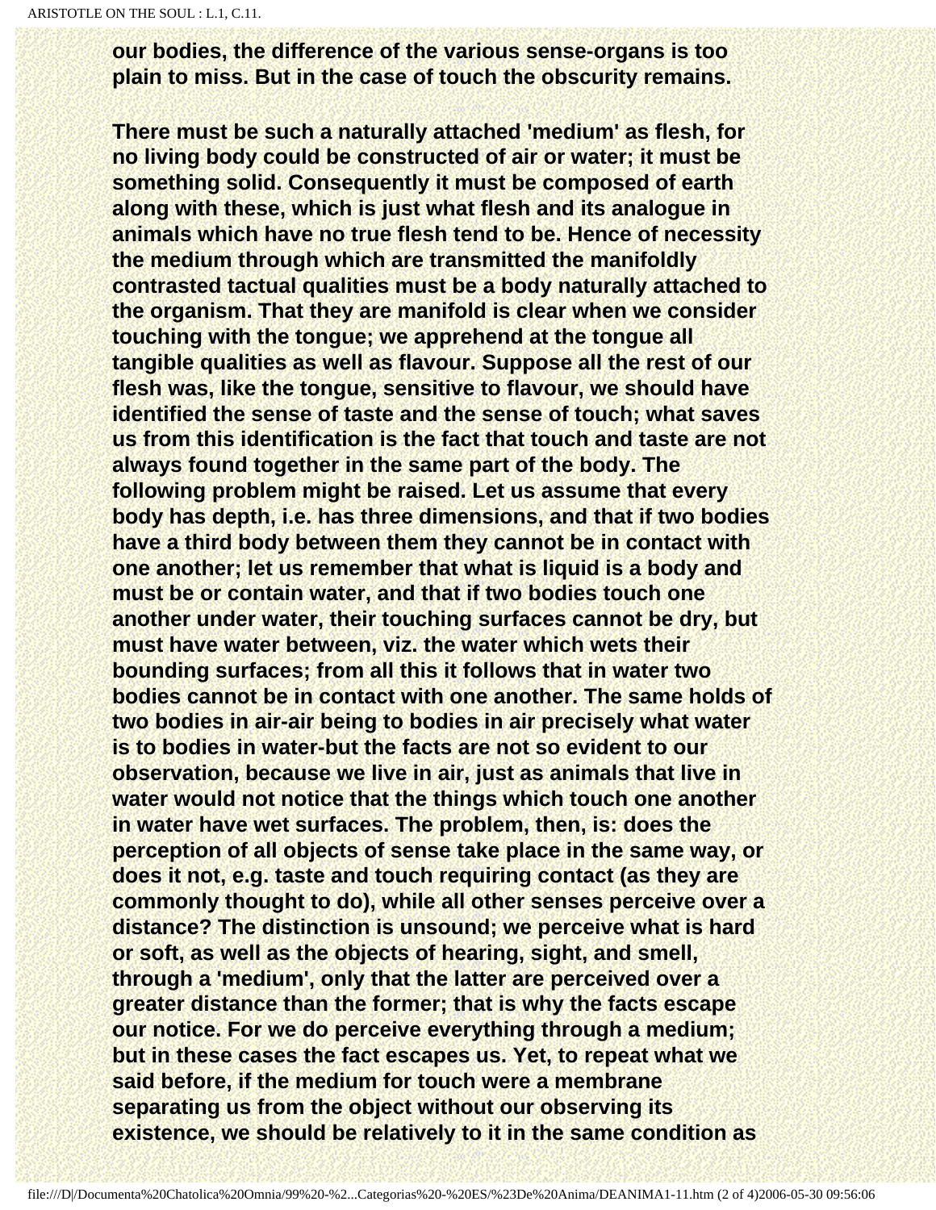**our bodies, the difference of the various sense-organs is too plain to miss. But in the case of touch the obscurity remains.**

**There must be such a naturally attached 'medium' as flesh, for no living body could be constructed of air or water; it must be something solid. Consequently it must be composed of earth along with these, which is just what flesh and its analogue in animals which have no true flesh tend to be. Hence of necessity the medium through which are transmitted the manifoldly contrasted tactual qualities must be a body naturally attached to the organism. That they are manifold is clear when we consider touching with the tongue; we apprehend at the tongue all tangible qualities as well as flavour. Suppose all the rest of our flesh was, like the tongue, sensitive to flavour, we should have identified the sense of taste and the sense of touch; what saves us from this identification is the fact that touch and taste are not always found together in the same part of the body. The following problem might be raised. Let us assume that every body has depth, i.e. has three dimensions, and that if two bodies have a third body between them they cannot be in contact with one another; let us remember that what is liquid is a body and must be or contain water, and that if two bodies touch one another under water, their touching surfaces cannot be dry, but must have water between, viz. the water which wets their bounding surfaces; from all this it follows that in water two bodies cannot be in contact with one another. The same holds of two bodies in air-air being to bodies in air precisely what water is to bodies in water-but the facts are not so evident to our observation, because we live in air, just as animals that live in water would not notice that the things which touch one another in water have wet surfaces. The problem, then, is: does the perception of all objects of sense take place in the same way, or does it not, e.g. taste and touch requiring contact (as they are commonly thought to do), while all other senses perceive over a distance? The distinction is unsound; we perceive what is hard or soft, as well as the objects of hearing, sight, and smell, through a 'medium', only that the latter are perceived over a greater distance than the former; that is why the facts escape our notice. For we do perceive everything through a medium; but in these cases the fact escapes us. Yet, to repeat what we said before, if the medium for touch were a membrane separating us from the object without our observing its existence, we should be relatively to it in the same condition as**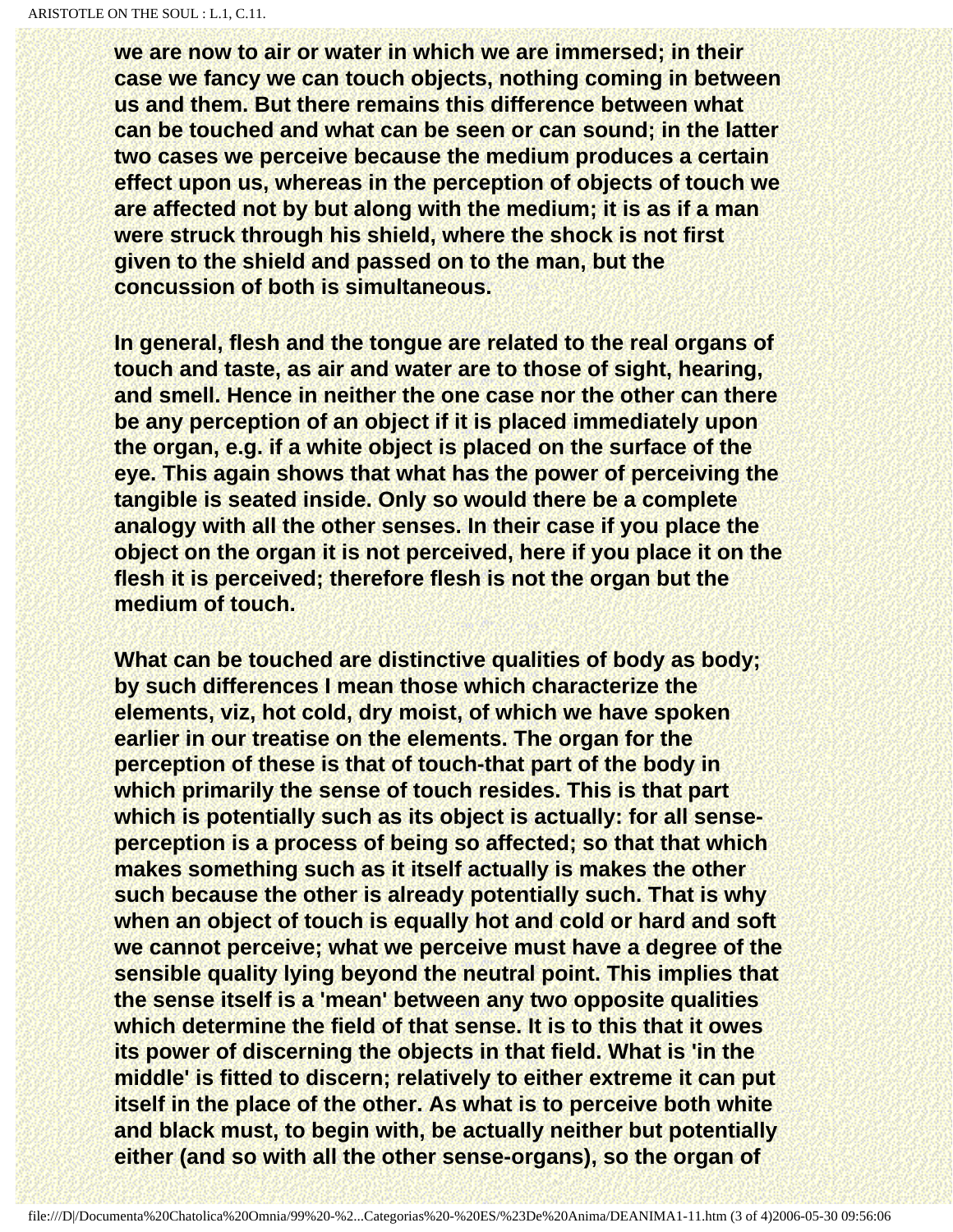**we are now to air or water in which we are immersed; in their case we fancy we can touch objects, nothing coming in between us and them. But there remains this difference between what can be touched and what can be seen or can sound; in the latter two cases we perceive because the medium produces a certain effect upon us, whereas in the perception of objects of touch we are affected not by but along with the medium; it is as if a man were struck through his shield, where the shock is not first given to the shield and passed on to the man, but the concussion of both is simultaneous.**

**In general, flesh and the tongue are related to the real organs of touch and taste, as air and water are to those of sight, hearing, and smell. Hence in neither the one case nor the other can there be any perception of an object if it is placed immediately upon the organ, e.g. if a white object is placed on the surface of the eye. This again shows that what has the power of perceiving the tangible is seated inside. Only so would there be a complete analogy with all the other senses. In their case if you place the object on the organ it is not perceived, here if you place it on the flesh it is perceived; therefore flesh is not the organ but the medium of touch.**

**What can be touched are distinctive qualities of body as body; by such differences I mean those which characterize the elements, viz, hot cold, dry moist, of which we have spoken earlier in our treatise on the elements. The organ for the perception of these is that of touch-that part of the body in which primarily the sense of touch resides. This is that part which is potentially such as its object is actually: for all sense-perception is a process of being so affected; so that that which makes something such as it itself actually is makes the other such because the other is already potentially such. That is why when an object of touch is equally hot and cold or hard and soft we cannot perceive; what we perceive must have a degree of the sensible quality lying beyond the neutral point. This implies that the sense itself is a 'mean' between any two opposite qualities which determine the field of that sense. It is to this that it owes its power of discerning the objects in that field. What is 'in the middle' is fitted to discern; relatively to either extreme it can put itself in the place of the other. As what is to perceive both white and black must, to begin with, be actually neither but potentially either (and so with all the other sense-organs), so the organ of**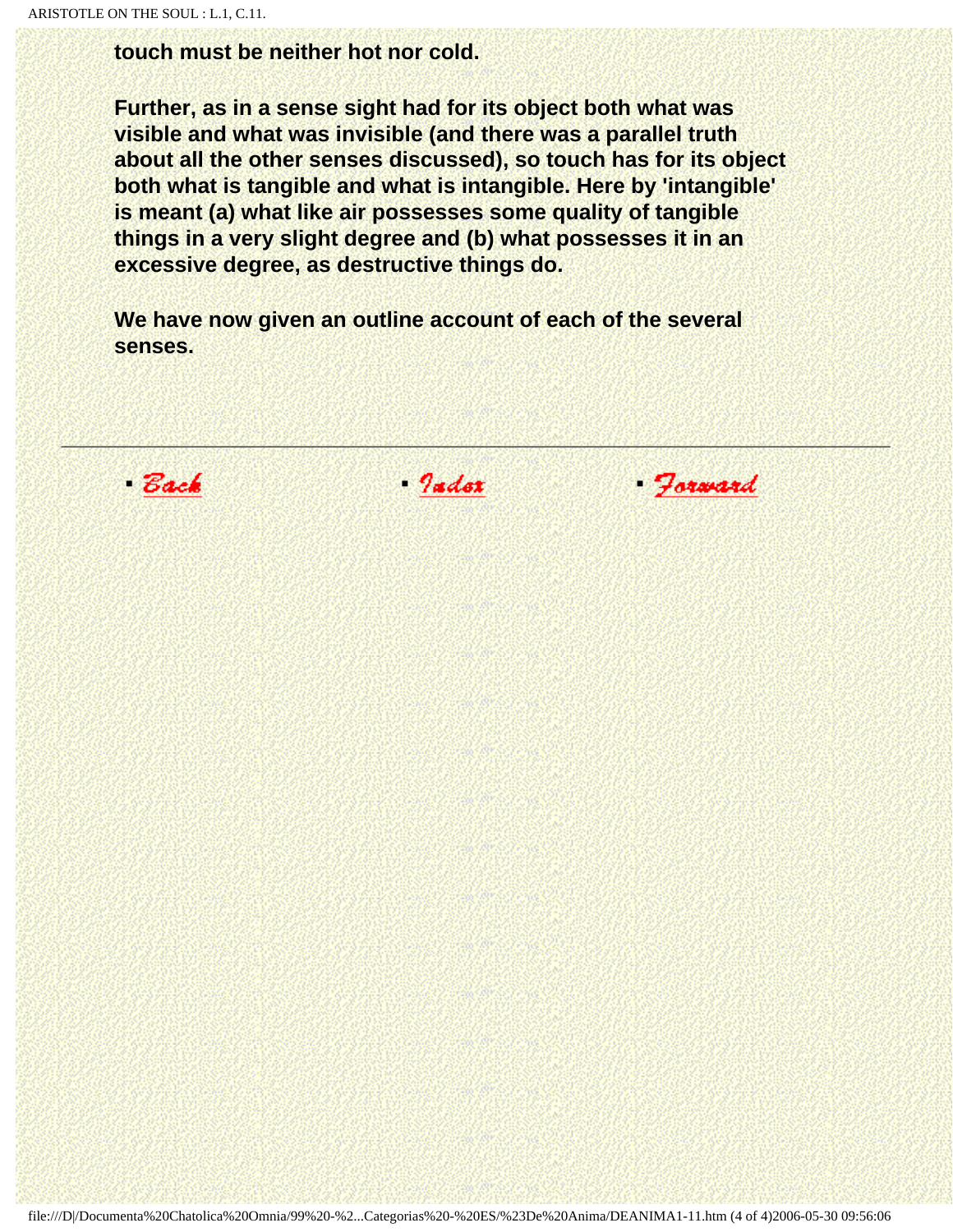touch must be neither hot nor cold.

Further, as in a sense sight had for its object both what was visible and what was invisible (and there was a parallel truth about all the other senses discussed), so touch has for its object both what is tangible and what is intangible. Here by 'intangible' is meant (a) what like air possesses some quality of tangible things in a very slight degree and (b) what possesses it in an excessive degree, as destructive things do.

We have now given an outline account of each of the several senses.

---

- Back
- Index
- Forward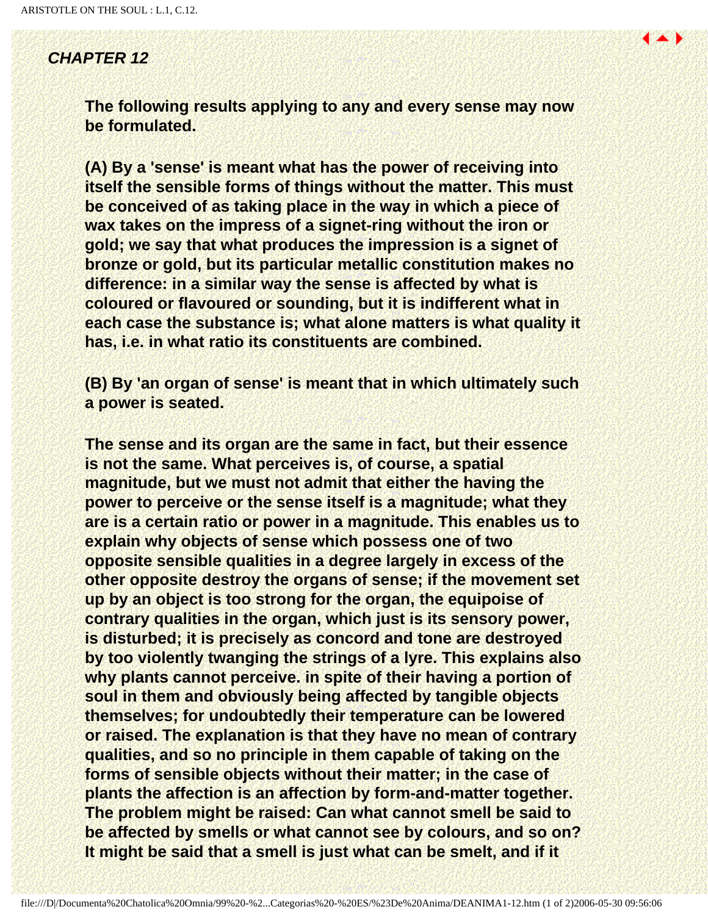### *CHAPTER 12*

**The following results applying to any and every sense may now be formulated.**

**(A) By a 'sense' is meant what has the power of receiving into itself the sensible forms of things without the matter. This must be conceived of as taking place in the way in which a piece of wax takes on the impress of a signet-ring without the iron or gold; we say that what produces the impression is a signet of bronze or gold, but its particular metallic constitution makes no difference: in a similar way the sense is affected by what is coloured or flavoured or sounding, but it is indifferent what in each case the substance is; what alone matters is what quality it has, i.e. in what ratio its constituents are combined.**

**(B) By 'an organ of sense' is meant that in which ultimately such a power is seated.**

**The sense and its organ are the same in fact, but their essence is not the same. What perceives is, of course, a spatial magnitude, but we must not admit that either the having the power to perceive or the sense itself is a magnitude; what they are is a certain ratio or power in a magnitude. This enables us to explain why objects of sense which possess one of two opposite sensible qualities in a degree largely in excess of the other opposite destroy the organs of sense; if the movement set up by an object is too strong for the organ, the equipoise of contrary qualities in the organ, which just is its sensory power, is disturbed; it is precisely as concord and tone are destroyed by too violently twanging the strings of a lyre. This explains also why plants cannot perceive. in spite of their having a portion of soul in them and obviously being affected by tangible objects themselves; for undoubtedly their temperature can be lowered or raised. The explanation is that they have no mean of contrary qualities, and so no principle in them capable of taking on the forms of sensible objects without their matter; in the case of plants the affection is an affection by form-and-matter together. The problem might be raised: Can what cannot smell be said to be affected by smells or what cannot see by colours, and so on? It might be said that a smell is just what can be smelt, and if it**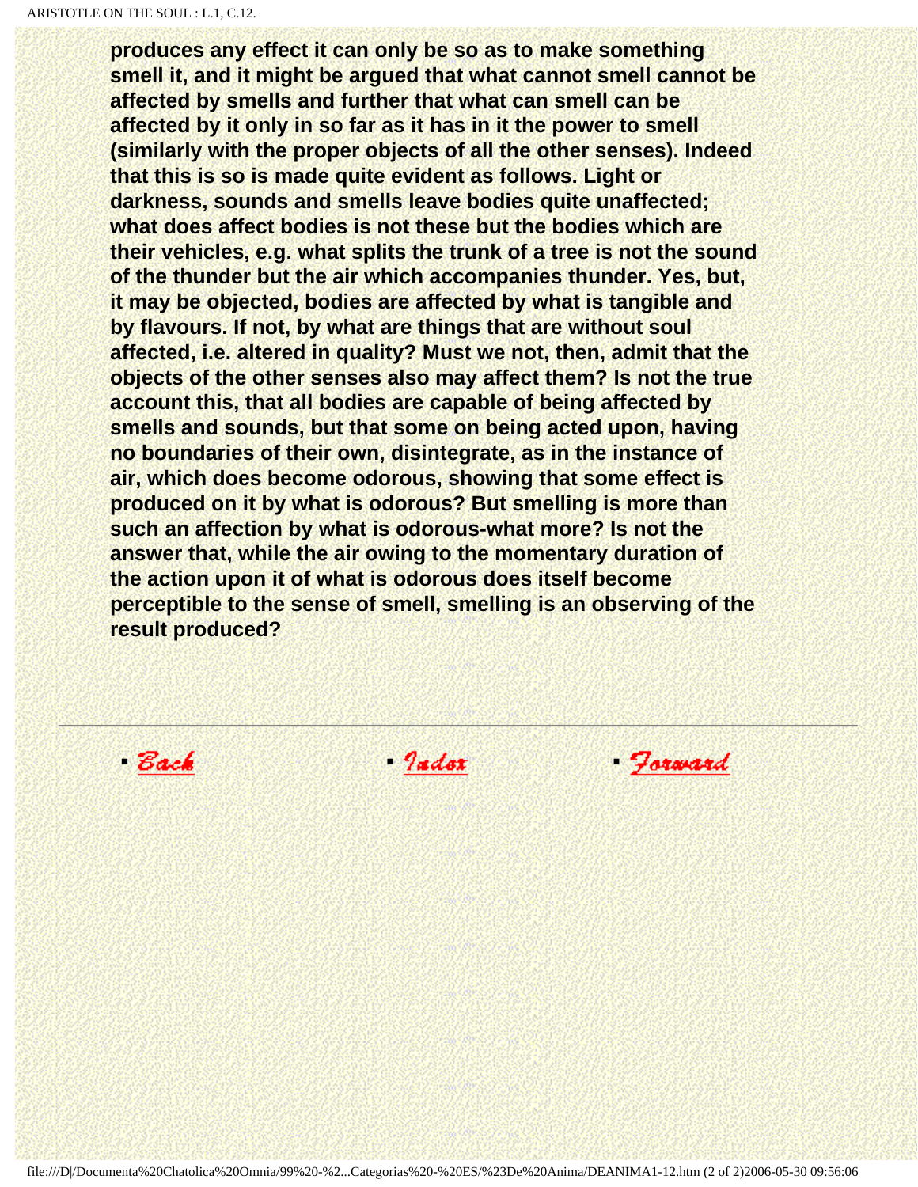**produces any effect it can only be so as to make something smell it, and it might be argued that what cannot smell cannot be affected by smells and further that what can smell can be affected by it only in so far as it has in it the power to smell (similarly with the proper objects of all the other senses). Indeed that this is so is made quite evident as follows. Light or darkness, sounds and smells leave bodies quite unaffected; what does affect bodies is not these but the bodies which are their vehicles, e.g. what splits the trunk of a tree is not the sound of the thunder but the air which accompanies thunder. Yes, but, it may be objected, bodies are affected by what is tangible and by flavours. If not, by what are things that are without soul affected, i.e. altered in quality? Must we not, then, admit that the objects of the other senses also may affect them? Is not the true account this, that all bodies are capable of being affected by smells and sounds, but that some on being acted upon, having no boundaries of their own, disintegrate, as in the instance of air, which does become odorous, showing that some effect is produced on it by what is odorous? But smelling is more than such an affection by what is odorous-what more? Is not the answer that, while the air owing to the momentary duration of the action upon it of what is odorous does itself become perceptible to the sense of smell, smelling is an observing of the result produced?**

---

- Back
- Index
- Forward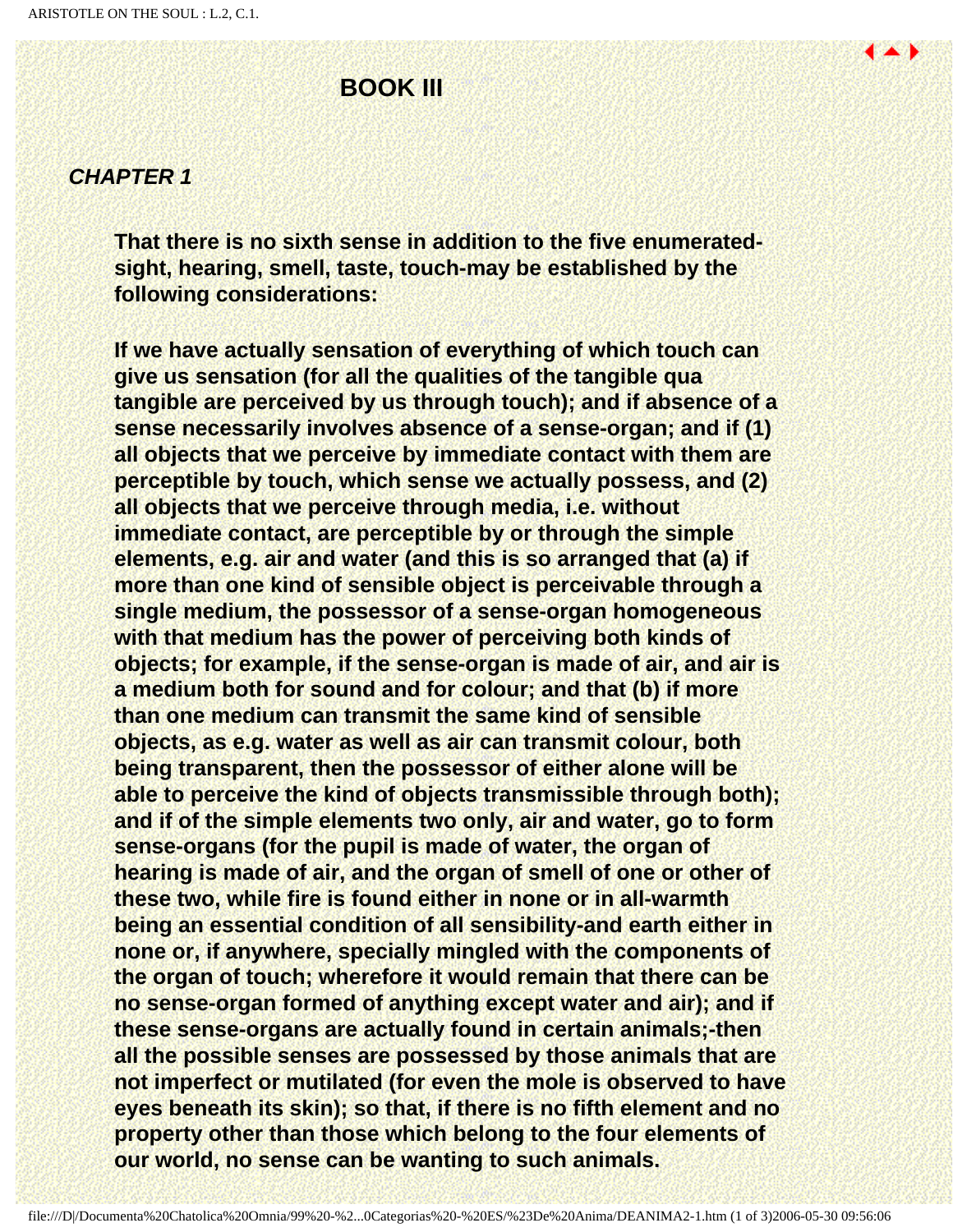# BOOK III

## *CHAPTER 1*

**That there is no sixth sense in addition to the five enumerated-sight, hearing, smell, taste, touch-may be established by the following considerations:**

**If we have actually sensation of everything of which touch can give us sensation (for all the qualities of the tangible qua tangible are perceived by us through touch); and if absence of a sense necessarily involves absence of a sense-organ; and if (1) all objects that we perceive by immediate contact with them are perceptible by touch, which sense we actually possess, and (2) all objects that we perceive through media, i.e. without immediate contact, are perceptible by or through the simple elements, e.g. air and water (and this is so arranged that (a) if more than one kind of sensible object is perceivable through a single medium, the possessor of a sense-organ homogeneous with that medium has the power of perceiving both kinds of objects; for example, if the sense-organ is made of air, and air is a medium both for sound and for colour; and that (b) if more than one medium can transmit the same kind of sensible objects, as e.g. water as well as air can transmit colour, both being transparent, then the possessor of either alone will be able to perceive the kind of objects transmissible through both); and if of the simple elements two only, air and water, go to form sense-organs (for the pupil is made of water, the organ of hearing is made of air, and the organ of smell of one or other of these two, while fire is found either in none or in all-warmth being an essential condition of all sensibility-and earth either in none or, if anywhere, specially mingled with the components of the organ of touch; wherefore it would remain that there can be no sense-organ formed of anything except water and air); and if these sense-organs are actually found in certain animals;-then all the possible senses are possessed by those animals that are not imperfect or mutilated (for even the mole is observed to have eyes beneath its skin); so that, if there is no fifth element and no property other than those which belong to the four elements of our world, no sense can be wanting to such animals.**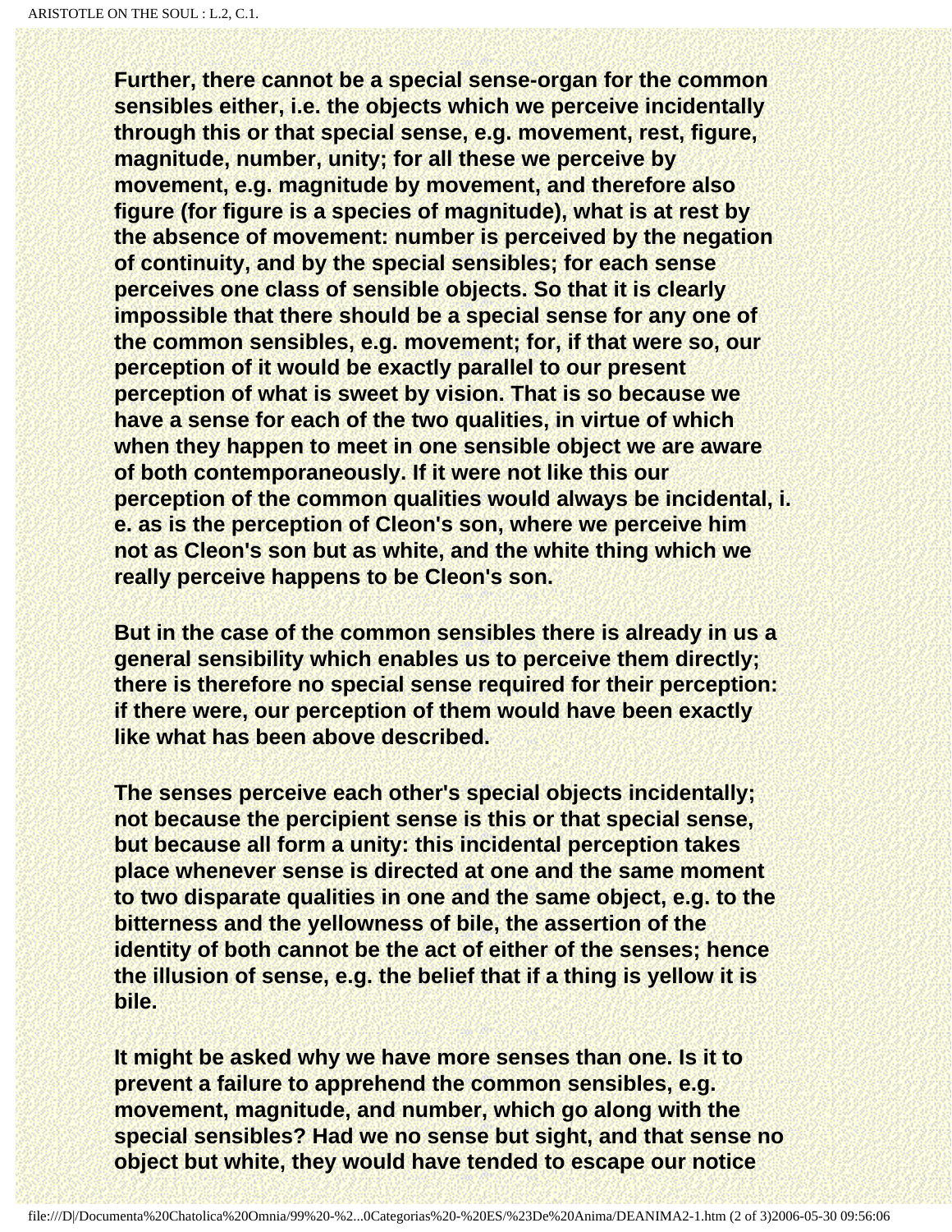**Further, there cannot be a special sense-organ for the common sensibles either, i.e. the objects which we perceive incidentally through this or that special sense, e.g. movement, rest, figure, magnitude, number, unity; for all these we perceive by movement, e.g. magnitude by movement, and therefore also figure (for figure is a species of magnitude), what is at rest by the absence of movement: number is perceived by the negation of continuity, and by the special sensibles; for each sense perceives one class of sensible objects. So that it is clearly impossible that there should be a special sense for any one of the common sensibles, e.g. movement; for, if that were so, our perception of it would be exactly parallel to our present perception of what is sweet by vision. That is so because we have a sense for each of the two qualities, in virtue of which when they happen to meet in one sensible object we are aware of both contemporaneously. If it were not like this our perception of the common qualities would always be incidental, i. e. as is the perception of Cleon's son, where we perceive him not as Cleon's son but as white, and the white thing which we really perceive happens to be Cleon's son.**

**But in the case of the common sensibles there is already in us a general sensibility which enables us to perceive them directly; there is therefore no special sense required for their perception: if there were, our perception of them would have been exactly like what has been above described.**

**The senses perceive each other's special objects incidentally; not because the percipient sense is this or that special sense, but because all form a unity: this incidental perception takes place whenever sense is directed at one and the same moment to two disparate qualities in one and the same object, e.g. to the bitterness and the yellowness of bile, the assertion of the identity of both cannot be the act of either of the senses; hence the illusion of sense, e.g. the belief that if a thing is yellow it is bile.**

**It might be asked why we have more senses than one. Is it to prevent a failure to apprehend the common sensibles, e.g. movement, magnitude, and number, which go along with the special sensibles? Had we no sense but sight, and that sense no object but white, they would have tended to escape our notice**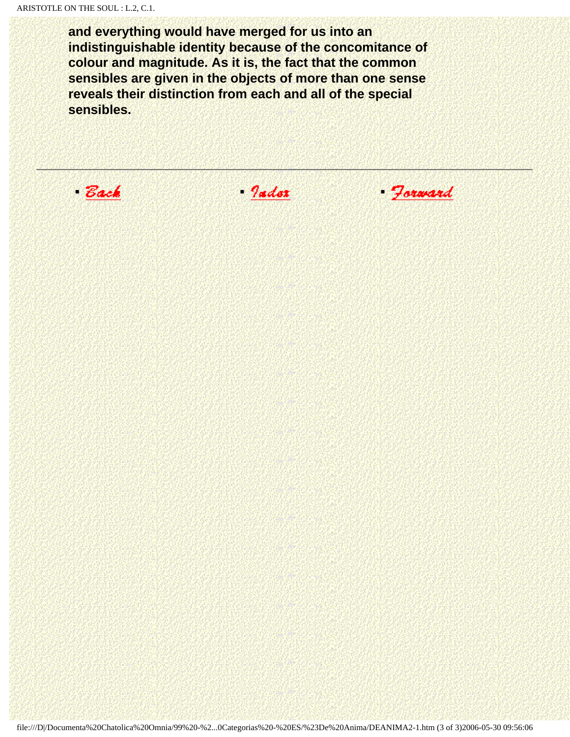**and everything would have merged for us into an indistinguishable identity because of the concomitance of colour and magnitude. As it is, the fact that the common sensibles are given in the objects of more than one sense reveals their distinction from each and all of the special sensibles.**

---

- Back
- Index
- Forward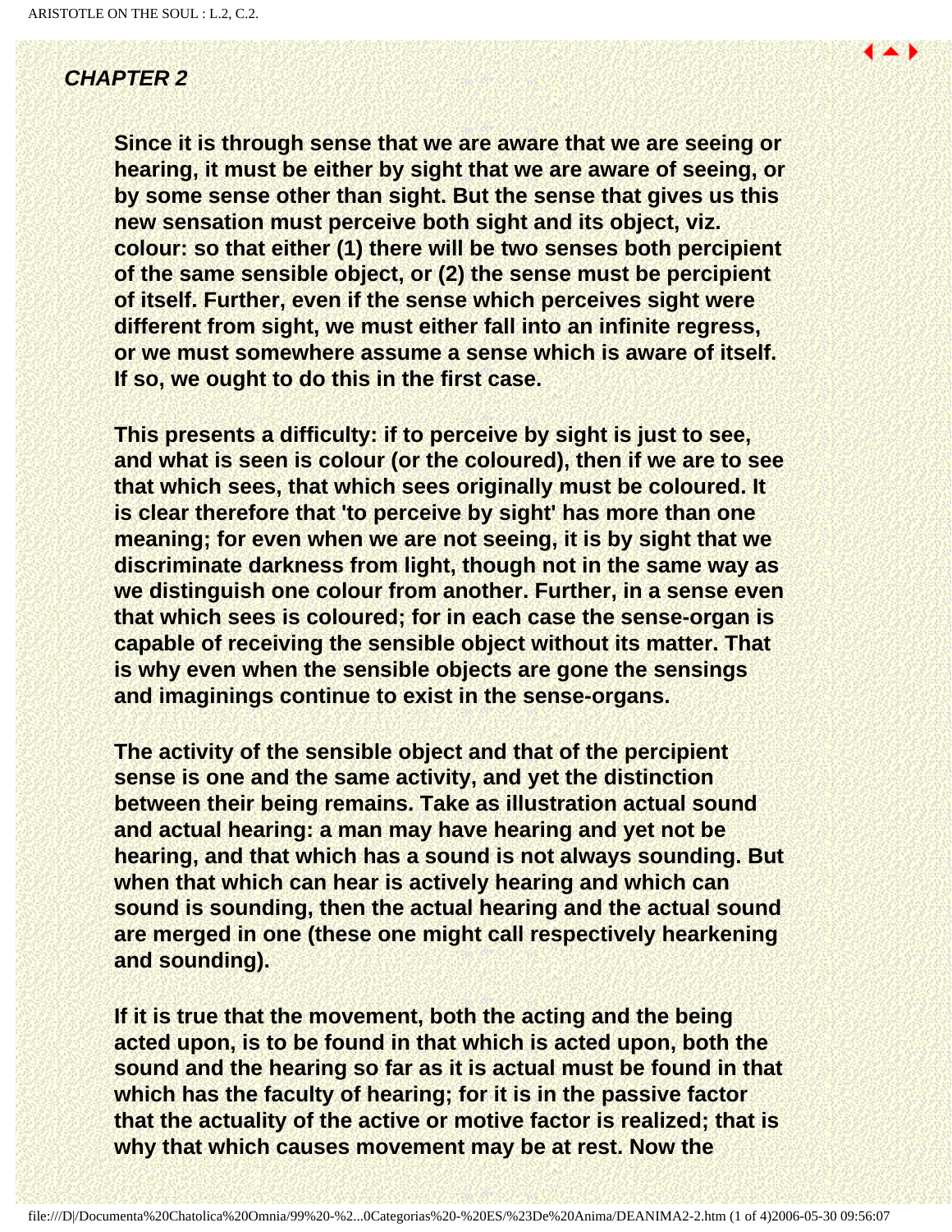## *CHAPTER 2*

**Since it is through sense that we are aware that we are seeing or hearing, it must be either by sight that we are aware of seeing, or by some sense other than sight. But the sense that gives us this new sensation must perceive both sight and its object, viz. colour: so that either (1) there will be two senses both percipient of the same sensible object, or (2) the sense must be percipient of itself. Further, even if the sense which perceives sight were different from sight, we must either fall into an infinite regress, or we must somewhere assume a sense which is aware of itself. If so, we ought to do this in the first case.**

**This presents a difficulty: if to perceive by sight is just to see, and what is seen is colour (or the coloured), then if we are to see that which sees, that which sees originally must be coloured. It is clear therefore that 'to perceive by sight' has more than one meaning; for even when we are not seeing, it is by sight that we discriminate darkness from light, though not in the same way as we distinguish one colour from another. Further, in a sense even that which sees is coloured; for in each case the sense-organ is capable of receiving the sensible object without its matter. That is why even when the sensible objects are gone the sensings and imaginings continue to exist in the sense-organs.**

**The activity of the sensible object and that of the percipient sense is one and the same activity, and yet the distinction between their being remains. Take as illustration actual sound and actual hearing: a man may have hearing and yet not be hearing, and that which has a sound is not always sounding. But when that which can hear is actively hearing and which can sound is sounding, then the actual hearing and the actual sound are merged in one (these one might call respectively hearkening and sounding).**

**If it is true that the movement, both the acting and the being acted upon, is to be found in that which is acted upon, both the sound and the hearing so far as it is actual must be found in that which has the faculty of hearing; for it is in the passive factor that the actuality of the active or motive factor is realized; that is why that which causes movement may be at rest. Now the**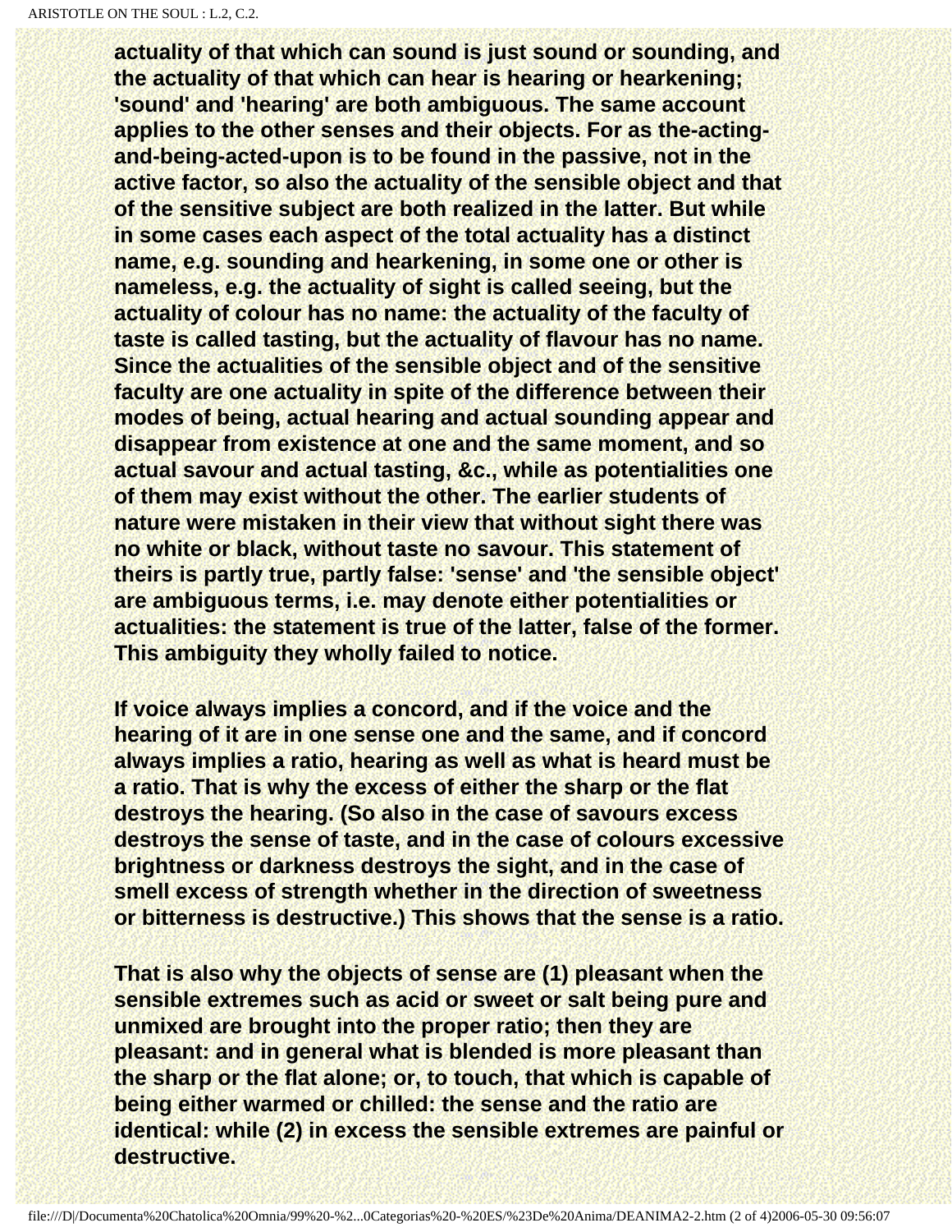**actuality of that which can sound is just sound or sounding, and the actuality of that which can hear is hearing or hearkening; 'sound' and 'hearing' are both ambiguous. The same account applies to the other senses and their objects. For as the-acting-and-being-acted-upon is to be found in the passive, not in the active factor, so also the actuality of the sensible object and that of the sensitive subject are both realized in the latter. But while in some cases each aspect of the total actuality has a distinct name, e.g. sounding and hearkening, in some one or other is nameless, e.g. the actuality of sight is called seeing, but the actuality of colour has no name: the actuality of the faculty of taste is called tasting, but the actuality of flavour has no name. Since the actualities of the sensible object and of the sensitive faculty are one actuality in spite of the difference between their modes of being, actual hearing and actual sounding appear and disappear from existence at one and the same moment, and so actual savour and actual tasting, &c., while as potentialities one of them may exist without the other. The earlier students of nature were mistaken in their view that without sight there was no white or black, without taste no savour. This statement of theirs is partly true, partly false: 'sense' and 'the sensible object' are ambiguous terms, i.e. may denote either potentialities or actualities: the statement is true of the latter, false of the former. This ambiguity they wholly failed to notice.**

**If voice always implies a concord, and if the voice and the hearing of it are in one sense one and the same, and if concord always implies a ratio, hearing as well as what is heard must be a ratio. That is why the excess of either the sharp or the flat destroys the hearing. (So also in the case of savours excess destroys the sense of taste, and in the case of colours excessive brightness or darkness destroys the sight, and in the case of smell excess of strength whether in the direction of sweetness or bitterness is destructive.) This shows that the sense is a ratio.**

**That is also why the objects of sense are (1) pleasant when the sensible extremes such as acid or sweet or salt being pure and unmixed are brought into the proper ratio; then they are pleasant: and in general what is blended is more pleasant than the sharp or the flat alone; or, to touch, that which is capable of being either warmed or chilled: the sense and the ratio are identical: while (2) in excess the sensible extremes are painful or destructive.**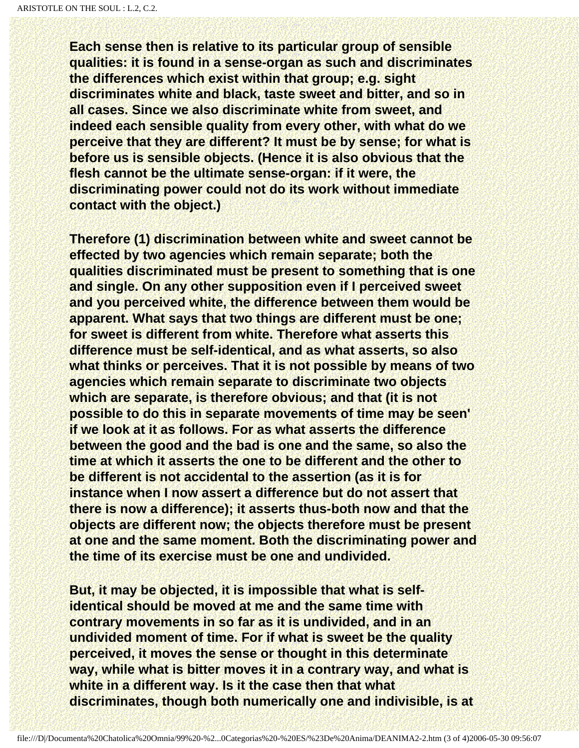**Each sense then is relative to its particular group of sensible qualities: it is found in a sense-organ as such and discriminates the differences which exist within that group; e.g. sight discriminates white and black, taste sweet and bitter, and so in all cases. Since we also discriminate white from sweet, and indeed each sensible quality from every other, with what do we perceive that they are different? It must be by sense; for what is before us is sensible objects. (Hence it is also obvious that the flesh cannot be the ultimate sense-organ: if it were, the discriminating power could not do its work without immediate contact with the object.)**

**Therefore (1) discrimination between white and sweet cannot be effected by two agencies which remain separate; both the qualities discriminated must be present to something that is one and single. On any other supposition even if I perceived sweet and you perceived white, the difference between them would be apparent. What says that two things are different must be one; for sweet is different from white. Therefore what asserts this difference must be self-identical, and as what asserts, so also what thinks or perceives. That it is not possible by means of two agencies which remain separate to discriminate two objects which are separate, is therefore obvious; and that (it is not possible to do this in separate movements of time may be seen' if we look at it as follows. For as what asserts the difference between the good and the bad is one and the same, so also the time at which it asserts the one to be different and the other to be different is not accidental to the assertion (as it is for instance when I now assert a difference but do not assert that there is now a difference); it asserts thus-both now and that the objects are different now; the objects therefore must be present at one and the same moment. Both the discriminating power and the time of its exercise must be one and undivided.**

**But, it may be objected, it is impossible that what is self-identical should be moved at me and the same time with contrary movements in so far as it is undivided, and in an undivided moment of time. For if what is sweet be the quality perceived, it moves the sense or thought in this determinate way, while what is bitter moves it in a contrary way, and what is white in a different way. Is it the case then that what discriminates, though both numerically one and indivisible, is at**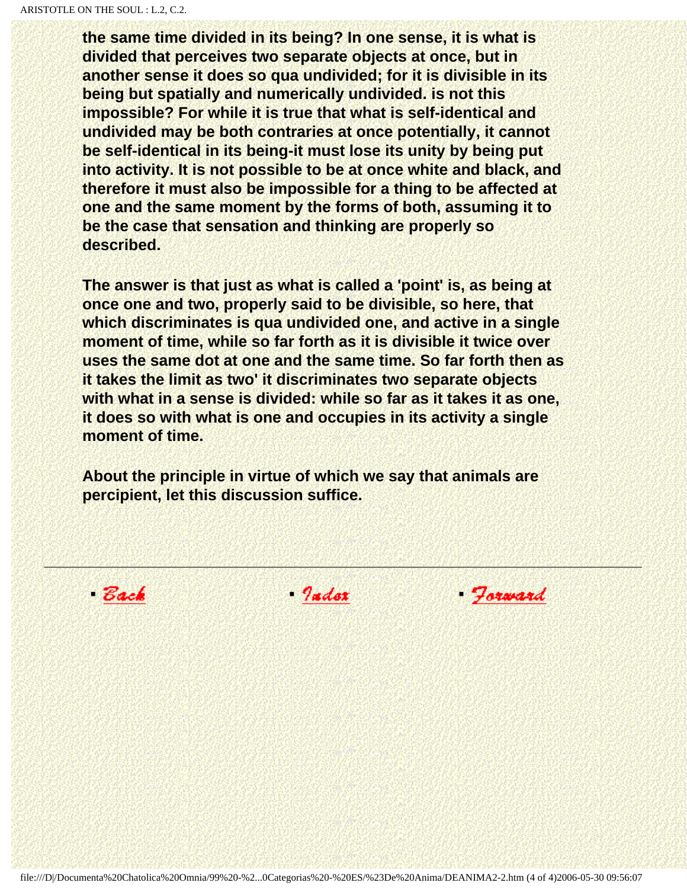the same time divided in its being? In one sense, it is what is divided that perceives two separate objects at once, but in another sense it does so qua undivided; for it is divisible in its being but spatially and numerically undivided. is not this impossible? For while it is true that what is self-identical and undivided may be both contraries at once potentially, it cannot be self-identical in its being-it must lose its unity by being put into activity. It is not possible to be at once white and black, and therefore it must also be impossible for a thing to be affected at one and the same moment by the forms of both, assuming it to be the case that sensation and thinking are properly so described.

The answer is that just as what is called a 'point' is, as being at once one and two, properly said to be divisible, so here, that which discriminates is qua undivided one, and active in a single moment of time, while so far forth as it is divisible it twice over uses the same dot at one and the same time. So far forth then as it takes the limit as two' it discriminates two separate objects with what in a sense is divided: while so far as it takes it as one, it does so with what is one and occupies in its activity a single moment of time.

About the principle in virtue of which we say that animals are percipient, let this discussion suffice.

- Back
- Index
- Forward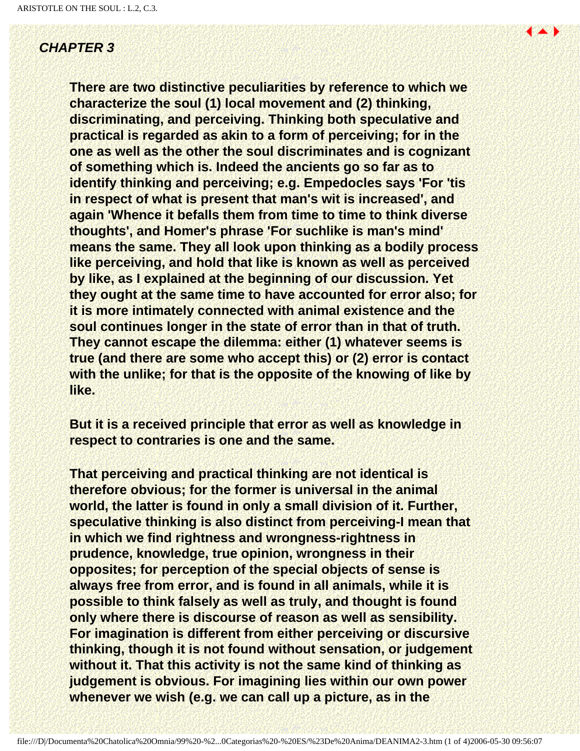## *CHAPTER 3*

**There are two distinctive peculiarities by reference to which we characterize the soul (1) local movement and (2) thinking, discriminating, and perceiving. Thinking both speculative and practical is regarded as akin to a form of perceiving; for in the one as well as the other the soul discriminates and is cognizant of something which is. Indeed the ancients go so far as to identify thinking and perceiving; e.g. Empedocles says 'For 'tis in respect of what is present that man's wit is increased', and again 'Whence it befalls them from time to time to think diverse thoughts', and Homer's phrase 'For suchlike is man's mind' means the same. They all look upon thinking as a bodily process like perceiving, and hold that like is known as well as perceived by like, as I explained at the beginning of our discussion. Yet they ought at the same time to have accounted for error also; for it is more intimately connected with animal existence and the soul continues longer in the state of error than in that of truth. They cannot escape the dilemma: either (1) whatever seems is true (and there are some who accept this) or (2) error is contact with the unlike; for that is the opposite of the knowing of like by like.**

**But it is a received principle that error as well as knowledge in respect to contraries is one and the same.**

**That perceiving and practical thinking are not identical is therefore obvious; for the former is universal in the animal world, the latter is found in only a small division of it. Further, speculative thinking is also distinct from perceiving-I mean that in which we find rightness and wrongness-rightness in prudence, knowledge, true opinion, wrongness in their opposites; for perception of the special objects of sense is always free from error, and is found in all animals, while it is possible to think falsely as well as truly, and thought is found only where there is discourse of reason as well as sensibility. For imagination is different from either perceiving or discursive thinking, though it is not found without sensation, or judgement without it. That this activity is not the same kind of thinking as judgement is obvious. For imagining lies within our own power whenever we wish (e.g. we can call up a picture, as in the**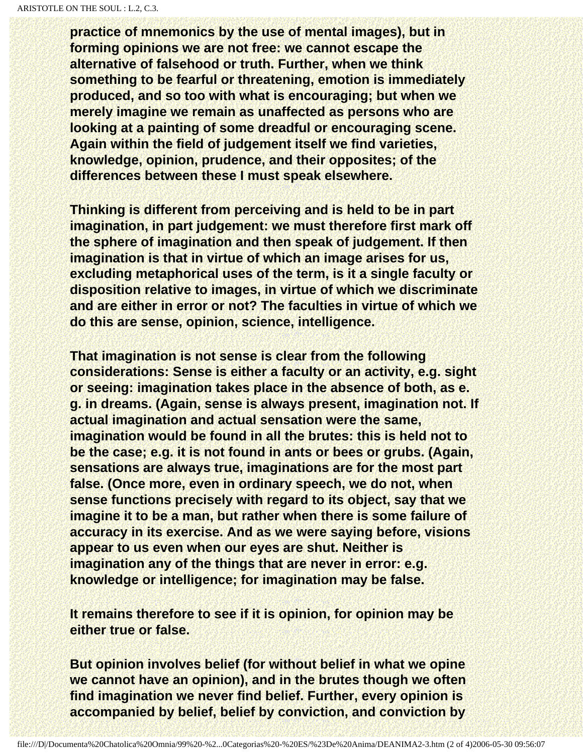**practice of mnemonics by the use of mental images), but in forming opinions we are not free: we cannot escape the alternative of falsehood or truth. Further, when we think something to be fearful or threatening, emotion is immediately produced, and so too with what is encouraging; but when we merely imagine we remain as unaffected as persons who are looking at a painting of some dreadful or encouraging scene. Again within the field of judgement itself we find varieties, knowledge, opinion, prudence, and their opposites; of the differences between these I must speak elsewhere.**

**Thinking is different from perceiving and is held to be in part imagination, in part judgement: we must therefore first mark off the sphere of imagination and then speak of judgement. If then imagination is that in virtue of which an image arises for us, excluding metaphorical uses of the term, is it a single faculty or disposition relative to images, in virtue of which we discriminate and are either in error or not? The faculties in virtue of which we do this are sense, opinion, science, intelligence.**

**That imagination is not sense is clear from the following considerations: Sense is either a faculty or an activity, e.g. sight or seeing: imagination takes place in the absence of both, as e. g. in dreams. (Again, sense is always present, imagination not. If actual imagination and actual sensation were the same, imagination would be found in all the brutes: this is held not to be the case; e.g. it is not found in ants or bees or grubs. (Again, sensations are always true, imaginations are for the most part false. (Once more, even in ordinary speech, we do not, when sense functions precisely with regard to its object, say that we imagine it to be a man, but rather when there is some failure of accuracy in its exercise. And as we were saying before, visions appear to us even when our eyes are shut. Neither is imagination any of the things that are never in error: e.g. knowledge or intelligence; for imagination may be false.**

**It remains therefore to see if it is opinion, for opinion may be either true or false.**

**But opinion involves belief (for without belief in what we opine we cannot have an opinion), and in the brutes though we often find imagination we never find belief. Further, every opinion is accompanied by belief, belief by conviction, and conviction by**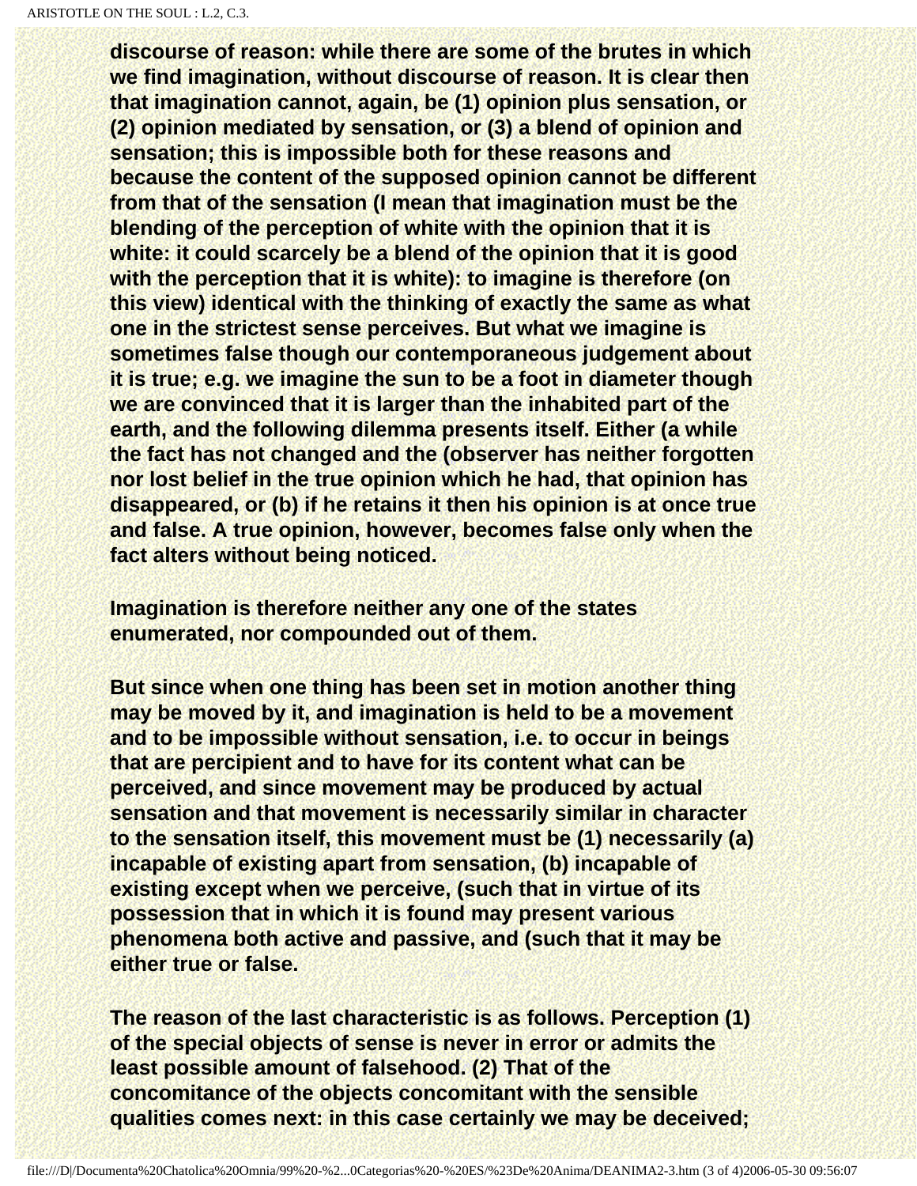**discourse of reason: while there are some of the brutes in which we find imagination, without discourse of reason. It is clear then that imagination cannot, again, be (1) opinion plus sensation, or (2) opinion mediated by sensation, or (3) a blend of opinion and sensation; this is impossible both for these reasons and because the content of the supposed opinion cannot be different from that of the sensation (I mean that imagination must be the blending of the perception of white with the opinion that it is white: it could scarcely be a blend of the opinion that it is good with the perception that it is white): to imagine is therefore (on this view) identical with the thinking of exactly the same as what one in the strictest sense perceives. But what we imagine is sometimes false though our contemporaneous judgement about it is true; e.g. we imagine the sun to be a foot in diameter though we are convinced that it is larger than the inhabited part of the earth, and the following dilemma presents itself. Either (a while the fact has not changed and the (observer has neither forgotten nor lost belief in the true opinion which he had, that opinion has disappeared, or (b) if he retains it then his opinion is at once true and false. A true opinion, however, becomes false only when the fact alters without being noticed.**

**Imagination is therefore neither any one of the states enumerated, nor compounded out of them.**

**But since when one thing has been set in motion another thing may be moved by it, and imagination is held to be a movement and to be impossible without sensation, i.e. to occur in beings that are percipient and to have for its content what can be perceived, and since movement may be produced by actual sensation and that movement is necessarily similar in character to the sensation itself, this movement must be (1) necessarily (a) incapable of existing apart from sensation, (b) incapable of existing except when we perceive, (such that in virtue of its possession that in which it is found may present various phenomena both active and passive, and (such that it may be either true or false.**

**The reason of the last characteristic is as follows. Perception (1) of the special objects of sense is never in error or admits the least possible amount of falsehood. (2) That of the concomitance of the objects concomitant with the sensible qualities comes next: in this case certainly we may be deceived;**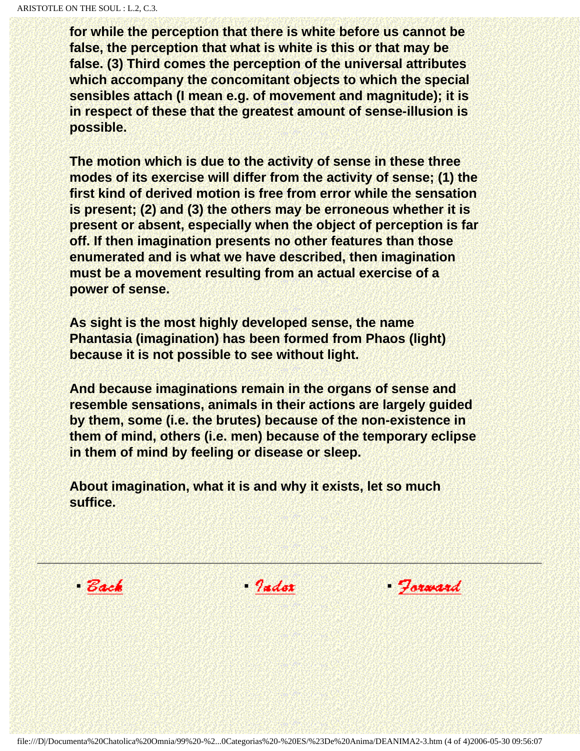**for while the perception that there is white before us cannot be false, the perception that what is white is this or that may be false. (3) Third comes the perception of the universal attributes which accompany the concomitant objects to which the special sensibles attach (I mean e.g. of movement and magnitude); it is in respect of these that the greatest amount of sense-illusion is possible.**

**The motion which is due to the activity of sense in these three modes of its exercise will differ from the activity of sense; (1) the first kind of derived motion is free from error while the sensation is present; (2) and (3) the others may be erroneous whether it is present or absent, especially when the object of perception is far off. If then imagination presents no other features than those enumerated and is what we have described, then imagination must be a movement resulting from an actual exercise of a power of sense.**

**As sight is the most highly developed sense, the name Phantasia (imagination) has been formed from Phaos (light) because it is not possible to see without light.**

**And because imaginations remain in the organs of sense and resemble sensations, animals in their actions are largely guided by them, some (i.e. the brutes) because of the non-existence in them of mind, others (i.e. men) because of the temporary eclipse in them of mind by feeling or disease or sleep.**

**About imagination, what it is and why it exists, let so much suffice.**

---

- Back
- Index
- Forward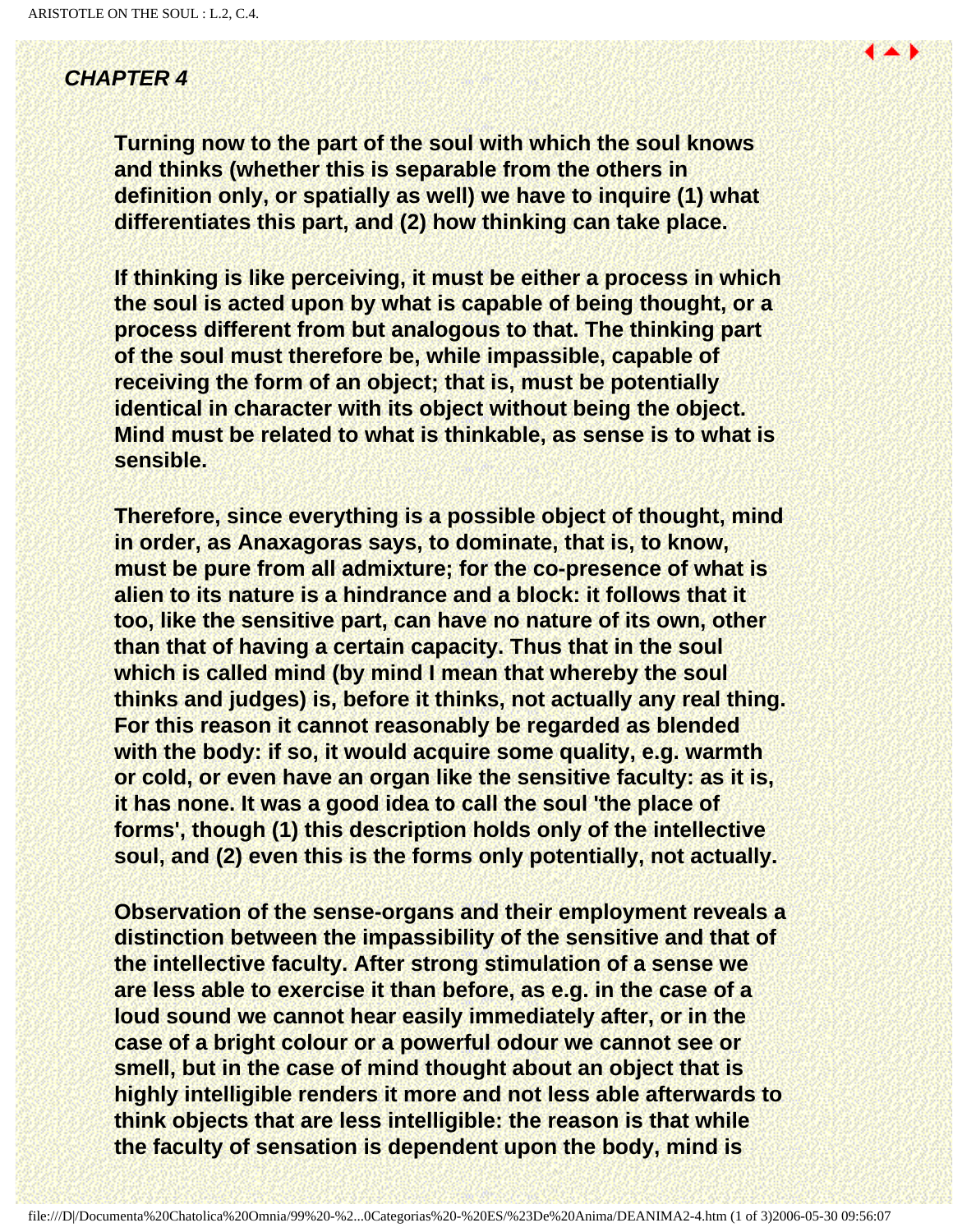## *CHAPTER 4*

**Turning now to the part of the soul with which the soul knows and thinks (whether this is separable from the others in definition only, or spatially as well) we have to inquire (1) what differentiates this part, and (2) how thinking can take place.**

**If thinking is like perceiving, it must be either a process in which the soul is acted upon by what is capable of being thought, or a process different from but analogous to that. The thinking part of the soul must therefore be, while impassible, capable of receiving the form of an object; that is, must be potentially identical in character with its object without being the object. Mind must be related to what is thinkable, as sense is to what is sensible.**

**Therefore, since everything is a possible object of thought, mind in order, as Anaxagoras says, to dominate, that is, to know, must be pure from all admixture; for the co-presence of what is alien to its nature is a hindrance and a block: it follows that it too, like the sensitive part, can have no nature of its own, other than that of having a certain capacity. Thus that in the soul which is called mind (by mind I mean that whereby the soul thinks and judges) is, before it thinks, not actually any real thing. For this reason it cannot reasonably be regarded as blended with the body: if so, it would acquire some quality, e.g. warmth or cold, or even have an organ like the sensitive faculty: as it is, it has none. It was a good idea to call the soul 'the place of forms', though (1) this description holds only of the intellective soul, and (2) even this is the forms only potentially, not actually.**

**Observation of the sense-organs and their employment reveals a distinction between the impassibility of the sensitive and that of the intellective faculty. After strong stimulation of a sense we are less able to exercise it than before, as e.g. in the case of a loud sound we cannot hear easily immediately after, or in the case of a bright colour or a powerful odour we cannot see or smell, but in the case of mind thought about an object that is highly intelligible renders it more and not less able afterwards to think objects that are less intelligible: the reason is that while the faculty of sensation is dependent upon the body, mind is**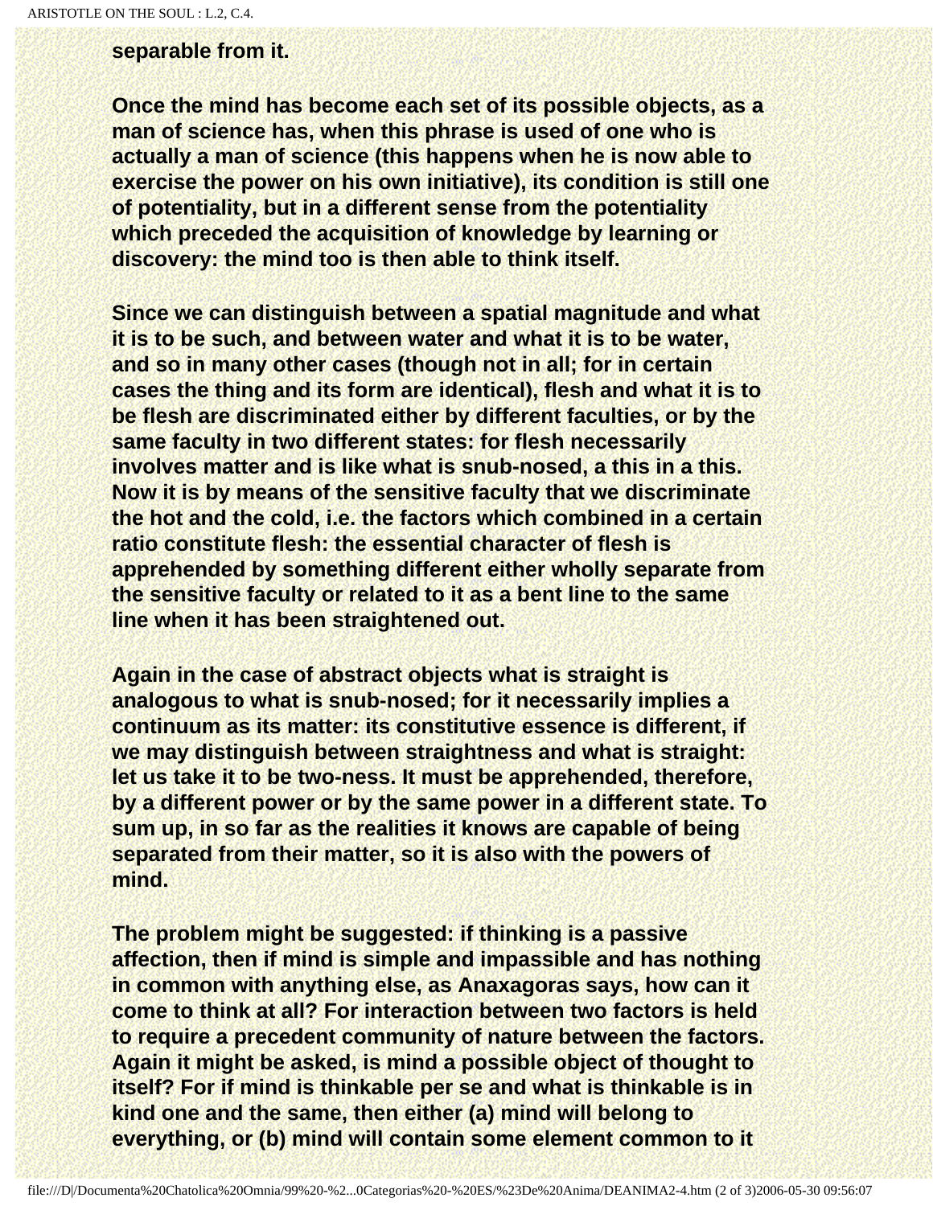**separable from it.**

**Once the mind has become each set of its possible objects, as a man of science has, when this phrase is used of one who is actually a man of science (this happens when he is now able to exercise the power on his own initiative), its condition is still one of potentiality, but in a different sense from the potentiality which preceded the acquisition of knowledge by learning or discovery: the mind too is then able to think itself.**

**Since we can distinguish between a spatial magnitude and what it is to be such, and between water and what it is to be water, and so in many other cases (though not in all; for in certain cases the thing and its form are identical), flesh and what it is to be flesh are discriminated either by different faculties, or by the same faculty in two different states: for flesh necessarily involves matter and is like what is snub-nosed, a this in a this. Now it is by means of the sensitive faculty that we discriminate the hot and the cold, i.e. the factors which combined in a certain ratio constitute flesh: the essential character of flesh is apprehended by something different either wholly separate from the sensitive faculty or related to it as a bent line to the same line when it has been straightened out.**

**Again in the case of abstract objects what is straight is analogous to what is snub-nosed; for it necessarily implies a continuum as its matter: its constitutive essence is different, if we may distinguish between straightness and what is straight: let us take it to be two-ness. It must be apprehended, therefore, by a different power or by the same power in a different state. To sum up, in so far as the realities it knows are capable of being separated from their matter, so it is also with the powers of mind.**

**The problem might be suggested: if thinking is a passive affection, then if mind is simple and impassible and has nothing in common with anything else, as Anaxagoras says, how can it come to think at all? For interaction between two factors is held to require a precedent community of nature between the factors. Again it might be asked, is mind a possible object of thought to itself? For if mind is thinkable per se and what is thinkable is in kind one and the same, then either (a) mind will belong to everything, or (b) mind will contain some element common to it**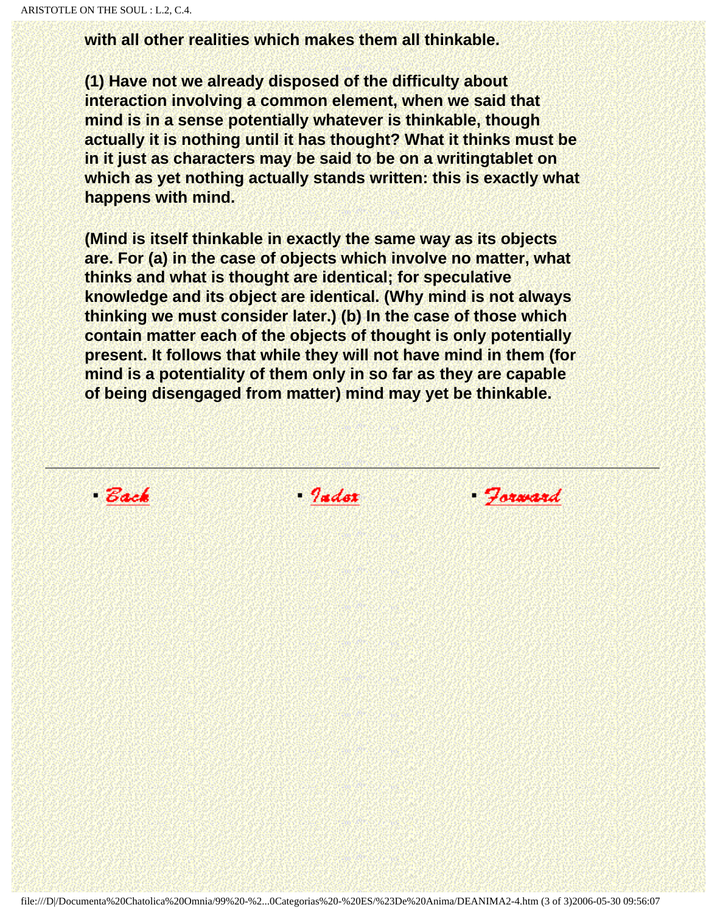**with all other realities which makes them all thinkable.**

**(1) Have not we already disposed of the difficulty about interaction involving a common element, when we said that mind is in a sense potentially whatever is thinkable, though actually it is nothing until it has thought? What it thinks must be in it just as characters may be said to be on a writingtablet on which as yet nothing actually stands written: this is exactly what happens with mind.**

**(Mind is itself thinkable in exactly the same way as its objects are. For (a) in the case of objects which involve no matter, what thinks and what is thought are identical; for speculative knowledge and its object are identical. (Why mind is not always thinking we must consider later.) (b) In the case of those which contain matter each of the objects of thought is only potentially present. It follows that while they will not have mind in them (for mind is a potentiality of them only in so far as they are capable of being disengaged from matter) mind may yet be thinkable.**

---

- Back
- Index
- Forward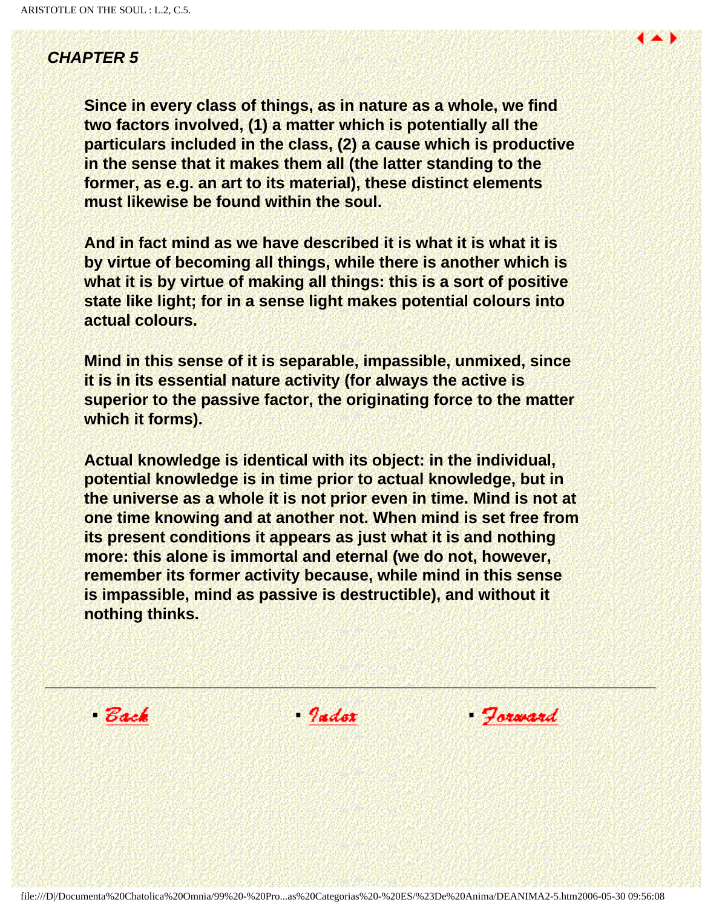## *CHAPTER 5*

**Since in every class of things, as in nature as a whole, we find two factors involved, (1) a matter which is potentially all the particulars included in the class, (2) a cause which is productive in the sense that it makes them all (the latter standing to the former, as e.g. an art to its material), these distinct elements must likewise be found within the soul.**

**And in fact mind as we have described it is what it is what it is by virtue of becoming all things, while there is another which is what it is by virtue of making all things: this is a sort of positive state like light; for in a sense light makes potential colours into actual colours.**

**Mind in this sense of it is separable, impassible, unmixed, since it is in its essential nature activity (for always the active is superior to the passive factor, the originating force to the matter which it forms).**

**Actual knowledge is identical with its object: in the individual, potential knowledge is in time prior to actual knowledge, but in the universe as a whole it is not prior even in time. Mind is not at one time knowing and at another not. When mind is set free from its present conditions it appears as just what it is and nothing more: this alone is immortal and eternal (we do not, however, remember its former activity because, while mind in this sense is impassible, mind as passive is destructible), and without it nothing thinks.**

---

- *Back*
- *Index*
- *Forward*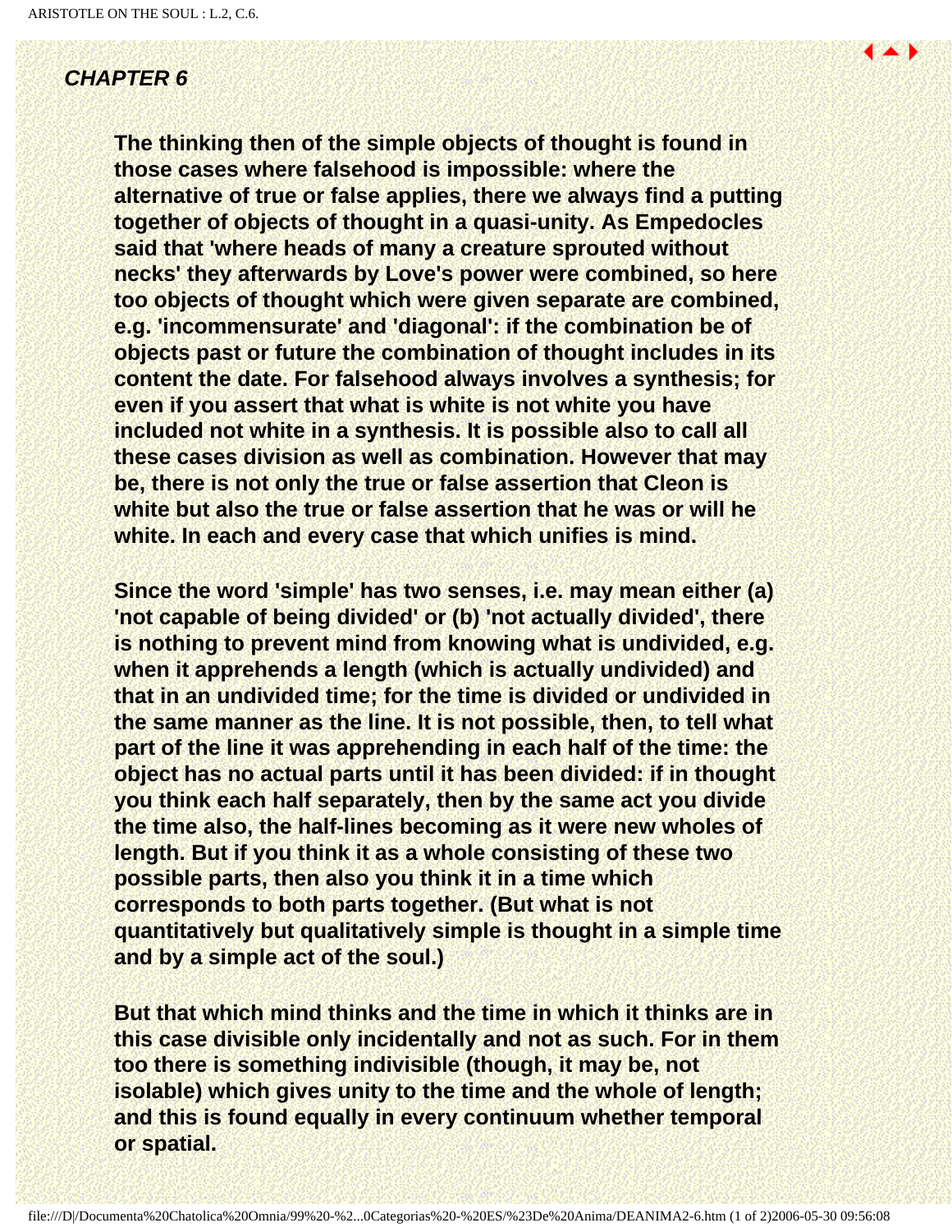***CHAPTER 6***

**The thinking then of the simple objects of thought is found in those cases where falsehood is impossible: where the alternative of true or false applies, there we always find a putting together of objects of thought in a quasi-unity. As Empedocles said that 'where heads of many a creature sprouted without necks' they afterwards by Love's power were combined, so here too objects of thought which were given separate are combined, e.g. 'incommensurate' and 'diagonal': if the combination be of objects past or future the combination of thought includes in its content the date. For falsehood always involves a synthesis; for even if you assert that what is white is not white you have included not white in a synthesis. It is possible also to call all these cases division as well as combination. However that may be, there is not only the true or false assertion that Cleon is white but also the true or false assertion that he was or will he white. In each and every case that which unifies is mind.**

**Since the word 'simple' has two senses, i.e. may mean either (a) 'not capable of being divided' or (b) 'not actually divided', there is nothing to prevent mind from knowing what is undivided, e.g. when it apprehends a length (which is actually undivided) and that in an undivided time; for the time is divided or undivided in the same manner as the line. It is not possible, then, to tell what part of the line it was apprehending in each half of the time: the object has no actual parts until it has been divided: if in thought you think each half separately, then by the same act you divide the time also, the half-lines becoming as it were new wholes of length. But if you think it as a whole consisting of these two possible parts, then also you think it in a time which corresponds to both parts together. (But what is not quantitatively but qualitatively simple is thought in a simple time and by a simple act of the soul.)**

**But that which mind thinks and the time in which it thinks are in this case divisible only incidentally and not as such. For in them too there is something indivisible (though, it may be, not isolable) which gives unity to the time and the whole of length; and this is found equally in every continuum whether temporal or spatial.**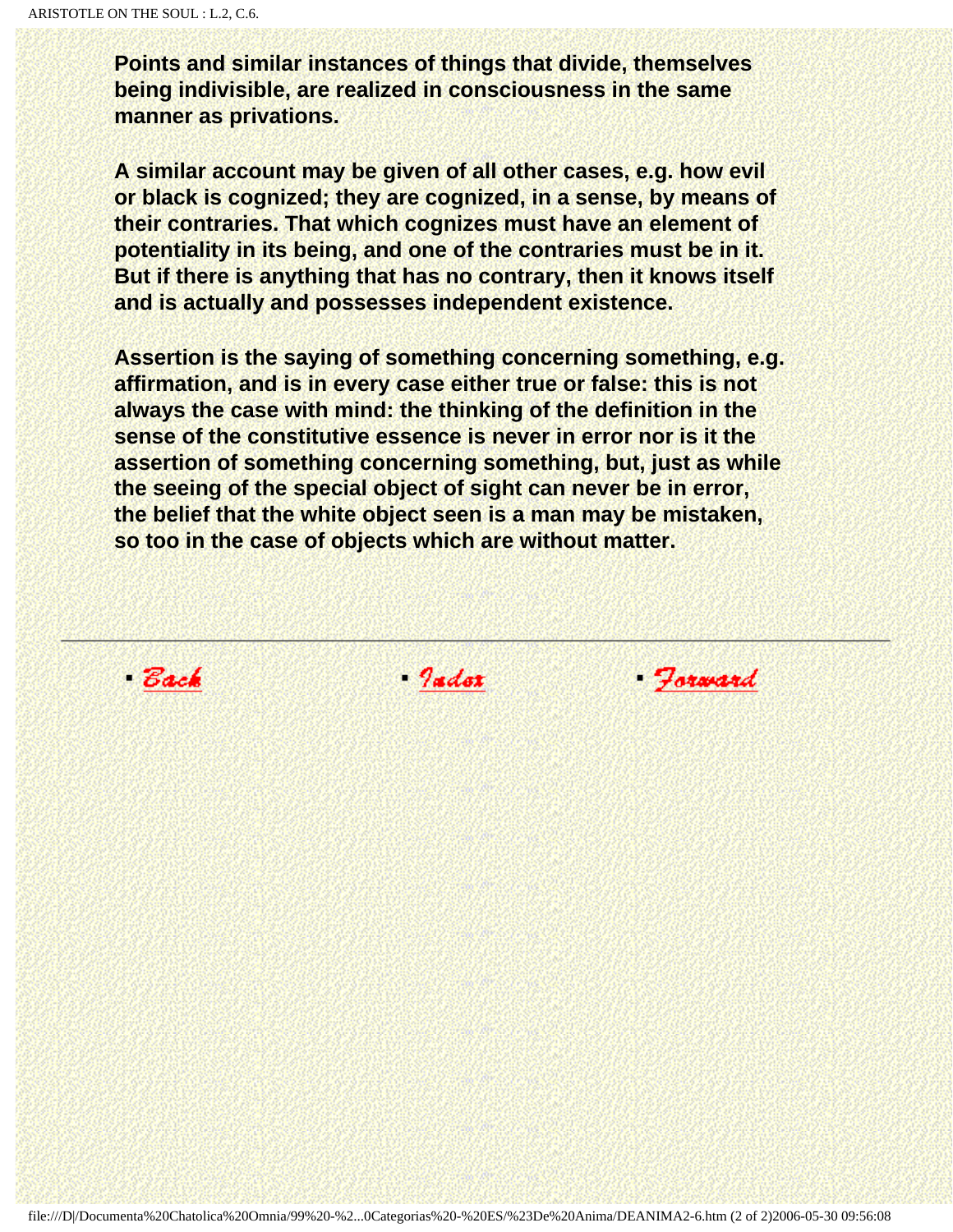**Points and similar instances of things that divide, themselves being indivisible, are realized in consciousness in the same manner as privations.**

**A similar account may be given of all other cases, e.g. how evil or black is cognized; they are cognized, in a sense, by means of their contraries. That which cognizes must have an element of potentiality in its being, and one of the contraries must be in it. But if there is anything that has no contrary, then it knows itself and is actually and possesses independent existence.**

**Assertion is the saying of something concerning something, e.g. affirmation, and is in every case either true or false: this is not always the case with mind: the thinking of the definition in the sense of the constitutive essence is never in error nor is it the assertion of something concerning something, but, just as while the seeing of the special object of sight can never be in error, the belief that the white object seen is a man may be mistaken, so too in the case of objects which are without matter.**

---

- Back
- Index
- Forward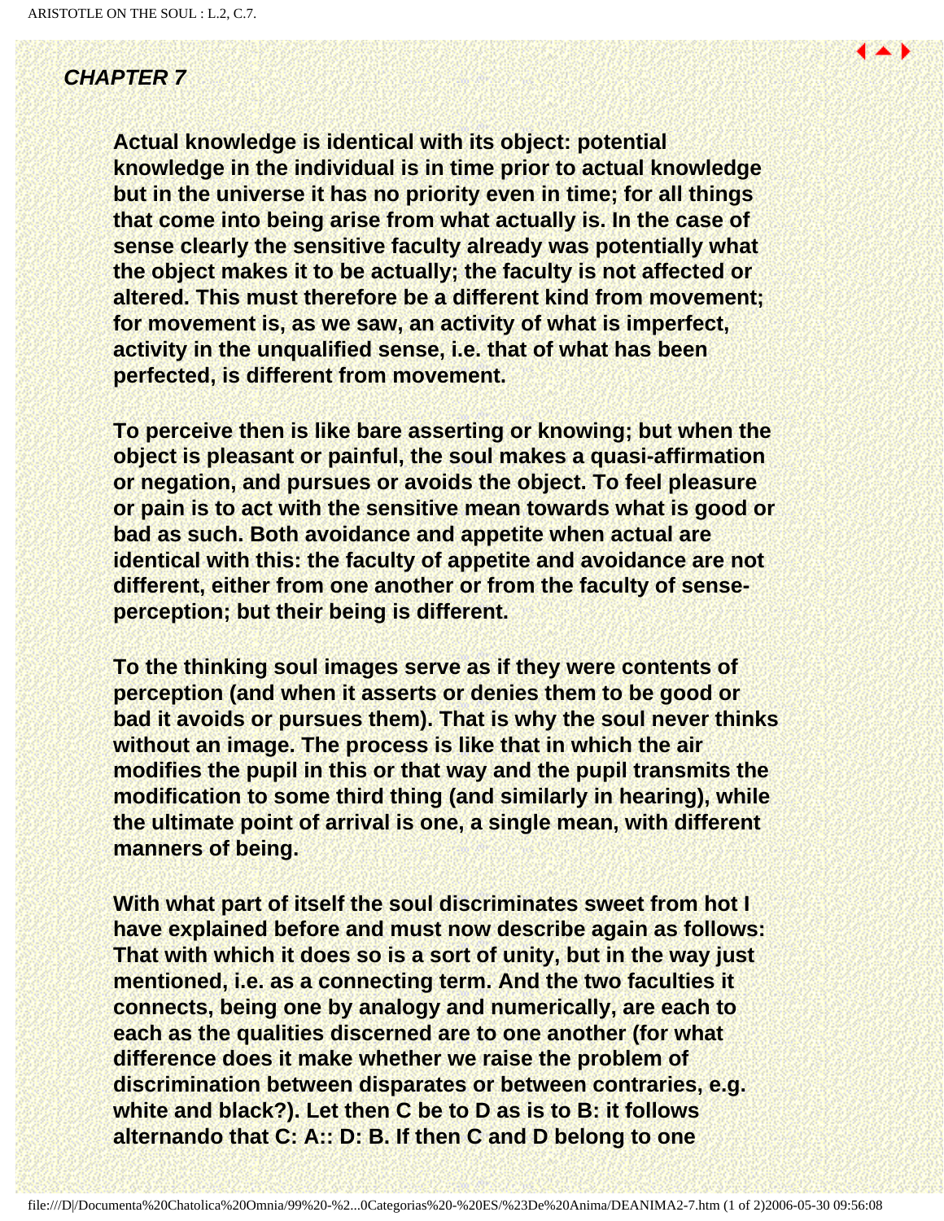***CHAPTER 7***

**Actual knowledge is identical with its object: potential knowledge in the individual is in time prior to actual knowledge but in the universe it has no priority even in time; for all things that come into being arise from what actually is. In the case of sense clearly the sensitive faculty already was potentially what the object makes it to be actually; the faculty is not affected or altered. This must therefore be a different kind from movement; for movement is, as we saw, an activity of what is imperfect, activity in the unqualified sense, i.e. that of what has been perfected, is different from movement.**

**To perceive then is like bare asserting or knowing; but when the object is pleasant or painful, the soul makes a quasi-affirmation or negation, and pursues or avoids the object. To feel pleasure or pain is to act with the sensitive mean towards what is good or bad as such. Both avoidance and appetite when actual are identical with this: the faculty of appetite and avoidance are not different, either from one another or from the faculty of sense-perception; but their being is different.**

**To the thinking soul images serve as if they were contents of perception (and when it asserts or denies them to be good or bad it avoids or pursues them). That is why the soul never thinks without an image. The process is like that in which the air modifies the pupil in this or that way and the pupil transmits the modification to some third thing (and similarly in hearing), while the ultimate point of arrival is one, a single mean, with different manners of being.**

**With what part of itself the soul discriminates sweet from hot I have explained before and must now describe again as follows: That with which it does so is a sort of unity, but in the way just mentioned, i.e. as a connecting term. And the two faculties it connects, being one by analogy and numerically, are each to each as the qualities discerned are to one another (for what difference does it make whether we raise the problem of discrimination between disparates or between contraries, e.g. white and black?). Let then C be to D as is to B: it follows alternando that C: A:: D: B. If then C and D belong to one**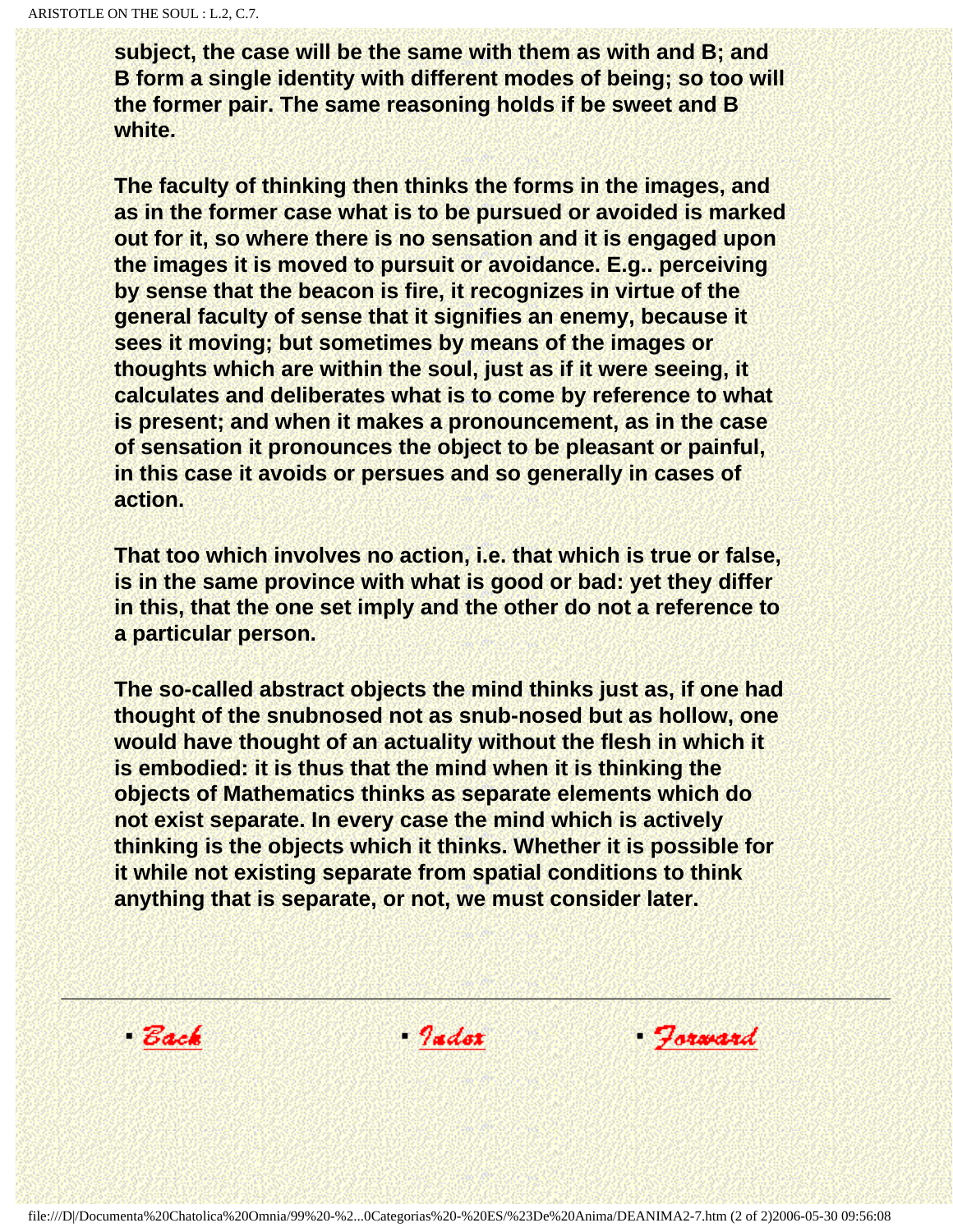**subject, the case will be the same with them as with and B; and B form a single identity with different modes of being; so too will the former pair. The same reasoning holds if be sweet and B white.**

**The faculty of thinking then thinks the forms in the images, and as in the former case what is to be pursued or avoided is marked out for it, so where there is no sensation and it is engaged upon the images it is moved to pursuit or avoidance. E.g.. perceiving by sense that the beacon is fire, it recognizes in virtue of the general faculty of sense that it signifies an enemy, because it sees it moving; but sometimes by means of the images or thoughts which are within the soul, just as if it were seeing, it calculates and deliberates what is to come by reference to what is present; and when it makes a pronouncement, as in the case of sensation it pronounces the object to be pleasant or painful, in this case it avoids or persues and so generally in cases of action.**

**That too which involves no action, i.e. that which is true or false, is in the same province with what is good or bad: yet they differ in this, that the one set imply and the other do not a reference to a particular person.**

**The so-called abstract objects the mind thinks just as, if one had thought of the snubnosed not as snub-nosed but as hollow, one would have thought of an actuality without the flesh in which it is embodied: it is thus that the mind when it is thinking the objects of Mathematics thinks as separate elements which do not exist separate. In every case the mind which is actively thinking is the objects which it thinks. Whether it is possible for it while not existing separate from spatial conditions to think anything that is separate, or not, we must consider later.**

---

- Back
- Index
- Forward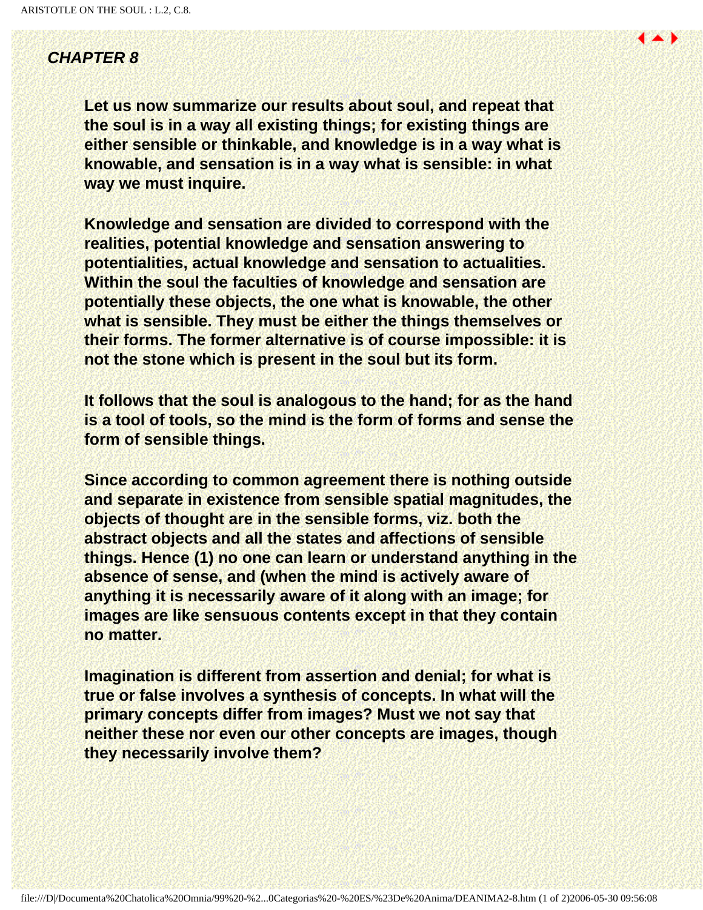## CHAPTER 8

Let us now summarize our results about soul, and repeat that the soul is in a way all existing things; for existing things are either sensible or thinkable, and knowledge is in a way what is knowable, and sensation is in a way what is sensible: in what way we must inquire.

Knowledge and sensation are divided to correspond with the realities, potential knowledge and sensation answering to potentialities, actual knowledge and sensation to actualities. Within the soul the faculties of knowledge and sensation are potentially these objects, the one what is knowable, the other what is sensible. They must be either the things themselves or their forms. The former alternative is of course impossible: it is not the stone which is present in the soul but its form.

It follows that the soul is analogous to the hand; for as the hand is a tool of tools, so the mind is the form of forms and sense the form of sensible things.

Since according to common agreement there is nothing outside and separate in existence from sensible spatial magnitudes, the objects of thought are in the sensible forms, viz. both the abstract objects and all the states and affections of sensible things. Hence (1) no one can learn or understand anything in the absence of sense, and (when the mind is actively aware of anything it is necessarily aware of it along with an image; for images are like sensuous contents except in that they contain no matter.

Imagination is different from assertion and denial; for what is true or false involves a synthesis of concepts. In what will the primary concepts differ from images? Must we not say that neither these nor even our other concepts are images, though they necessarily involve them?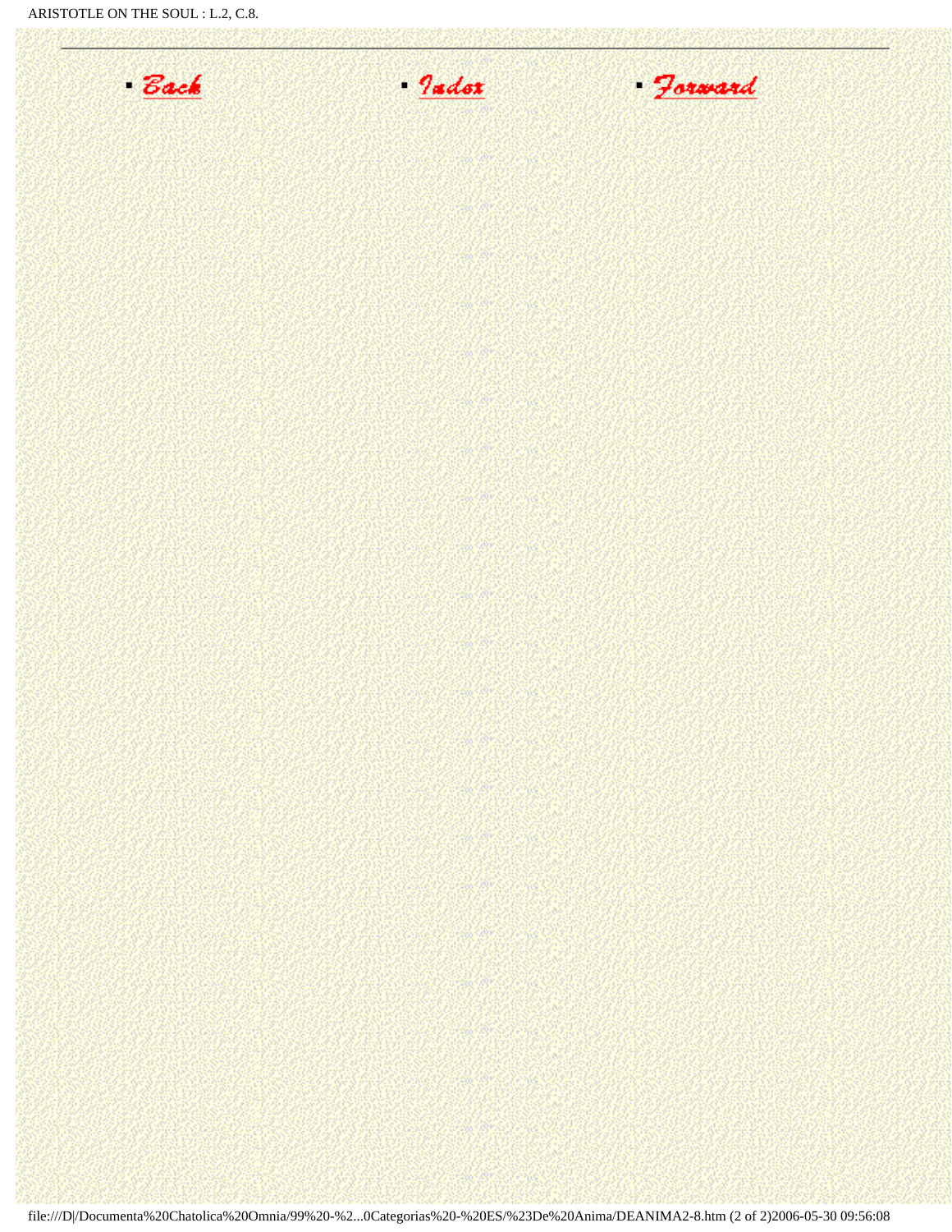- Back
- Index
- Forward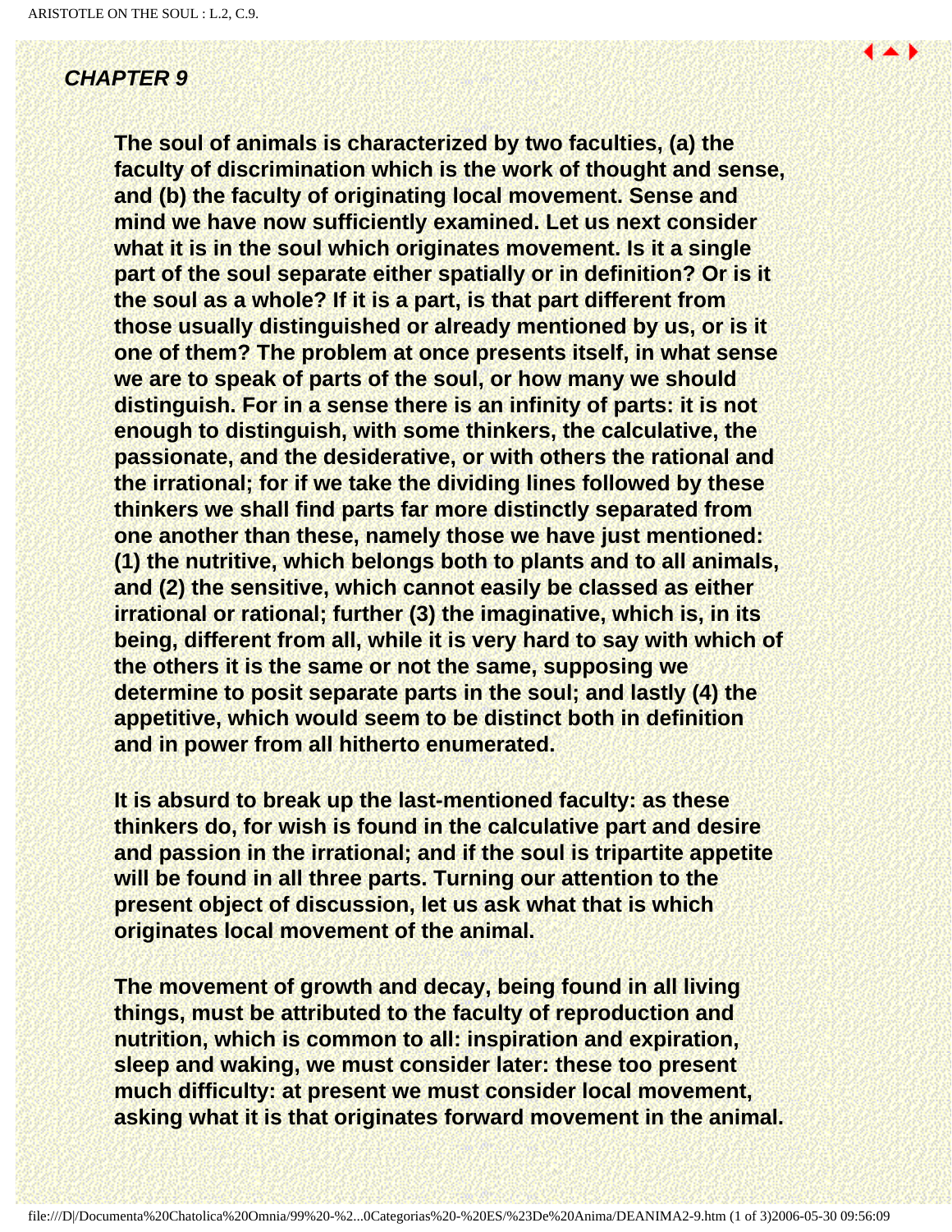### *CHAPTER 9*

**The soul of animals is characterized by two faculties, (a) the faculty of discrimination which is the work of thought and sense, and (b) the faculty of originating local movement. Sense and mind we have now sufficiently examined. Let us next consider what it is in the soul which originates movement. Is it a single part of the soul separate either spatially or in definition? Or is it the soul as a whole? If it is a part, is that part different from those usually distinguished or already mentioned by us, or is it one of them? The problem at once presents itself, in what sense we are to speak of parts of the soul, or how many we should distinguish. For in a sense there is an infinity of parts: it is not enough to distinguish, with some thinkers, the calculative, the passionate, and the desiderative, or with others the rational and the irrational; for if we take the dividing lines followed by these thinkers we shall find parts far more distinctly separated from one another than these, namely those we have just mentioned: (1) the nutritive, which belongs both to plants and to all animals, and (2) the sensitive, which cannot easily be classed as either irrational or rational; further (3) the imaginative, which is, in its being, different from all, while it is very hard to say with which of the others it is the same or not the same, supposing we determine to posit separate parts in the soul; and lastly (4) the appetitive, which would seem to be distinct both in definition and in power from all hitherto enumerated.**

**It is absurd to break up the last-mentioned faculty: as these thinkers do, for wish is found in the calculative part and desire and passion in the irrational; and if the soul is tripartite appetite will be found in all three parts. Turning our attention to the present object of discussion, let us ask what that is which originates local movement of the animal.**

**The movement of growth and decay, being found in all living things, must be attributed to the faculty of reproduction and nutrition, which is common to all: inspiration and expiration, sleep and waking, we must consider later: these too present much difficulty: at present we must consider local movement, asking what it is that originates forward movement in the animal.**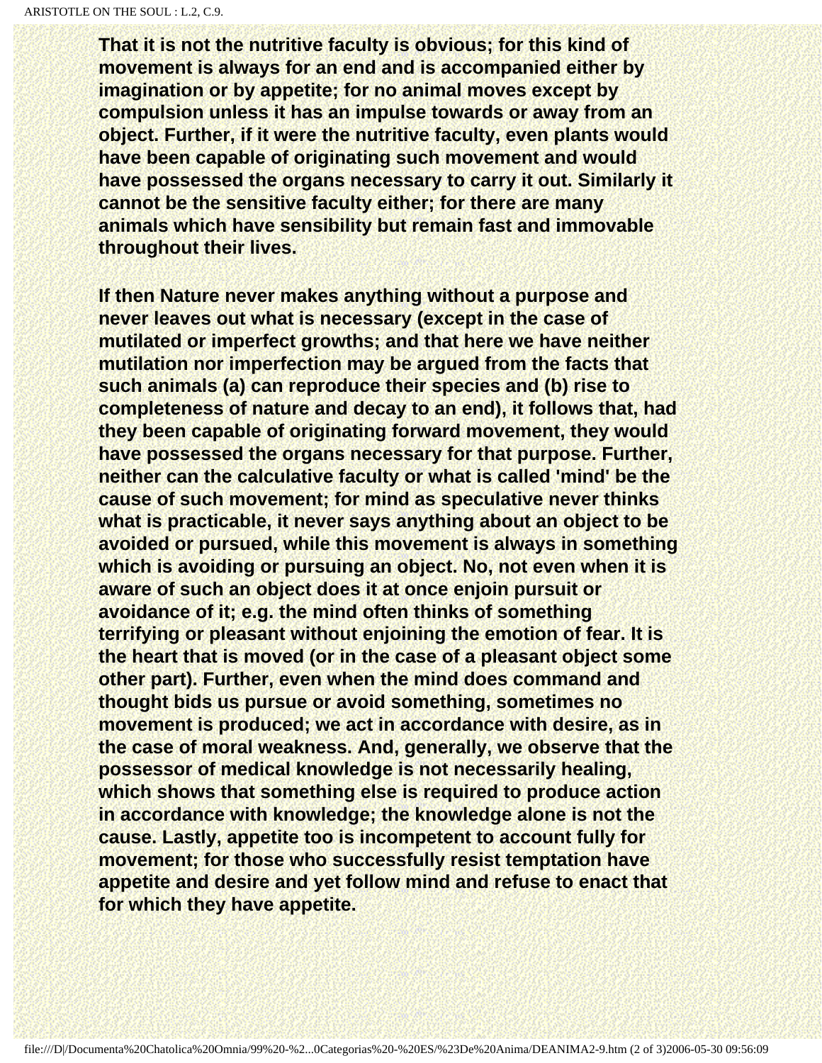**That it is not the nutritive faculty is obvious; for this kind of movement is always for an end and is accompanied either by imagination or by appetite; for no animal moves except by compulsion unless it has an impulse towards or away from an object. Further, if it were the nutritive faculty, even plants would have been capable of originating such movement and would have possessed the organs necessary to carry it out. Similarly it cannot be the sensitive faculty either; for there are many animals which have sensibility but remain fast and immovable throughout their lives.**

**If then Nature never makes anything without a purpose and never leaves out what is necessary (except in the case of mutilated or imperfect growths; and that here we have neither mutilation nor imperfection may be argued from the facts that such animals (a) can reproduce their species and (b) rise to completeness of nature and decay to an end), it follows that, had they been capable of originating forward movement, they would have possessed the organs necessary for that purpose. Further, neither can the calculative faculty or what is called 'mind' be the cause of such movement; for mind as speculative never thinks what is practicable, it never says anything about an object to be avoided or pursued, while this movement is always in something which is avoiding or pursuing an object. No, not even when it is aware of such an object does it at once enjoin pursuit or avoidance of it; e.g. the mind often thinks of something terrifying or pleasant without enjoining the emotion of fear. It is the heart that is moved (or in the case of a pleasant object some other part). Further, even when the mind does command and thought bids us pursue or avoid something, sometimes no movement is produced; we act in accordance with desire, as in the case of moral weakness. And, generally, we observe that the possessor of medical knowledge is not necessarily healing, which shows that something else is required to produce action in accordance with knowledge; the knowledge alone is not the cause. Lastly, appetite too is incompetent to account fully for movement; for those who successfully resist temptation have appetite and desire and yet follow mind and refuse to enact that for which they have appetite.**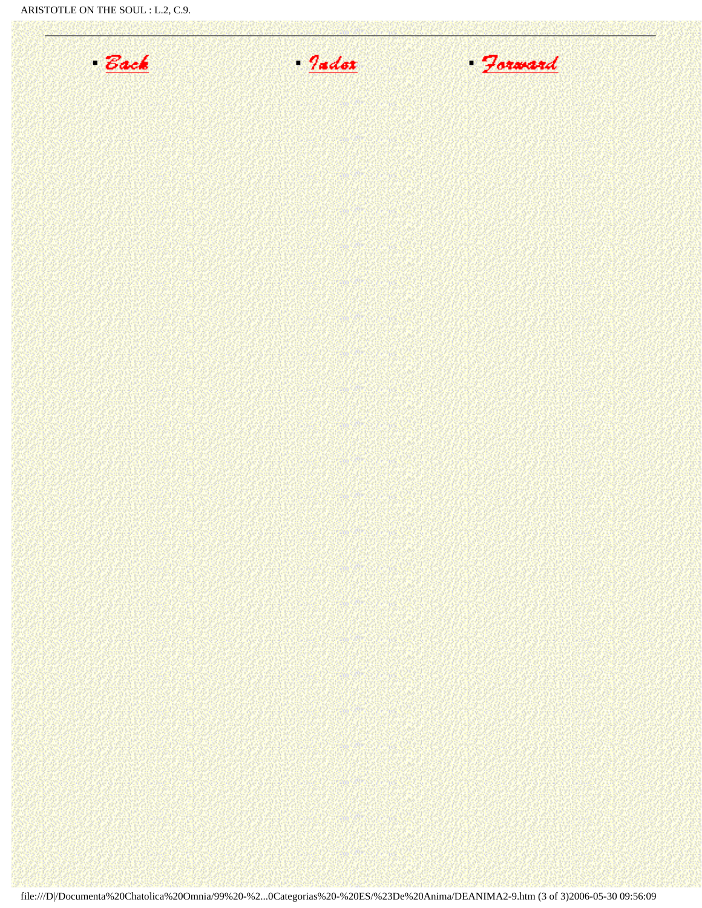- Back
- Index
- Forward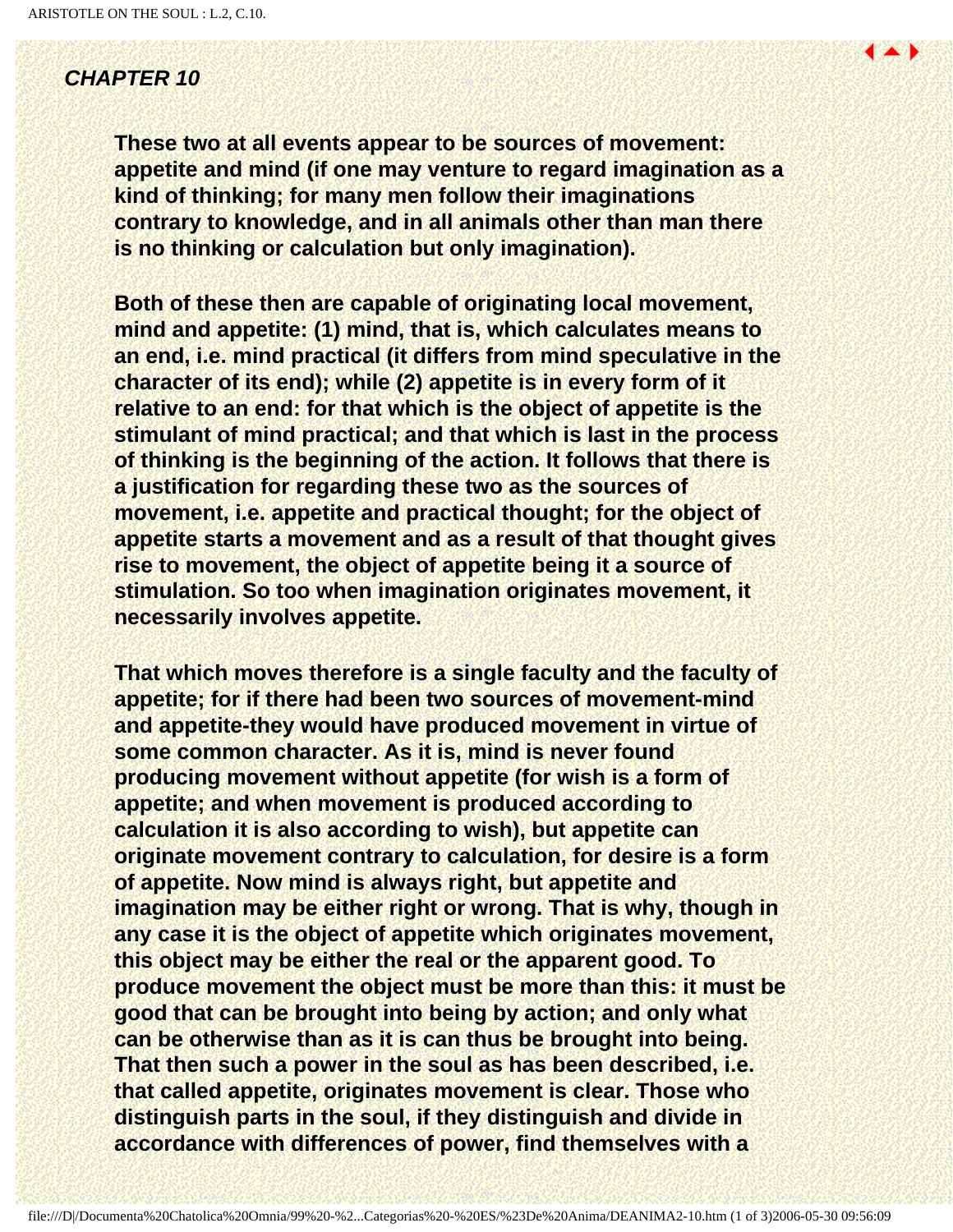***CHAPTER 10***

**These two at all events appear to be sources of movement: appetite and mind (if one may venture to regard imagination as a kind of thinking; for many men follow their imaginations contrary to knowledge, and in all animals other than man there is no thinking or calculation but only imagination).**

**Both of these then are capable of originating local movement, mind and appetite: (1) mind, that is, which calculates means to an end, i.e. mind practical (it differs from mind speculative in the character of its end); while (2) appetite is in every form of it relative to an end: for that which is the object of appetite is the stimulant of mind practical; and that which is last in the process of thinking is the beginning of the action. It follows that there is a justification for regarding these two as the sources of movement, i.e. appetite and practical thought; for the object of appetite starts a movement and as a result of that thought gives rise to movement, the object of appetite being it a source of stimulation. So too when imagination originates movement, it necessarily involves appetite.**

**That which moves therefore is a single faculty and the faculty of appetite; for if there had been two sources of movement-mind and appetite-they would have produced movement in virtue of some common character. As it is, mind is never found producing movement without appetite (for wish is a form of appetite; and when movement is produced according to calculation it is also according to wish), but appetite can originate movement contrary to calculation, for desire is a form of appetite. Now mind is always right, but appetite and imagination may be either right or wrong. That is why, though in any case it is the object of appetite which originates movement, this object may be either the real or the apparent good. To produce movement the object must be more than this: it must be good that can be brought into being by action; and only what can be otherwise than as it is can thus be brought into being. That then such a power in the soul as has been described, i.e. that called appetite, originates movement is clear. Those who distinguish parts in the soul, if they distinguish and divide in accordance with differences of power, find themselves with a**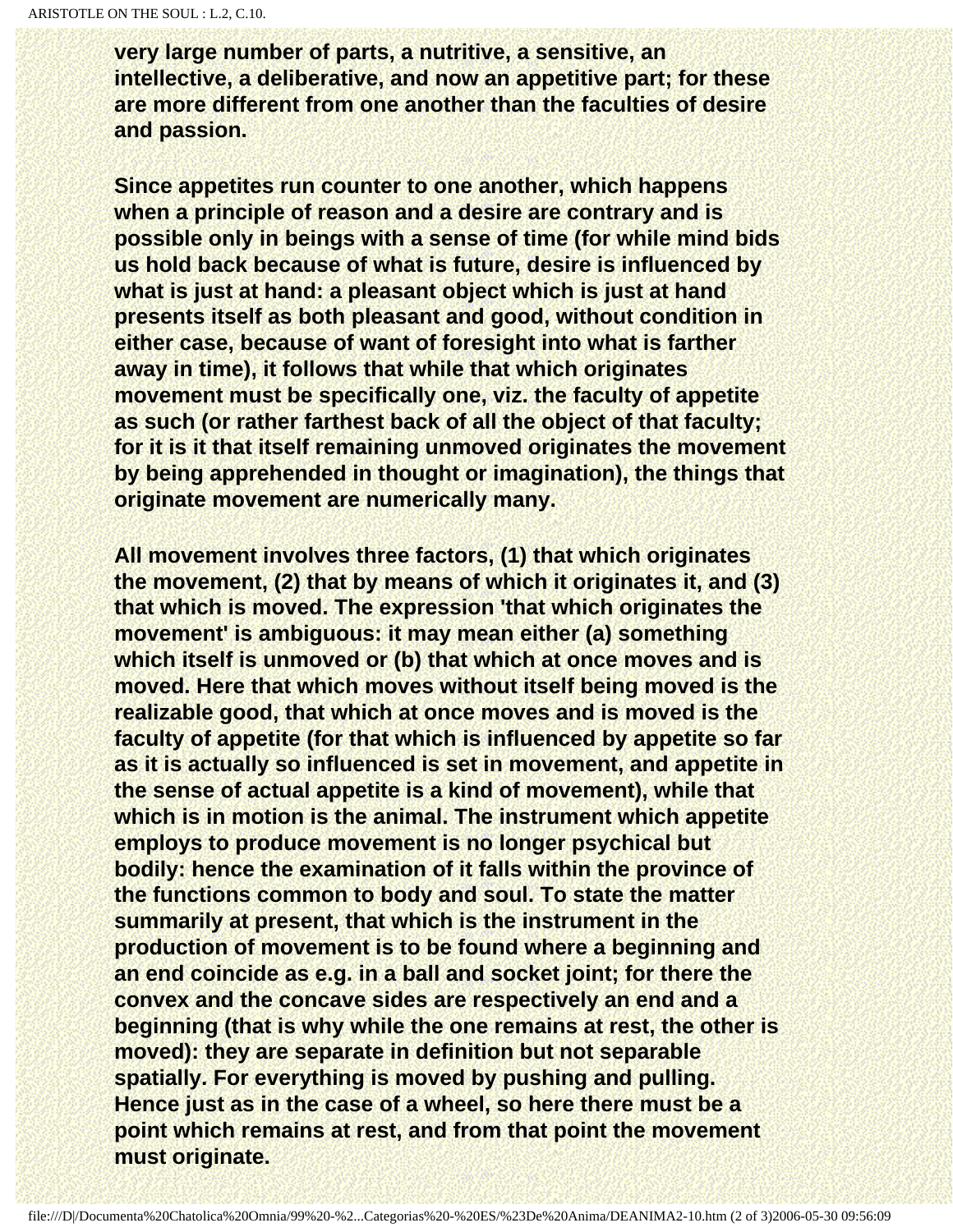**very large number of parts, a nutritive, a sensitive, an intellective, a deliberative, and now an appetitive part; for these are more different from one another than the faculties of desire and passion.**

**Since appetites run counter to one another, which happens when a principle of reason and a desire are contrary and is possible only in beings with a sense of time (for while mind bids us hold back because of what is future, desire is influenced by what is just at hand: a pleasant object which is just at hand presents itself as both pleasant and good, without condition in either case, because of want of foresight into what is farther away in time), it follows that while that which originates movement must be specifically one, viz. the faculty of appetite as such (or rather farthest back of all the object of that faculty; for it is it that itself remaining unmoved originates the movement by being apprehended in thought or imagination), the things that originate movement are numerically many.**

**All movement involves three factors, (1) that which originates the movement, (2) that by means of which it originates it, and (3) that which is moved. The expression 'that which originates the movement' is ambiguous: it may mean either (a) something which itself is unmoved or (b) that which at once moves and is moved. Here that which moves without itself being moved is the realizable good, that which at once moves and is moved is the faculty of appetite (for that which is influenced by appetite so far as it is actually so influenced is set in movement, and appetite in the sense of actual appetite is a kind of movement), while that which is in motion is the animal. The instrument which appetite employs to produce movement is no longer psychical but bodily: hence the examination of it falls within the province of the functions common to body and soul. To state the matter summarily at present, that which is the instrument in the production of movement is to be found where a beginning and an end coincide as e.g. in a ball and socket joint; for there the convex and the concave sides are respectively an end and a beginning (that is why while the one remains at rest, the other is moved): they are separate in definition but not separable spatially. For everything is moved by pushing and pulling. Hence just as in the case of a wheel, so here there must be a point which remains at rest, and from that point the movement must originate.**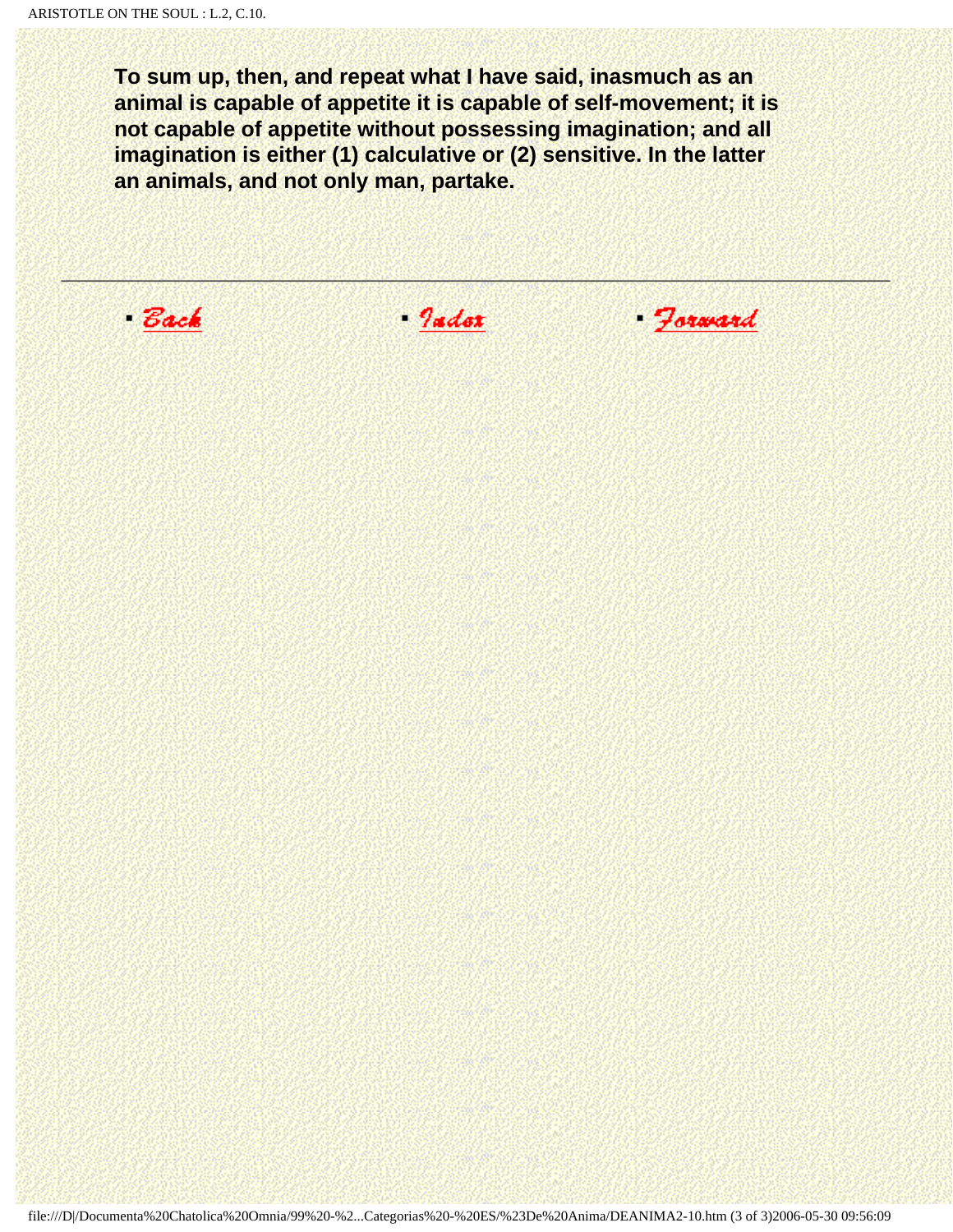**To sum up, then, and repeat what I have said, inasmuch as an animal is capable of appetite it is capable of self-movement; it is not capable of appetite without possessing imagination; and all imagination is either (1) calculative or (2) sensitive. In the latter an animals, and not only man, partake.**

---

- Back
- Index
- Forward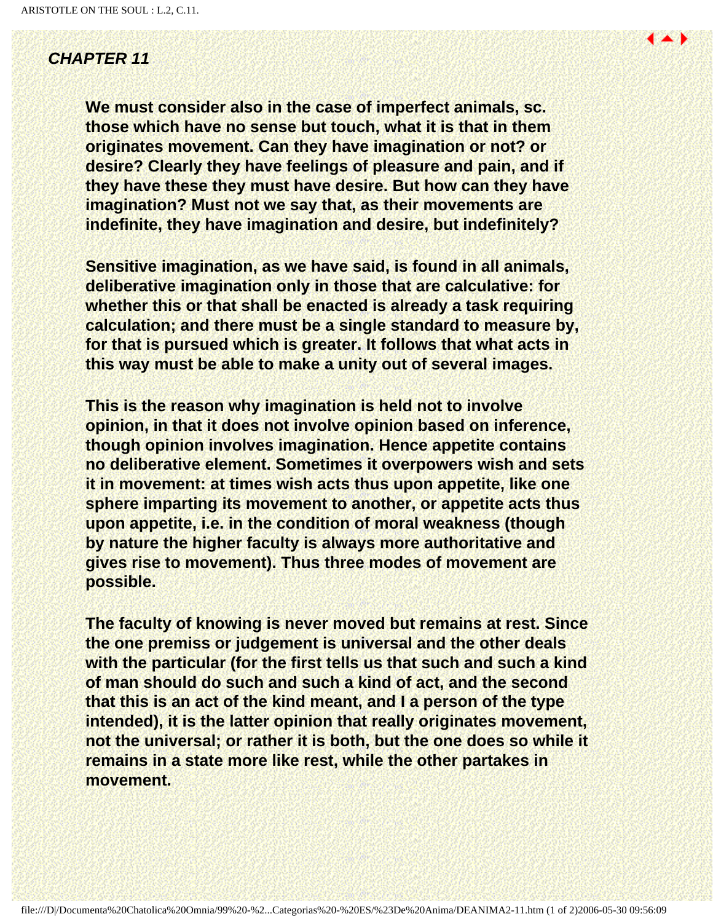## *CHAPTER 11*

**We must consider also in the case of imperfect animals, sc. those which have no sense but touch, what it is that in them originates movement. Can they have imagination or not? or desire? Clearly they have feelings of pleasure and pain, and if they have these they must have desire. But how can they have imagination? Must not we say that, as their movements are indefinite, they have imagination and desire, but indefinitely?**

**Sensitive imagination, as we have said, is found in all animals, deliberative imagination only in those that are calculative: for whether this or that shall be enacted is already a task requiring calculation; and there must be a single standard to measure by, for that is pursued which is greater. It follows that what acts in this way must be able to make a unity out of several images.**

**This is the reason why imagination is held not to involve opinion, in that it does not involve opinion based on inference, though opinion involves imagination. Hence appetite contains no deliberative element. Sometimes it overpowers wish and sets it in movement: at times wish acts thus upon appetite, like one sphere imparting its movement to another, or appetite acts thus upon appetite, i.e. in the condition of moral weakness (though by nature the higher faculty is always more authoritative and gives rise to movement). Thus three modes of movement are possible.**

**The faculty of knowing is never moved but remains at rest. Since the one premiss or judgement is universal and the other deals with the particular (for the first tells us that such and such a kind of man should do such and such a kind of act, and the second that this is an act of the kind meant, and I a person of the type intended), it is the latter opinion that really originates movement, not the universal; or rather it is both, but the one does so while it remains in a state more like rest, while the other partakes in movement.**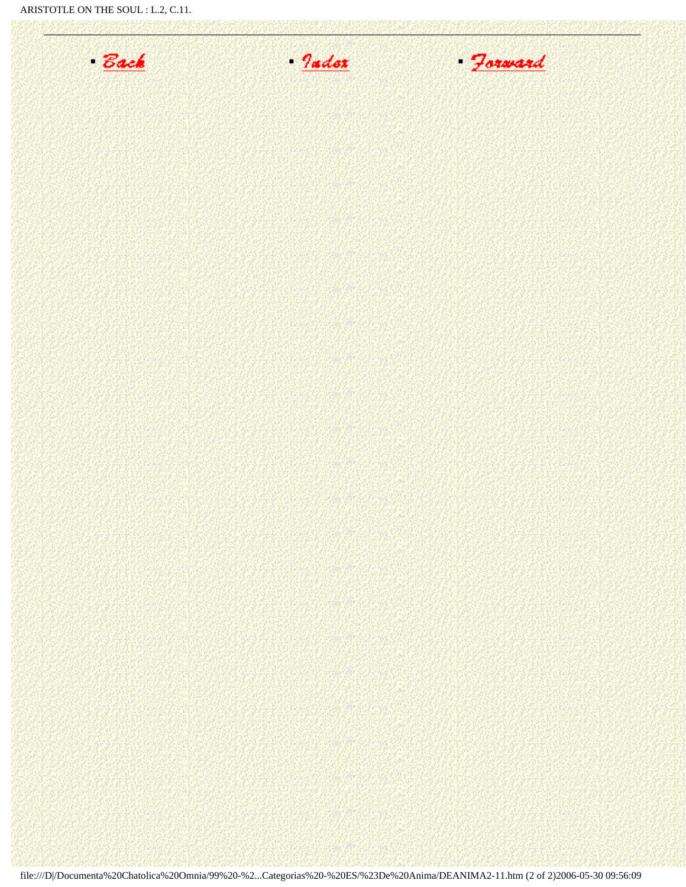- Back
- Index
- Forward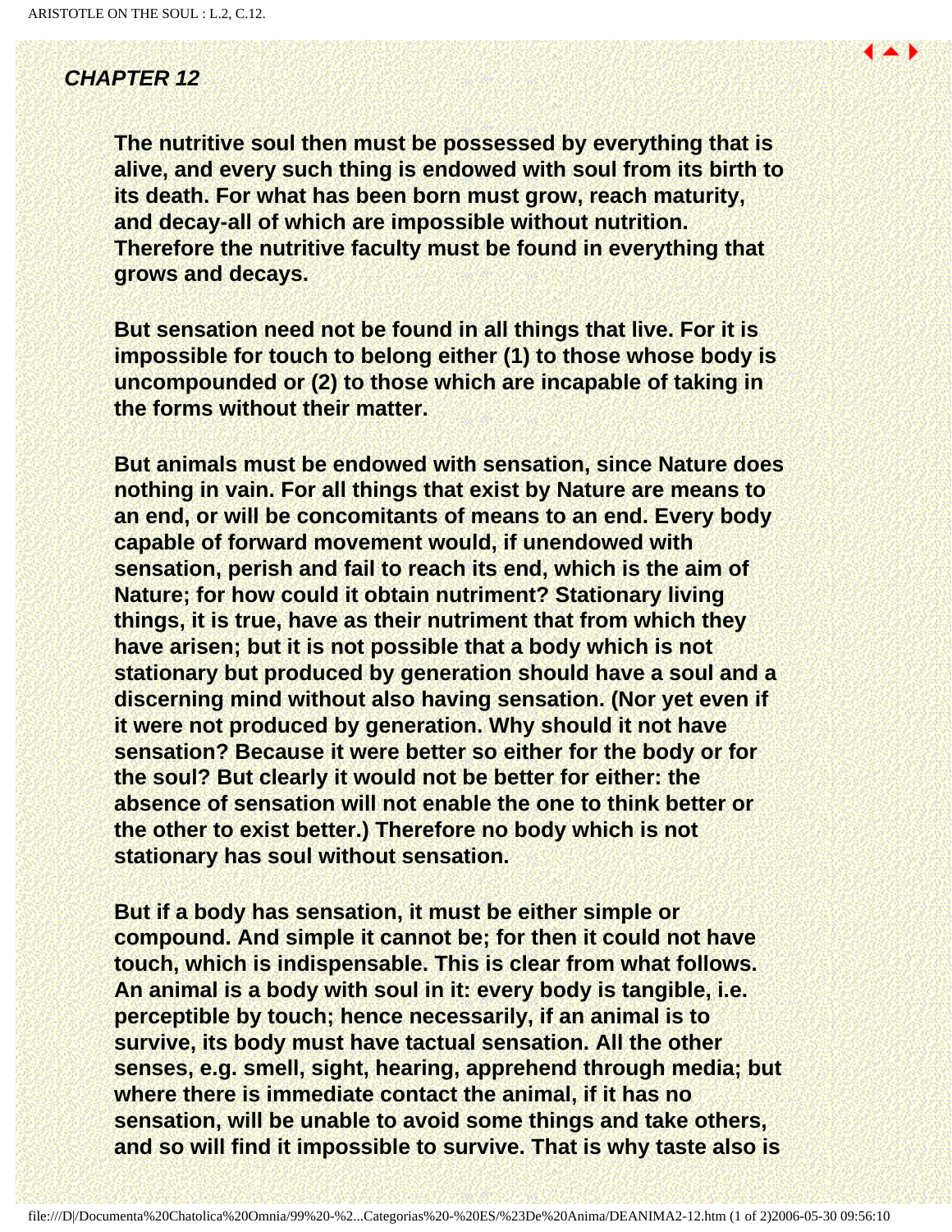## *CHAPTER 12*

**The nutritive soul then must be possessed by everything that is alive, and every such thing is endowed with soul from its birth to its death. For what has been born must grow, reach maturity, and decay-all of which are impossible without nutrition. Therefore the nutritive faculty must be found in everything that grows and decays.**

**But sensation need not be found in all things that live. For it is impossible for touch to belong either (1) to those whose body is uncompounded or (2) to those which are incapable of taking in the forms without their matter.**

**But animals must be endowed with sensation, since Nature does nothing in vain. For all things that exist by Nature are means to an end, or will be concomitants of means to an end. Every body capable of forward movement would, if unendowed with sensation, perish and fail to reach its end, which is the aim of Nature; for how could it obtain nutriment? Stationary living things, it is true, have as their nutriment that from which they have arisen; but it is not possible that a body which is not stationary but produced by generation should have a soul and a discerning mind without also having sensation. (Nor yet even if it were not produced by generation. Why should it not have sensation? Because it were better so either for the body or for the soul? But clearly it would not be better for either: the absence of sensation will not enable the one to think better or the other to exist better.) Therefore no body which is not stationary has soul without sensation.**

**But if a body has sensation, it must be either simple or compound. And simple it cannot be; for then it could not have touch, which is indispensable. This is clear from what follows. An animal is a body with soul in it: every body is tangible, i.e. perceptible by touch; hence necessarily, if an animal is to survive, its body must have tactual sensation. All the other senses, e.g. smell, sight, hearing, apprehend through media; but where there is immediate contact the animal, if it has no sensation, will be unable to avoid some things and take others, and so will find it impossible to survive. That is why taste also is**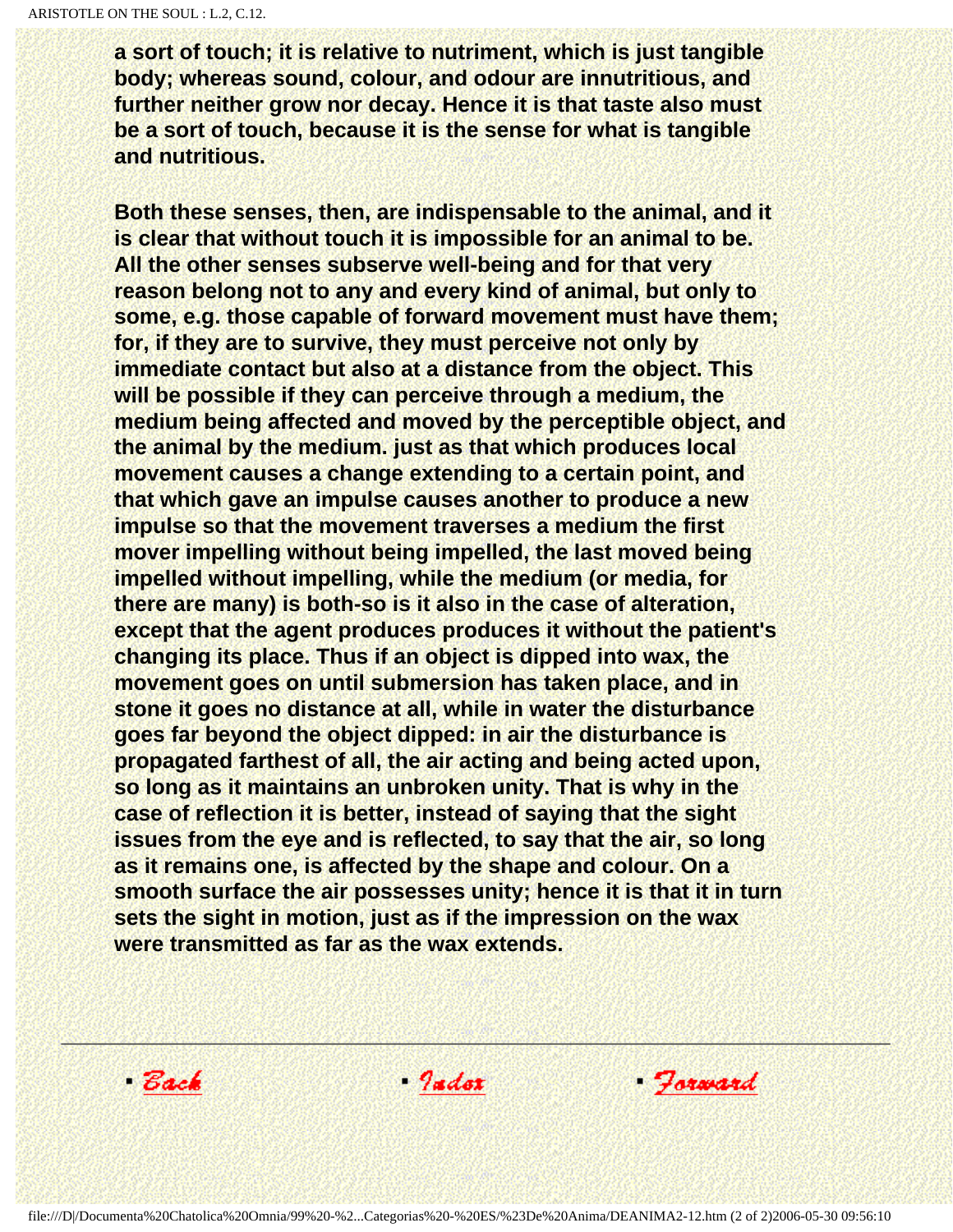**a sort of touch; it is relative to nutriment, which is just tangible body; whereas sound, colour, and odour are innutritious, and further neither grow nor decay. Hence it is that taste also must be a sort of touch, because it is the sense for what is tangible and nutritious.**

**Both these senses, then, are indispensable to the animal, and it is clear that without touch it is impossible for an animal to be. All the other senses subserve well-being and for that very reason belong not to any and every kind of animal, but only to some, e.g. those capable of forward movement must have them; for, if they are to survive, they must perceive not only by immediate contact but also at a distance from the object. This will be possible if they can perceive through a medium, the medium being affected and moved by the perceptible object, and the animal by the medium. just as that which produces local movement causes a change extending to a certain point, and that which gave an impulse causes another to produce a new impulse so that the movement traverses a medium the first mover impelling without being impelled, the last moved being impelled without impelling, while the medium (or media, for there are many) is both-so is it also in the case of alteration, except that the agent produces produces it without the patient's changing its place. Thus if an object is dipped into wax, the movement goes on until submersion has taken place, and in stone it goes no distance at all, while in water the disturbance goes far beyond the object dipped: in air the disturbance is propagated farthest of all, the air acting and being acted upon, so long as it maintains an unbroken unity. That is why in the case of reflection it is better, instead of saying that the sight issues from the eye and is reflected, to say that the air, so long as it remains one, is affected by the shape and colour. On a smooth surface the air possesses unity; hence it is that it in turn sets the sight in motion, just as if the impression on the wax were transmitted as far as the wax extends.**

---

- Back
- Index
- Forward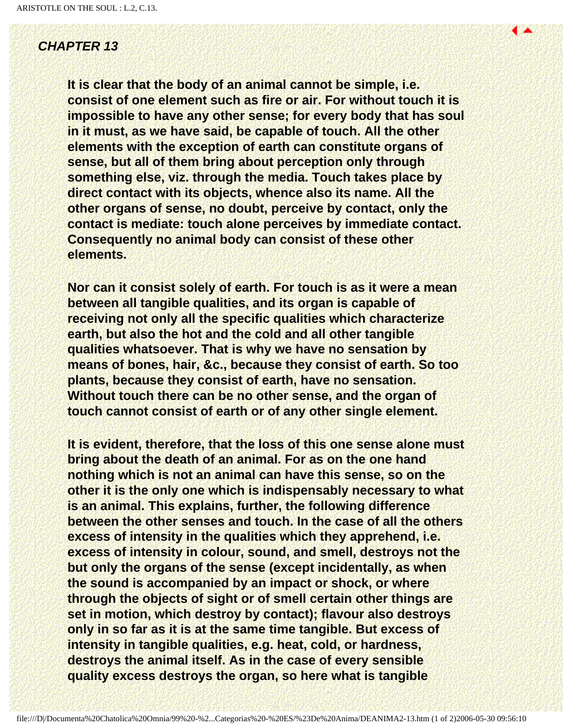***CHAPTER 13***

**It is clear that the body of an animal cannot be simple, i.e. consist of one element such as fire or air. For without touch it is impossible to have any other sense; for every body that has soul in it must, as we have said, be capable of touch. All the other elements with the exception of earth can constitute organs of sense, but all of them bring about perception only through something else, viz. through the media. Touch takes place by direct contact with its objects, whence also its name. All the other organs of sense, no doubt, perceive by contact, only the contact is mediate: touch alone perceives by immediate contact. Consequently no animal body can consist of these other elements.**

**Nor can it consist solely of earth. For touch is as it were a mean between all tangible qualities, and its organ is capable of receiving not only all the specific qualities which characterize earth, but also the hot and the cold and all other tangible qualities whatsoever. That is why we have no sensation by means of bones, hair, &c., because they consist of earth. So too plants, because they consist of earth, have no sensation. Without touch there can be no other sense, and the organ of touch cannot consist of earth or of any other single element.**

**It is evident, therefore, that the loss of this one sense alone must bring about the death of an animal. For as on the one hand nothing which is not an animal can have this sense, so on the other it is the only one which is indispensably necessary to what is an animal. This explains, further, the following difference between the other senses and touch. In the case of all the others excess of intensity in the qualities which they apprehend, i.e. excess of intensity in colour, sound, and smell, destroys not the but only the organs of the sense (except incidentally, as when the sound is accompanied by an impact or shock, or where through the objects of sight or of smell certain other things are set in motion, which destroy by contact); flavour also destroys only in so far as it is at the same time tangible. But excess of intensity in tangible qualities, e.g. heat, cold, or hardness, destroys the animal itself. As in the case of every sensible quality excess destroys the organ, so here what is tangible**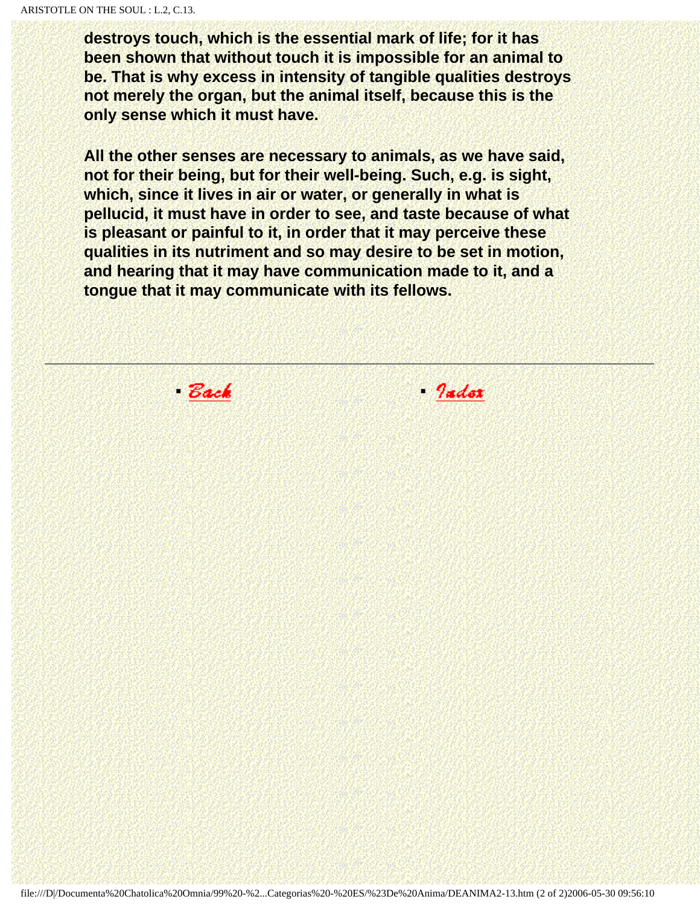**destroys touch, which is the essential mark of life; for it has been shown that without touch it is impossible for an animal to be. That is why excess in intensity of tangible qualities destroys not merely the organ, but the animal itself, because this is the only sense which it must have.**

**All the other senses are necessary to animals, as we have said, not for their being, but for their well-being. Such, e.g. is sight, which, since it lives in air or water, or generally in what is pellucid, it must have in order to see, and taste because of what is pleasant or painful to it, in order that it may perceive these qualities in its nutriment and so may desire to be set in motion, and hearing that it may have communication made to it, and a tongue that it may communicate with its fellows.**

---

- Back
- Index